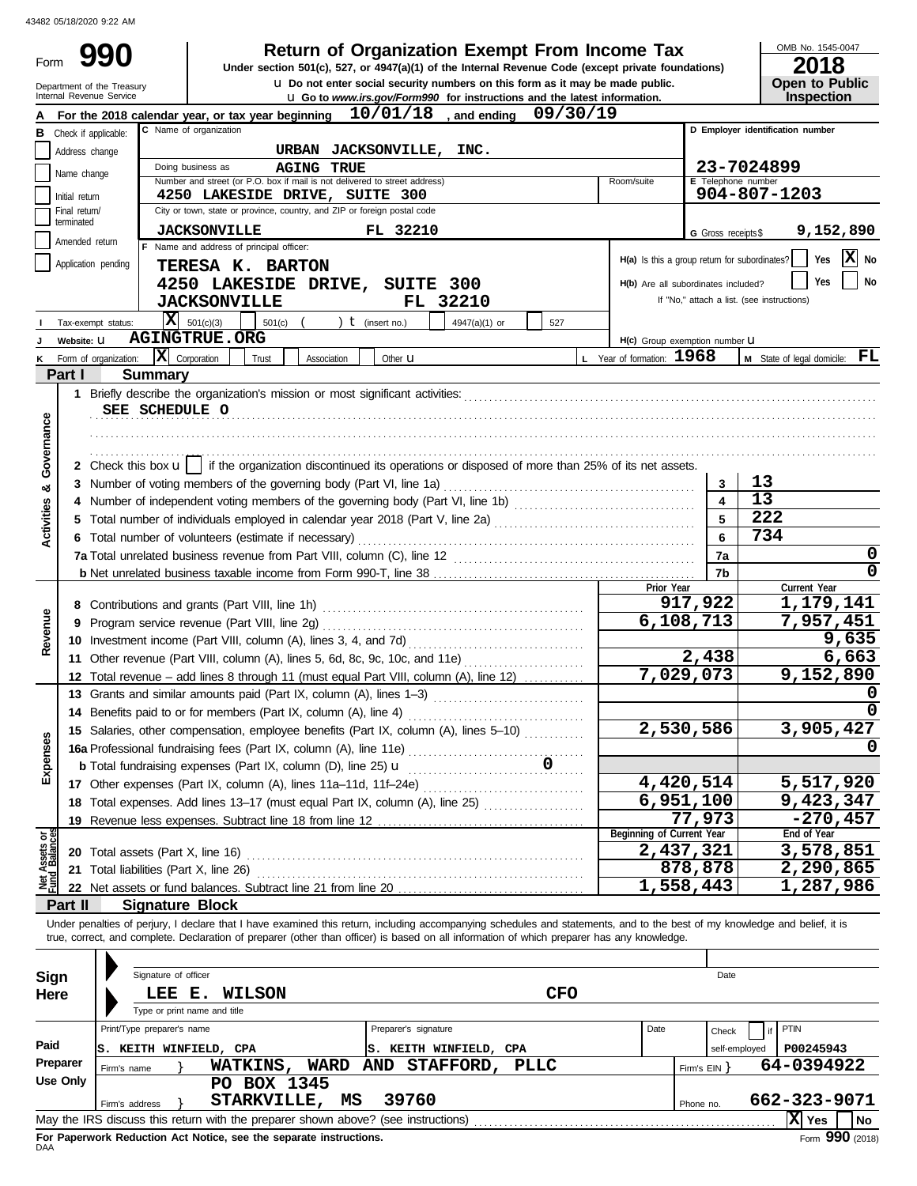43482 05/18/2020 9:22 AM

# Form 990

## Return of Organization Exempt From Income Tax

**Under section 501(c), 527, or 4947(a)(1) of the Internal Revenue Code (except private foundations)**

u Do not enter social security numbers on this form as it may be made public.

u Go to *www.irs.gov/Form990* for instructions and the latest information.

Department of the Treasury
Internal Revenue Service

OMB No. 1545-0047

**2018**

**Open to Public Inspection**

**A** For the 2018 calendar year, or tax year beginning **10/01/18**, and ending **09/30/19**

**B** Check if applicable:
- Address change
- Name change
- Initial return
- Final return/terminated
- Amended return
- Application pending

**C** Name of organization: **URBAN JACKSONVILLE, INC.**

Doing business as: **AGING TRUE**

Number and street (or P.O. box if mail is not delivered to street address): **4250 LAKESIDE DRIVE, SUITE 300**

Room/suite:

City or town, state or province, country, and ZIP or foreign postal code: **JACKSONVILLE FL 32210**

**D** Employer identification number: **23-7024899**

**E** Telephone number: **904-807-1203**

**G** Gross receipts $ **9,152,890**

**F** Name and address of principal officer:
**TERESA K. BARTON**
**4250 LAKESIDE DRIVE, SUITE 300**
**JACKSONVILLE FL 32210**

**H(a)** Is this a group return for subordinates? Yes [ ] No [X]

**H(b)** Are all subordinates included? Yes [ ] No [ ]
If "No," attach a list. (see instructions)

**I** Tax-exempt status: [X] 501(c)(3) [ ] 501(c) ( ) t (insert no.) [ ] 4947(a)(1) or [ ] 527

**J** Website: u **AGINGTRUE.ORG**

**H(c)** Group exemption number u

**K** Form of organization: [X] Corporation [ ] Trust [ ] Association [ ] Other u

**L** Year of formation: **1968**

**M** State of legal domicile: **FL**

## Part I Summary

### Activities & Governance

1 Briefly describe the organization's mission or most significant activities:
**SEE SCHEDULE O**

2 Check this box u [ ] if the organization discontinued its operations or disposed of more than 25% of its net assets.

| | | | |
|---|---|---|---|
| 3 | Number of voting members of the governing body (Part VI, line 1a) | 3 | 13 |
| 4 | Number of independent voting members of the governing body (Part VI, line 1b) | 4 | 13 |
| 5 | Total number of individuals employed in calendar year 2018 (Part V, line 2a) | 5 | 222 |
| 6 | Total number of volunteers (estimate if necessary) | 6 | 734 |
| 7a | Total unrelated business revenue from Part VIII, column (C), line 12 | 7a | 0 |
| b | Net unrelated business taxable income from Form 990-T, line 38 | 7b | 0 |

### Revenue

| | | Prior Year | Current Year |
|---|---|---|---|
| 8 | Contributions and grants (Part VIII, line 1h) | 917,922 | 1,179,141 |
| 9 | Program service revenue (Part VIII, line 2g) | 6,108,713 | 7,957,451 |
| 10 | Investment income (Part VIII, column (A), lines 3, 4, and 7d) | | 9,635 |
| 11 | Other revenue (Part VIII, column (A), lines 5, 6d, 8c, 9c, 10c, and 11e) | 2,438 | 6,663 |
| 12 | Total revenue – add lines 8 through 11 (must equal Part VIII, column (A), line 12) | 7,029,073 | 9,152,890 |

### Expenses

| | | Prior Year | Current Year |
|---|---|---|---|
| 13 | Grants and similar amounts paid (Part IX, column (A), lines 1–3) | | 0 |
| 14 | Benefits paid to or for members (Part IX, column (A), line 4) | | 0 |
| 15 | Salaries, other compensation, employee benefits (Part IX, column (A), lines 5–10) | 2,530,586 | 3,905,427 |
| 16a | Professional fundraising fees (Part IX, column (A), line 11e) | | 0 |
| b | Total fundraising expenses (Part IX, column (D), line 25) u 0 | | |
| 17 | Other expenses (Part IX, column (A), lines 11a–11d, 11f–24e) | 4,420,514 | 5,517,920 |
| 18 | Total expenses. Add lines 13–17 (must equal Part IX, column (A), line 25) | 6,951,100 | 9,423,347 |
| 19 | Revenue less expenses. Subtract line 18 from line 12 | 77,973 | -270,457 |

### Net Assets or Fund Balances

| | | Beginning of Current Year | End of Year |
|---|---|---|---|
| 20 | Total assets (Part X, line 16) | 2,437,321 | 3,578,851 |
| 21 | Total liabilities (Part X, line 26) | 878,878 | 2,290,865 |
| 22 | Net assets or fund balances. Subtract line 21 from line 20 | 1,558,443 | 1,287,986 |

## Part II Signature Block

Under penalties of perjury, I declare that I have examined this return, including accompanying schedules and statements, and to the best of my knowledge and belief, it is true, correct, and complete. Declaration of preparer (other than officer) is based on all information of which preparer has any knowledge.

**Sign Here**

Signature of officer | Date

**LEE E. WILSON CFO**

Type or print name and title

**Paid Preparer Use Only**

| Print/Type preparer's name | Preparer's signature | Date | Check [ ] if self-employed | PTIN |
|---|---|---|---|---|
| S. KEITH WINFIELD, CPA | S. KEITH WINFIELD, CPA | | | P00245943 |

Firm's name } **WATKINS, WARD AND STAFFORD, PLLC** Firm's EIN } **64-0394922**

Firm's address } **PO BOX 1345 STARKVILLE, MS 39760** Phone no. **662-323-9071**

May the IRS discuss this return with the preparer shown above? (see instructions) [X] Yes [ ] No

**For Paperwork Reduction Act Notice, see the separate instructions.**

DAA

Form **990** (2018)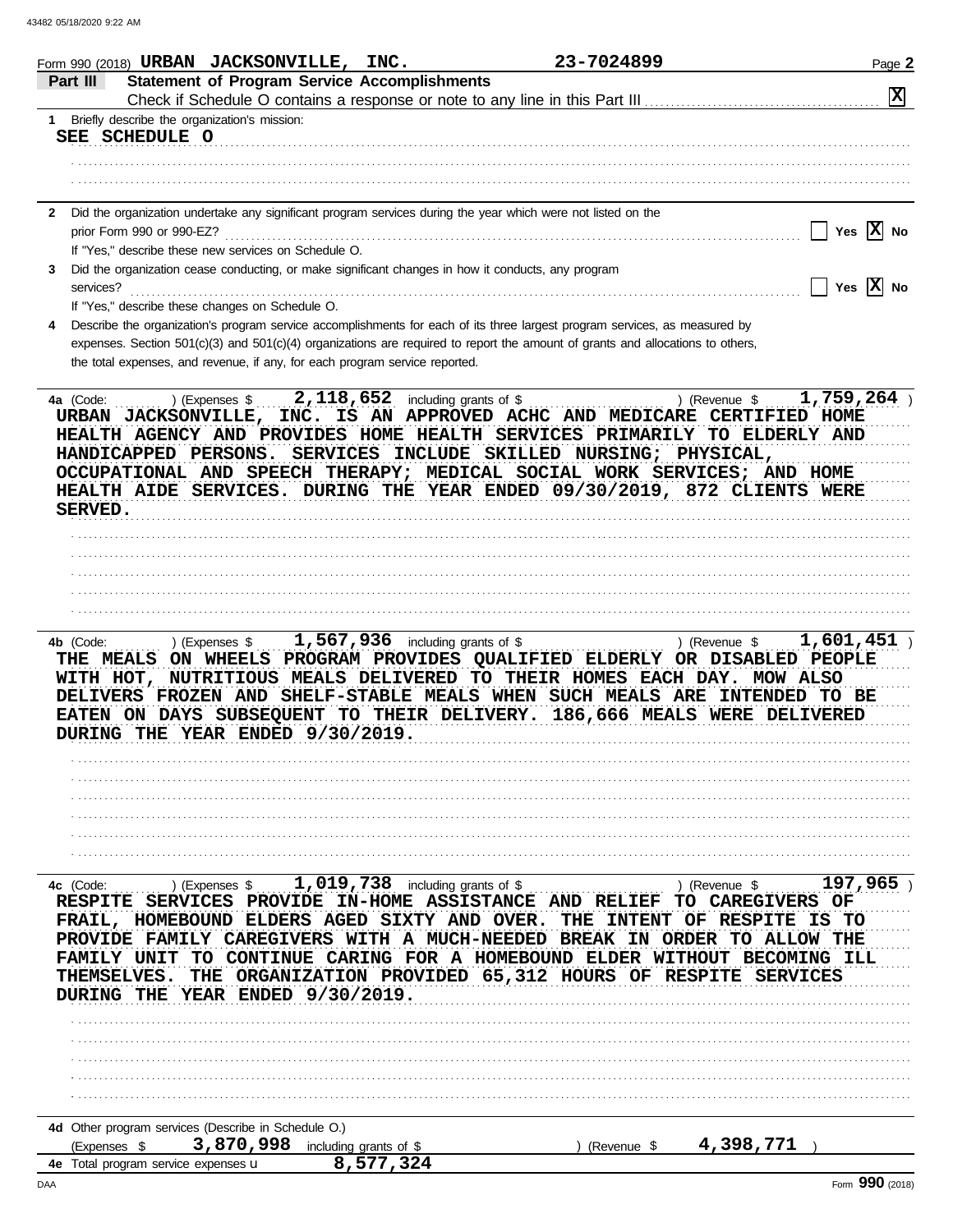Form 990 (2018) **URBAN JACKSONVILLE, INC.** **23-7024899**

## Part III Statement of Program Service Accomplishments

Check if Schedule O contains a response or note to any line in this Part III ..... [X]

**1** Briefly describe the organization's mission:

SEE SCHEDULE O

**2** Did the organization undertake any significant program services during the year which were not listed on the prior Form 990 or 990-EZ? ..... [ ] Yes [X] No

If "Yes," describe these new services on Schedule O.

**3** Did the organization cease conducting, or make significant changes in how it conducts, any program services? ..... [ ] Yes [X] No

If "Yes," describe these changes on Schedule O.

**4** Describe the organization's program service accomplishments for each of its three largest program services, as measured by expenses. Section 501(c)(3) and 501(c)(4) organizations are required to report the amount of grants and allocations to others, the total expenses, and revenue, if any, for each program service reported.

**4a** (Code: ) (Expenses $ 2,118,652 including grants of $ ) (Revenue $ 1,759,264 )

URBAN JACKSONVILLE, INC. IS AN APPROVED ACHC AND MEDICARE CERTIFIED HOME HEALTH AGENCY AND PROVIDES HOME HEALTH SERVICES PRIMARILY TO ELDERLY AND HANDICAPPED PERSONS. SERVICES INCLUDE SKILLED NURSING; PHYSICAL, OCCUPATIONAL AND SPEECH THERAPY; MEDICAL SOCIAL WORK SERVICES; AND HOME HEALTH AIDE SERVICES. DURING THE YEAR ENDED 09/30/2019, 872 CLIENTS WERE SERVED.

**4b** (Code: ) (Expenses $ 1,567,936 including grants of $ ) (Revenue $ 1,601,451 )

THE MEALS ON WHEELS PROGRAM PROVIDES QUALIFIED ELDERLY OR DISABLED PEOPLE WITH HOT, NUTRITIOUS MEALS DELIVERED TO THEIR HOMES EACH DAY. MOW ALSO DELIVERS FROZEN AND SHELF-STABLE MEALS WHEN SUCH MEALS ARE INTENDED TO BE EATEN ON DAYS SUBSEQUENT TO THEIR DELIVERY. 186,666 MEALS WERE DELIVERED DURING THE YEAR ENDED 9/30/2019.

**4c** (Code: ) (Expenses $ 1,019,738 including grants of $ ) (Revenue $ 197,965 )

RESPITE SERVICES PROVIDE IN-HOME ASSISTANCE AND RELIEF TO CAREGIVERS OF FRAIL, HOMEBOUND ELDERS AGED SIXTY AND OVER. THE INTENT OF RESPITE IS TO PROVIDE FAMILY CAREGIVERS WITH A MUCH-NEEDED BREAK IN ORDER TO ALLOW THE FAMILY UNIT TO CONTINUE CARING FOR A HOMEBOUND ELDER WITHOUT BECOMING ILL THEMSELVES. THE ORGANIZATION PROVIDED 65,312 HOURS OF RESPITE SERVICES DURING THE YEAR ENDED 9/30/2019.

**4d** Other program services (Describe in Schedule O.)

(Expenses $ 3,870,998 including grants of $ ) (Revenue $ 4,398,771 )

**4e** Total program service expenses ▶ 8,577,324

Form **990** (2018)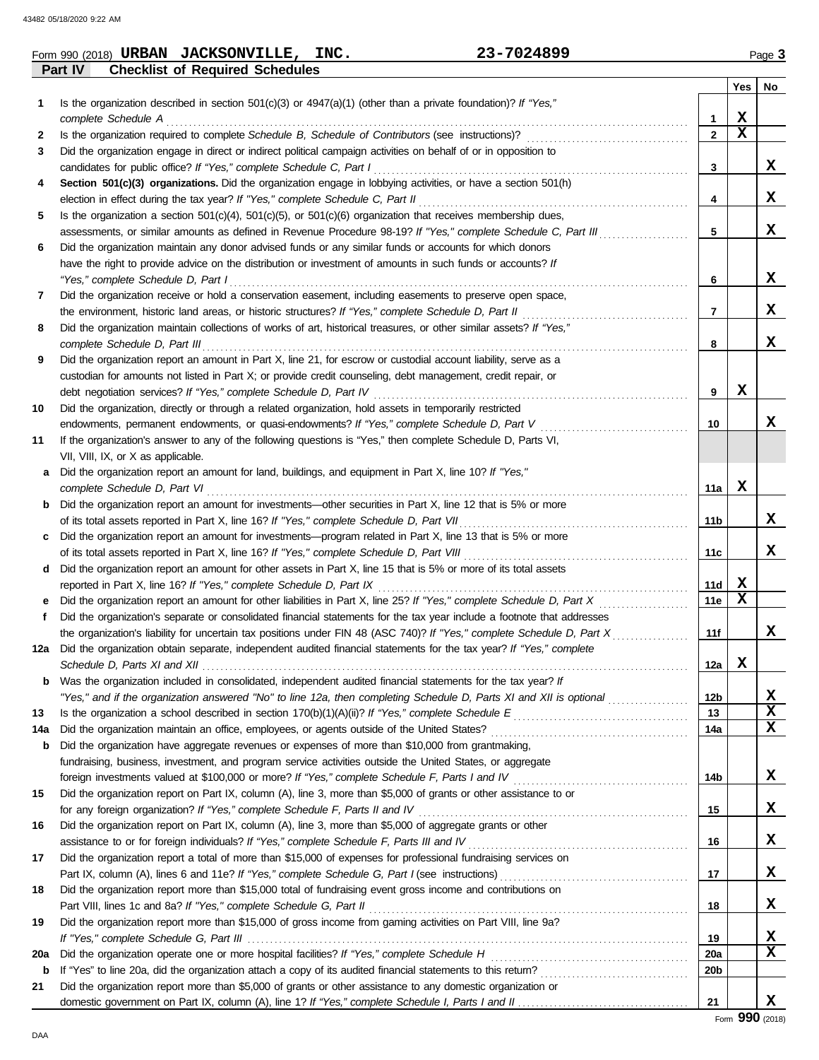Form 990 (2018) **URBAN JACKSONVILLE, INC.** **23-7024899** Page **3**

## Part IV Checklist of Required Schedules

| | | | Yes | No |
|---|---|---|---|---|
| **1** | Is the organization described in section 501(c)(3) or 4947(a)(1) (other than a private foundation)? *If "Yes," complete Schedule A* | 1 | X | |
| **2** | Is the organization required to complete *Schedule B, Schedule of Contributors* (see instructions)? | 2 | X | |
| **3** | Did the organization engage in direct or indirect political campaign activities on behalf of or in opposition to candidates for public office? *If "Yes," complete Schedule C, Part I* | 3 | | X |
| **4** | **Section 501(c)(3) organizations.** Did the organization engage in lobbying activities, or have a section 501(h) election in effect during the tax year? *If "Yes," complete Schedule C, Part II* | 4 | | X |
| **5** | Is the organization a section 501(c)(4), 501(c)(5), or 501(c)(6) organization that receives membership dues, assessments, or similar amounts as defined in Revenue Procedure 98-19? *If "Yes," complete Schedule C, Part III* | 5 | | X |
| **6** | Did the organization maintain any donor advised funds or any similar funds or accounts for which donors have the right to provide advice on the distribution or investment of amounts in such funds or accounts? *If "Yes," complete Schedule D, Part I* | 6 | | X |
| **7** | Did the organization receive or hold a conservation easement, including easements to preserve open space, the environment, historic land areas, or historic structures? *If "Yes," complete Schedule D, Part II* | 7 | | X |
| **8** | Did the organization maintain collections of works of art, historical treasures, or other similar assets? *If "Yes," complete Schedule D, Part III* | 8 | | X |
| **9** | Did the organization report an amount in Part X, line 21, for escrow or custodial account liability, serve as a custodian for amounts not listed in Part X; or provide credit counseling, debt management, credit repair, or debt negotiation services? *If "Yes," complete Schedule D, Part IV* | 9 | X | |
| **10** | Did the organization, directly or through a related organization, hold assets in temporarily restricted endowments, permanent endowments, or quasi-endowments? *If "Yes," complete Schedule D, Part V* | 10 | | X |
| **11** | If the organization's answer to any of the following questions is "Yes," then complete Schedule D, Parts VI, VII, VIII, IX, or X as applicable. | | | |
| **a** | Did the organization report an amount for land, buildings, and equipment in Part X, line 10? *If "Yes," complete Schedule D, Part VI* | 11a | X | |
| **b** | Did the organization report an amount for investments—other securities in Part X, line 12 that is 5% or more of its total assets reported in Part X, line 16? *If "Yes," complete Schedule D, Part VII* | 11b | | X |
| **c** | Did the organization report an amount for investments—program related in Part X, line 13 that is 5% or more of its total assets reported in Part X, line 16? *If "Yes," complete Schedule D, Part VIII* | 11c | | X |
| **d** | Did the organization report an amount for other assets in Part X, line 15 that is 5% or more of its total assets reported in Part X, line 16? *If "Yes," complete Schedule D, Part IX* | 11d | X | |
| **e** | Did the organization report an amount for other liabilities in Part X, line 25? *If "Yes," complete Schedule D, Part X* | 11e | X | |
| **f** | Did the organization's separate or consolidated financial statements for the tax year include a footnote that addresses the organization's liability for uncertain tax positions under FIN 48 (ASC 740)? *If "Yes," complete Schedule D, Part X* | 11f | | X |
| **12a** | Did the organization obtain separate, independent audited financial statements for the tax year? *If "Yes," complete Schedule D, Parts XI and XII* | 12a | X | |
| **b** | Was the organization included in consolidated, independent audited financial statements for the tax year? *If "Yes," and if the organization answered "No" to line 12a, then completing Schedule D, Parts XI and XII is optional* | 12b | | X |
| **13** | Is the organization a school described in section 170(b)(1)(A)(ii)? *If "Yes," complete Schedule E* | 13 | | X |
| **14a** | Did the organization maintain an office, employees, or agents outside of the United States? | 14a | | X |
| **b** | Did the organization have aggregate revenues or expenses of more than $10,000 from grantmaking, fundraising, business, investment, and program service activities outside the United States, or aggregate foreign investments valued at $100,000 or more? *If "Yes," complete Schedule F, Parts I and IV* | 14b | | X |
| **15** | Did the organization report on Part IX, column (A), line 3, more than $5,000 of grants or other assistance to or for any foreign organization? *If "Yes," complete Schedule F, Parts II and IV* | 15 | | X |
| **16** | Did the organization report on Part IX, column (A), line 3, more than $5,000 of aggregate grants or other assistance to or for foreign individuals? *If "Yes," complete Schedule F, Parts III and IV* | 16 | | X |
| **17** | Did the organization report a total of more than $15,000 of expenses for professional fundraising services on Part IX, column (A), lines 6 and 11e? *If "Yes," complete Schedule G, Part I* (see instructions) | 17 | | X |
| **18** | Did the organization report more than $15,000 total of fundraising event gross income and contributions on Part VIII, lines 1c and 8a? *If "Yes," complete Schedule G, Part II* | 18 | | X |
| **19** | Did the organization report more than $15,000 of gross income from gaming activities on Part VIII, line 9a? *If "Yes," complete Schedule G, Part III* | 19 | | X |
| **20a** | Did the organization operate one or more hospital facilities? *If "Yes," complete Schedule H* | 20a | | X |
| **b** | If "Yes" to line 20a, did the organization attach a copy of its audited financial statements to this return? | 20b | | |
| **21** | Did the organization report more than $5,000 of grants or other assistance to any domestic organization or domestic government on Part IX, column (A), line 1? *If "Yes," complete Schedule I, Parts I and II* | 21 | | X |

Form **990** (2018)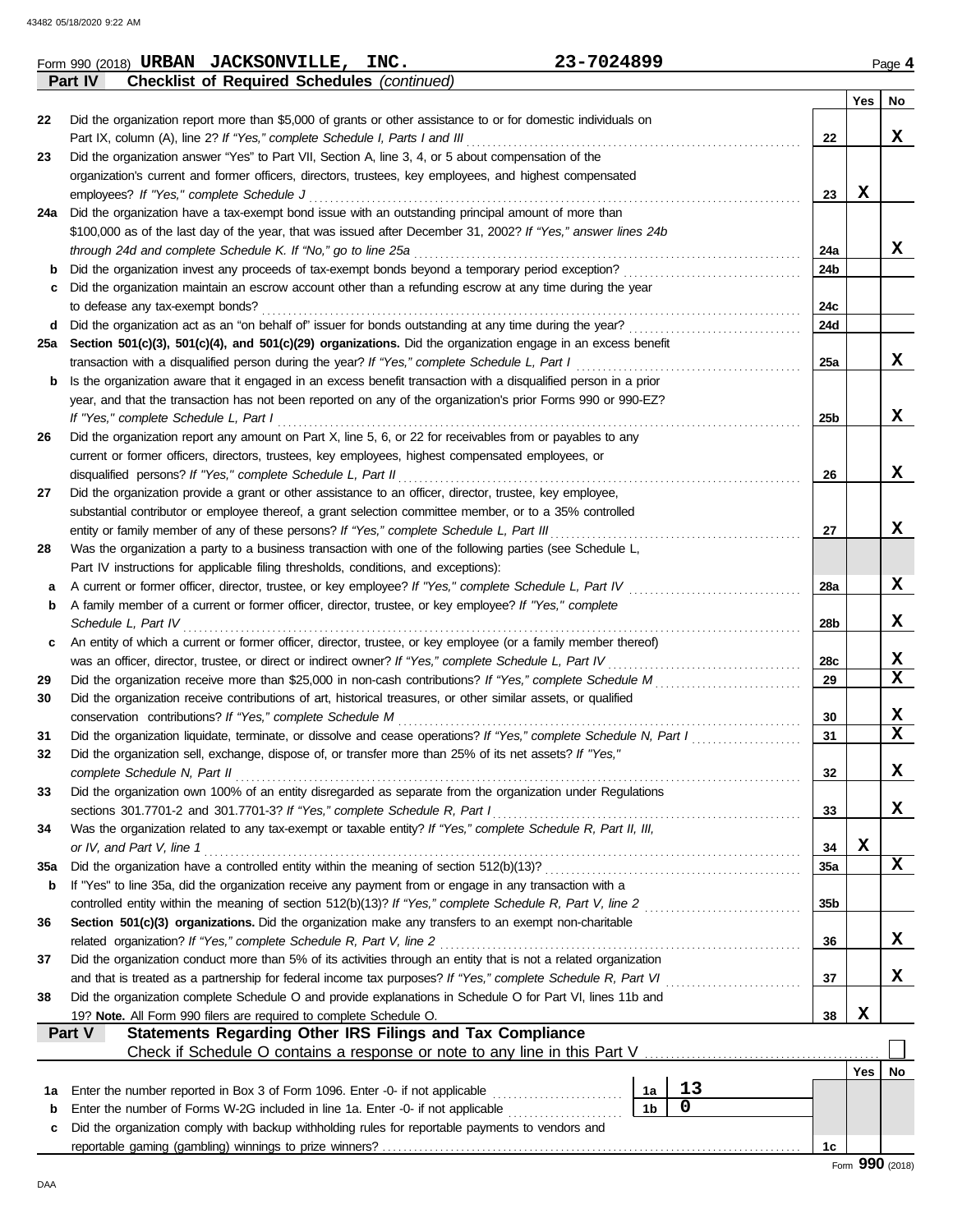Form 990 (2018) **URBAN JACKSONVILLE, INC.** **23-7024899** Page **4**

## Part IV Checklist of Required Schedules *(continued)*

| | | | Yes | No |
|---|---|---|---|---|
| 22 | Did the organization report more than $5,000 of grants or other assistance to or for domestic individuals on Part IX, column (A), line 2? *If "Yes," complete Schedule I, Parts I and III* | 22 | | X |
| 23 | Did the organization answer "Yes" to Part VII, Section A, line 3, 4, or 5 about compensation of the organization's current and former officers, directors, trustees, key employees, and highest compensated employees? *If "Yes," complete Schedule J* | 23 | X | |
| 24a | Did the organization have a tax-exempt bond issue with an outstanding principal amount of more than $100,000 as of the last day of the year, that was issued after December 31, 2002? *If "Yes," answer lines 24b through 24d and complete Schedule K. If "No," go to line 25a* | 24a | | X |
| b | Did the organization invest any proceeds of tax-exempt bonds beyond a temporary period exception? | 24b | | |
| c | Did the organization maintain an escrow account other than a refunding escrow at any time during the year to defease any tax-exempt bonds? | 24c | | |
| d | Did the organization act as an "on behalf of" issuer for bonds outstanding at any time during the year? | 24d | | |
| 25a | **Section 501(c)(3), 501(c)(4), and 501(c)(29) organizations.** Did the organization engage in an excess benefit transaction with a disqualified person during the year? *If "Yes," complete Schedule L, Part I* | 25a | | X |
| b | Is the organization aware that it engaged in an excess benefit transaction with a disqualified person in a prior year, and that the transaction has not been reported on any of the organization's prior Forms 990 or 990-EZ? *If "Yes," complete Schedule L, Part I* | 25b | | X |
| 26 | Did the organization report any amount on Part X, line 5, 6, or 22 for receivables from or payables to any current or former officers, directors, trustees, key employees, highest compensated employees, or disqualified persons? *If "Yes," complete Schedule L, Part II* | 26 | | X |
| 27 | Did the organization provide a grant or other assistance to an officer, director, trustee, key employee, substantial contributor or employee thereof, a grant selection committee member, or to a 35% controlled entity or family member of any of these persons? *If "Yes," complete Schedule L, Part III* | 27 | | X |
| 28 | Was the organization a party to a business transaction with one of the following parties (see Schedule L, Part IV instructions for applicable filing thresholds, conditions, and exceptions): | | | |
| a | A current or former officer, director, trustee, or key employee? *If "Yes," complete Schedule L, Part IV* | 28a | | X |
| b | A family member of a current or former officer, director, trustee, or key employee? *If "Yes," complete Schedule L, Part IV* | 28b | | X |
| c | An entity of which a current or former officer, director, trustee, or key employee (or a family member thereof) was an officer, director, trustee, or direct or indirect owner? *If "Yes," complete Schedule L, Part IV* | 28c | | X |
| 29 | Did the organization receive more than $25,000 in non-cash contributions? *If "Yes," complete Schedule M* | 29 | | X |
| 30 | Did the organization receive contributions of art, historical treasures, or other similar assets, or qualified conservation contributions? *If "Yes," complete Schedule M* | 30 | | X |
| 31 | Did the organization liquidate, terminate, or dissolve and cease operations? *If "Yes," complete Schedule N, Part I* | 31 | | X |
| 32 | Did the organization sell, exchange, dispose of, or transfer more than 25% of its net assets? *If "Yes," complete Schedule N, Part II* | 32 | | X |
| 33 | Did the organization own 100% of an entity disregarded as separate from the organization under Regulations sections 301.7701-2 and 301.7701-3? *If "Yes," complete Schedule R, Part I* | 33 | | X |
| 34 | Was the organization related to any tax-exempt or taxable entity? *If "Yes," complete Schedule R, Part II, III, or IV, and Part V, line 1* | 34 | X | |
| 35a | Did the organization have a controlled entity within the meaning of section 512(b)(13)? | 35a | | X |
| b | If "Yes" to line 35a, did the organization receive any payment from or engage in any transaction with a controlled entity within the meaning of section 512(b)(13)? *If "Yes," complete Schedule R, Part V, line 2* | 35b | | |
| 36 | **Section 501(c)(3) organizations.** Did the organization make any transfers to an exempt non-charitable related organization? *If "Yes," complete Schedule R, Part V, line 2* | 36 | | X |
| 37 | Did the organization conduct more than 5% of its activities through an entity that is not a related organization and that is treated as a partnership for federal income tax purposes? *If "Yes," complete Schedule R, Part VI* | 37 | | X |
| 38 | Did the organization complete Schedule O and provide explanations in Schedule O for Part VI, lines 11b and 19? **Note.** All Form 990 filers are required to complete Schedule O. | 38 | X | |

## Part V Statements Regarding Other IRS Filings and Tax Compliance

Check if Schedule O contains a response or note to any line in this Part V ☐

| | | | | | Yes | No |
|---|---|---|---|---|---|---|
| 1a | Enter the number reported in Box 3 of Form 1096. Enter -0- if not applicable | 1a | 13 | | | |
| b | Enter the number of Forms W-2G included in line 1a. Enter -0- if not applicable | 1b | 0 | | | |
| c | Did the organization comply with backup withholding rules for reportable payments to vendors and reportable gaming (gambling) winnings to prize winners? | | | 1c | | |

Form **990** (2018)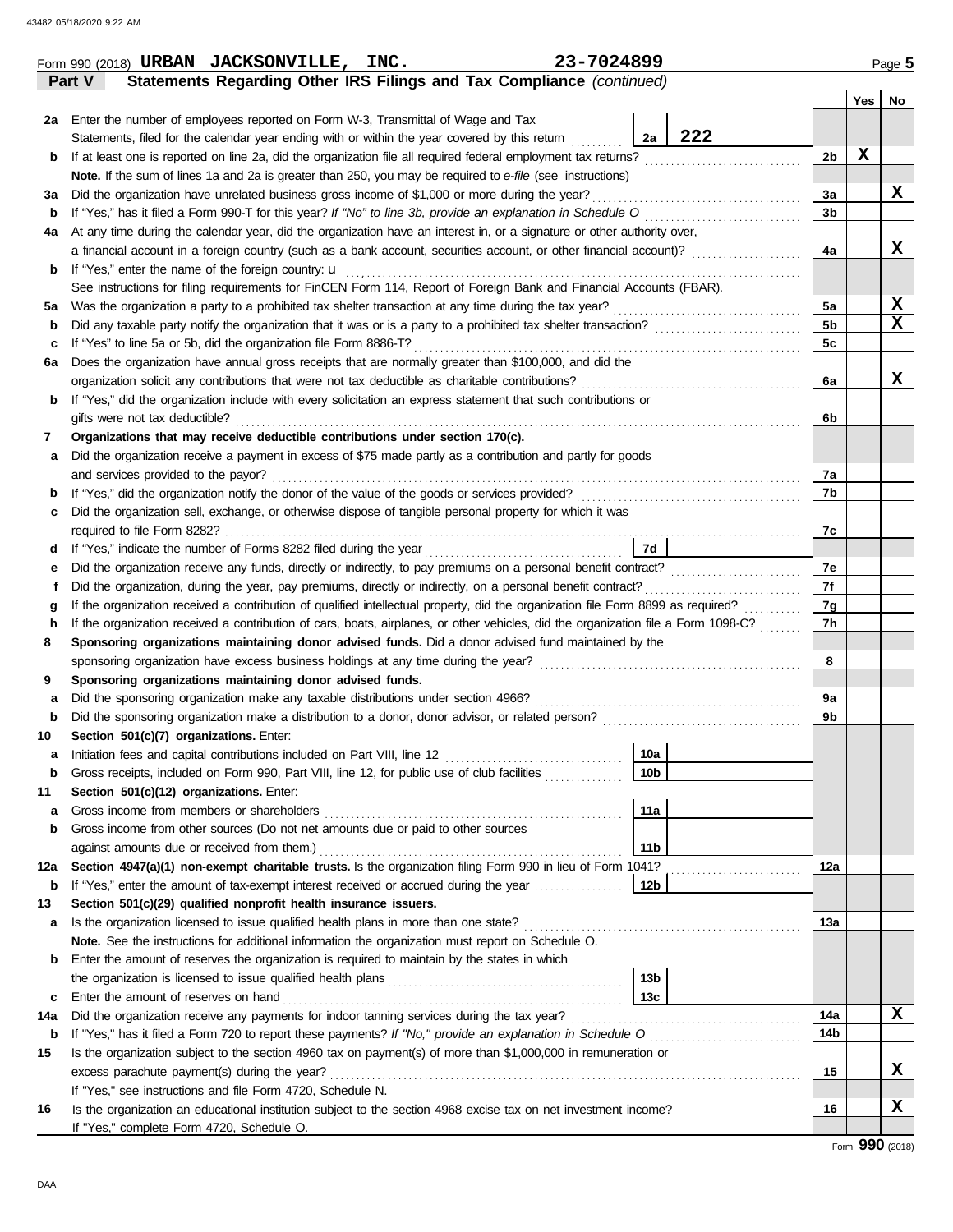Form 990 (2018) **URBAN JACKSONVILLE, INC.** **23-7024899** Page **5**

**Part V — Statements Regarding Other IRS Filings and Tax Compliance** *(continued)*

| | | | | Yes | No |
|---|---|---|---|---|---|
| 2a | Enter the number of employees reported on Form W-3, Transmittal of Wage and Tax Statements, filed for the calendar year ending with or within the year covered by this return | 2a | 222 | | |
| b | If at least one is reported on line 2a, did the organization file all required federal employment tax returns? | | | 2b | X | |
| | **Note.** If the sum of lines 1a and 2a is greater than 250, you may be required to *e-file* (see instructions) | | | | | |
| 3a | Did the organization have unrelated business gross income of $1,000 or more during the year? | | | 3a | | X |
| b | If "Yes," has it filed a Form 990-T for this year? *If "No" to line 3b, provide an explanation in Schedule O* | | | 3b | | |
| 4a | At any time during the calendar year, did the organization have an interest in, or a signature or other authority over, a financial account in a foreign country (such as a bank account, securities account, or other financial account)? | | | 4a | | X |
| b | If "Yes," enter the name of the foreign country: | | | | | |
| | See instructions for filing requirements for FinCEN Form 114, Report of Foreign Bank and Financial Accounts (FBAR). | | | | | |
| 5a | Was the organization a party to a prohibited tax shelter transaction at any time during the tax year? | | | 5a | | X |
| b | Did any taxable party notify the organization that it was or is a party to a prohibited tax shelter transaction? | | | 5b | | X |
| c | If "Yes" to line 5a or 5b, did the organization file Form 8886-T? | | | 5c | | |
| 6a | Does the organization have annual gross receipts that are normally greater than $100,000, and did the organization solicit any contributions that were not tax deductible as charitable contributions? | | | 6a | | X |
| b | If "Yes," did the organization include with every solicitation an express statement that such contributions or gifts were not tax deductible? | | | 6b | | |
| 7 | **Organizations that may receive deductible contributions under section 170(c).** | | | | | |
| a | Did the organization receive a payment in excess of $75 made partly as a contribution and partly for goods and services provided to the payor? | | | 7a | | |
| b | If "Yes," did the organization notify the donor of the value of the goods or services provided? | | | 7b | | |
| c | Did the organization sell, exchange, or otherwise dispose of tangible personal property for which it was required to file Form 8282? | | | 7c | | |
| d | If "Yes," indicate the number of Forms 8282 filed during the year | 7d | | | | |
| e | Did the organization receive any funds, directly or indirectly, to pay premiums on a personal benefit contract? | | | 7e | | |
| f | Did the organization, during the year, pay premiums, directly or indirectly, on a personal benefit contract? | | | 7f | | |
| g | If the organization received a contribution of qualified intellectual property, did the organization file Form 8899 as required? | | | 7g | | |
| h | If the organization received a contribution of cars, boats, airplanes, or other vehicles, did the organization file a Form 1098-C? | | | 7h | | |
| 8 | **Sponsoring organizations maintaining donor advised funds.** Did a donor advised fund maintained by the sponsoring organization have excess business holdings at any time during the year? | | | 8 | | |
| 9 | **Sponsoring organizations maintaining donor advised funds.** | | | | | |
| a | Did the sponsoring organization make any taxable distributions under section 4966? | | | 9a | | |
| b | Did the sponsoring organization make a distribution to a donor, donor advisor, or related person? | | | 9b | | |
| 10 | **Section 501(c)(7) organizations.** Enter: | | | | | |
| a | Initiation fees and capital contributions included on Part VIII, line 12 | 10a | | | | |
| b | Gross receipts, included on Form 990, Part VIII, line 12, for public use of club facilities | 10b | | | | |
| 11 | **Section 501(c)(12) organizations.** Enter: | | | | | |
| a | Gross income from members or shareholders | 11a | | | | |
| b | Gross income from other sources (Do not net amounts due or paid to other sources against amounts due or received from them.) | 11b | | | | |
| 12a | **Section 4947(a)(1) non-exempt charitable trusts.** Is the organization filing Form 990 in lieu of Form 1041? | | | 12a | | |
| b | If "Yes," enter the amount of tax-exempt interest received or accrued during the year | 12b | | | | |
| 13 | **Section 501(c)(29) qualified nonprofit health insurance issuers.** | | | | | |
| a | Is the organization licensed to issue qualified health plans in more than one state? | | | 13a | | |
| | **Note.** See the instructions for additional information the organization must report on Schedule O. | | | | | |
| b | Enter the amount of reserves the organization is required to maintain by the states in which the organization is licensed to issue qualified health plans | 13b | | | | |
| c | Enter the amount of reserves on hand | 13c | | | | |
| 14a | Did the organization receive any payments for indoor tanning services during the tax year? | | | 14a | | X |
| b | If "Yes," has it filed a Form 720 to report these payments? *If "No," provide an explanation in Schedule O* | | | 14b | | |
| 15 | Is the organization subject to the section 4960 tax on payment(s) of more than $1,000,000 in remuneration or excess parachute payment(s) during the year? | | | 15 | | X |
| | If "Yes," see instructions and file Form 4720, Schedule N. | | | | | |
| 16 | Is the organization an educational institution subject to the section 4968 excise tax on net investment income? | | | 16 | | X |
| | If "Yes," complete Form 4720, Schedule O. | | | | | |

Form **990** (2018)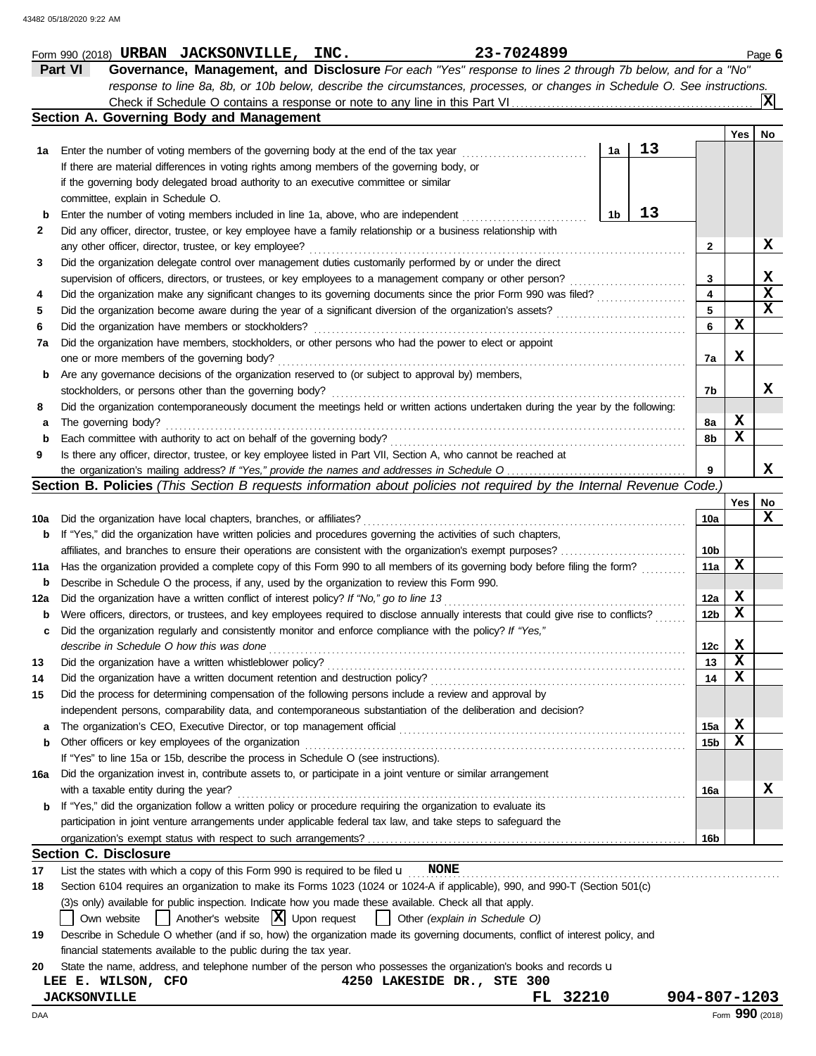Form 990 (2018) **URBAN JACKSONVILLE, INC.** **23-7024899** Page **6**

## Part VI Governance, Management, and Disclosure

*For each "Yes" response to lines 2 through 7b below, and for a "No" response to line 8a, 8b, or 10b below, describe the circumstances, processes, or changes in Schedule O. See instructions.*

Check if Schedule O contains a response or note to any line in this Part VI .......... [X]

### Section A. Governing Body and Management

| | | | | Yes | No |
|---|---|---|---|---|---|
| **1a** | Enter the number of voting members of the governing body at the end of the tax year. If there are material differences in voting rights among members of the governing body, or if the governing body delegated broad authority to an executive committee or similar committee, explain in Schedule O. | **1a** 13 | | | |
| **b** | Enter the number of voting members included in line 1a, above, who are independent | **1b** 13 | | | |
| **2** | Did any officer, director, trustee, or key employee have a family relationship or a business relationship with any other officer, director, trustee, or key employee? | | **2** | | X |
| **3** | Did the organization delegate control over management duties customarily performed by or under the direct supervision of officers, directors, or trustees, or key employees to a management company or other person? | | **3** | | X |
| **4** | Did the organization make any significant changes to its governing documents since the prior Form 990 was filed? | | **4** | | X |
| **5** | Did the organization become aware during the year of a significant diversion of the organization's assets? | | **5** | | X |
| **6** | Did the organization have members or stockholders? | | **6** | X | |
| **7a** | Did the organization have members, stockholders, or other persons who had the power to elect or appoint one or more members of the governing body? | | **7a** | X | |
| **b** | Are any governance decisions of the organization reserved to (or subject to approval by) members, stockholders, or persons other than the governing body? | | **7b** | | X |
| **8** | Did the organization contemporaneously document the meetings held or written actions undertaken during the year by the following: | | | | |
| **a** | The governing body? | | **8a** | X | |
| **b** | Each committee with authority to act on behalf of the governing body? | | **8b** | X | |
| **9** | Is there any officer, director, trustee, or key employee listed in Part VII, Section A, who cannot be reached at the organization's mailing address? *If "Yes," provide the names and addresses in Schedule O* | | **9** | | X |

### Section B. Policies *(This Section B requests information about policies not required by the Internal Revenue Code.)*

| | | | Yes | No |
|---|---|---|---|---|
| **10a** | Did the organization have local chapters, branches, or affiliates? | **10a** | | X |
| **b** | If "Yes," did the organization have written policies and procedures governing the activities of such chapters, affiliates, and branches to ensure their operations are consistent with the organization's exempt purposes? | **10b** | | |
| **11a** | Has the organization provided a complete copy of this Form 990 to all members of its governing body before filing the form? | **11a** | X | |
| **b** | Describe in Schedule O the process, if any, used by the organization to review this Form 990. | | | |
| **12a** | Did the organization have a written conflict of interest policy? *If "No," go to line 13* | **12a** | X | |
| **b** | Were officers, directors, or trustees, and key employees required to disclose annually interests that could give rise to conflicts? | **12b** | X | |
| **c** | Did the organization regularly and consistently monitor and enforce compliance with the policy? *If "Yes," describe in Schedule O how this was done* | **12c** | X | |
| **13** | Did the organization have a written whistleblower policy? | **13** | X | |
| **14** | Did the organization have a written document retention and destruction policy? | **14** | X | |
| **15** | Did the process for determining compensation of the following persons include a review and approval by independent persons, comparability data, and contemporaneous substantiation of the deliberation and decision? | | | |
| **a** | The organization's CEO, Executive Director, or top management official | **15a** | X | |
| **b** | Other officers or key employees of the organization | **15b** | X | |
| | If "Yes" to line 15a or 15b, describe the process in Schedule O (see instructions). | | | |
| **16a** | Did the organization invest in, contribute assets to, or participate in a joint venture or similar arrangement with a taxable entity during the year? | **16a** | | X |
| **b** | If "Yes," did the organization follow a written policy or procedure requiring the organization to evaluate its participation in joint venture arrangements under applicable federal tax law, and take steps to safeguard the organization's exempt status with respect to such arrangements? | **16b** | | |

### Section C. Disclosure

**17** List the states with which a copy of this Form 990 is required to be filed u **NONE**

**18** Section 6104 requires an organization to make its Forms 1023 (1024 or 1024-A if applicable), 990, and 990-T (Section 501(c)(3)s only) available for public inspection. Indicate how you made these available. Check all that apply.

[ ] Own website [ ] Another's website [X] Upon request [ ] Other *(explain in Schedule O)*

**19** Describe in Schedule O whether (and if so, how) the organization made its governing documents, conflict of interest policy, and financial statements available to the public during the tax year.

**20** State the name, address, and telephone number of the person who possesses the organization's books and records u

**LEE E. WILSON, CFO** **4250 LAKESIDE DR., STE 300**
**JACKSONVILLE** **FL 32210** **904-807-1203**

Form **990** (2018)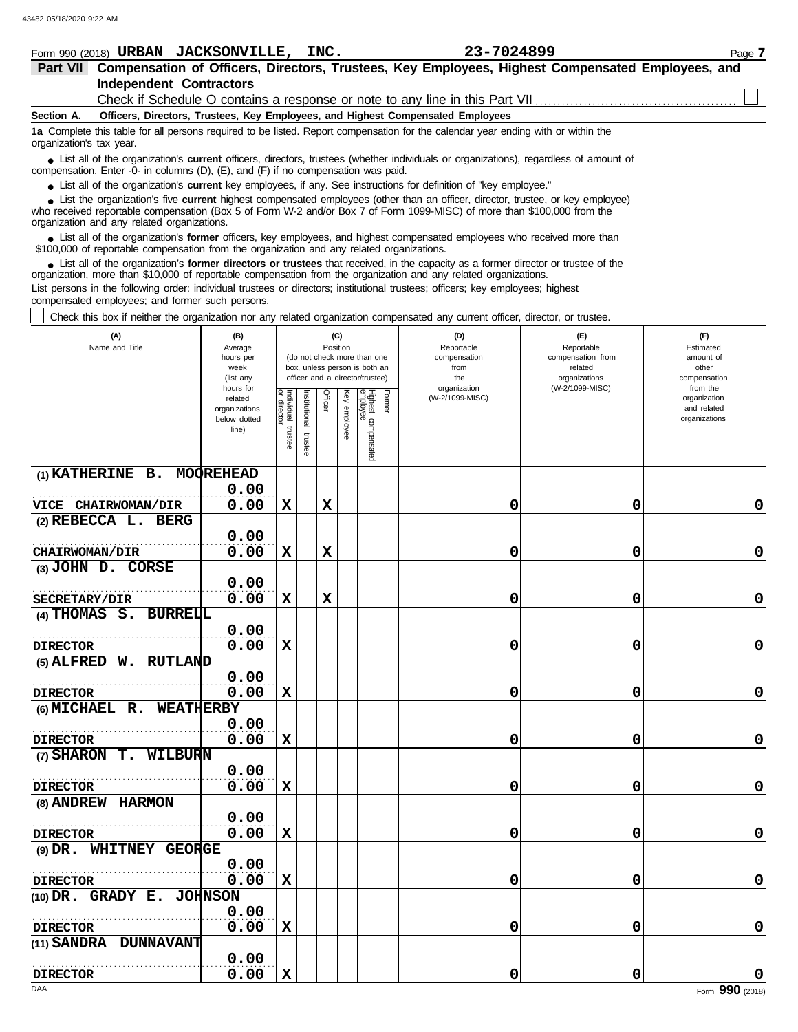Form 990 (2018) **URBAN JACKSONVILLE, INC.** **23-7024899** Page **7**

## Part VII Compensation of Officers, Directors, Trustees, Key Employees, Highest Compensated Employees, and Independent Contractors

Check if Schedule O contains a response or note to any line in this Part VII ☐

### Section A. Officers, Directors, Trustees, Key Employees, and Highest Compensated Employees

**1a** Complete this table for all persons required to be listed. Report compensation for the calendar year ending with or within the organization's tax year.

- List all of the organization's **current** officers, directors, trustees (whether individuals or organizations), regardless of amount of compensation. Enter -0- in columns (D), (E), and (F) if no compensation was paid.
- List all of the organization's **current** key employees, if any. See instructions for definition of "key employee."
- List the organization's five **current** highest compensated employees (other than an officer, director, trustee, or key employee) who received reportable compensation (Box 5 of Form W-2 and/or Box 7 of Form 1099-MISC) of more than $100,000 from the organization and any related organizations.
- List all of the organization's **former** officers, key employees, and highest compensated employees who received more than $100,000 of reportable compensation from the organization and any related organizations.
- List all of the organization's **former directors or trustees** that received, in the capacity as a former director or trustee of the organization, more than $10,000 of reportable compensation from the organization and any related organizations.

List persons in the following order: individual trustees or directors; institutional trustees; officers; key employees; highest compensated employees; and former such persons.

☐ Check this box if neither the organization nor any related organization compensated any current officer, director, or trustee.

| (A) Name and Title | (B) Average hours per week (list any hours for related organizations below dotted line) | (C) Position (do not check more than one box, unless person is both an officer and a director/trustee): Individual trustee or director | Institutional trustee | Officer | Key employee | Highest compensated employee | Former | (D) Reportable compensation from the organization (W-2/1099-MISC) | (E) Reportable compensation from related organizations (W-2/1099-MISC) | (F) Estimated amount of other compensation from the organization and related organizations |
|---|---|---|---|---|---|---|---|---|---|---|
| (1) KATHERINE B. MOOREHEAD<br>VICE CHAIRWOMAN/DIR | 0.00<br>0.00 | X | | X | | | | 0 | 0 | 0 |
| (2) REBECCA L. BERG<br>CHAIRWOMAN/DIR | 0.00<br>0.00 | X | | X | | | | 0 | 0 | 0 |
| (3) JOHN D. CORSE<br>SECRETARY/DIR | 0.00<br>0.00 | X | | X | | | | 0 | 0 | 0 |
| (4) THOMAS S. BURRELL<br>DIRECTOR | 0.00<br>0.00 | X | | | | | | 0 | 0 | 0 |
| (5) ALFRED W. RUTLAND<br>DIRECTOR | 0.00<br>0.00 | X | | | | | | 0 | 0 | 0 |
| (6) MICHAEL R. WEATHERBY<br>DIRECTOR | 0.00<br>0.00 | X | | | | | | 0 | 0 | 0 |
| (7) SHARON T. WILBURN<br>DIRECTOR | 0.00<br>0.00 | X | | | | | | 0 | 0 | 0 |
| (8) ANDREW HARMON<br>DIRECTOR | 0.00<br>0.00 | X | | | | | | 0 | 0 | 0 |
| (9) DR. WHITNEY GEORGE<br>DIRECTOR | 0.00<br>0.00 | X | | | | | | 0 | 0 | 0 |
| (10) DR. GRADY E. JOHNSON<br>DIRECTOR | 0.00<br>0.00 | X | | | | | | 0 | 0 | 0 |
| (11) SANDRA DUNNAVANT<br>DIRECTOR | 0.00<br>0.00 | X | | | | | | 0 | 0 | 0 |

Form **990** (2018)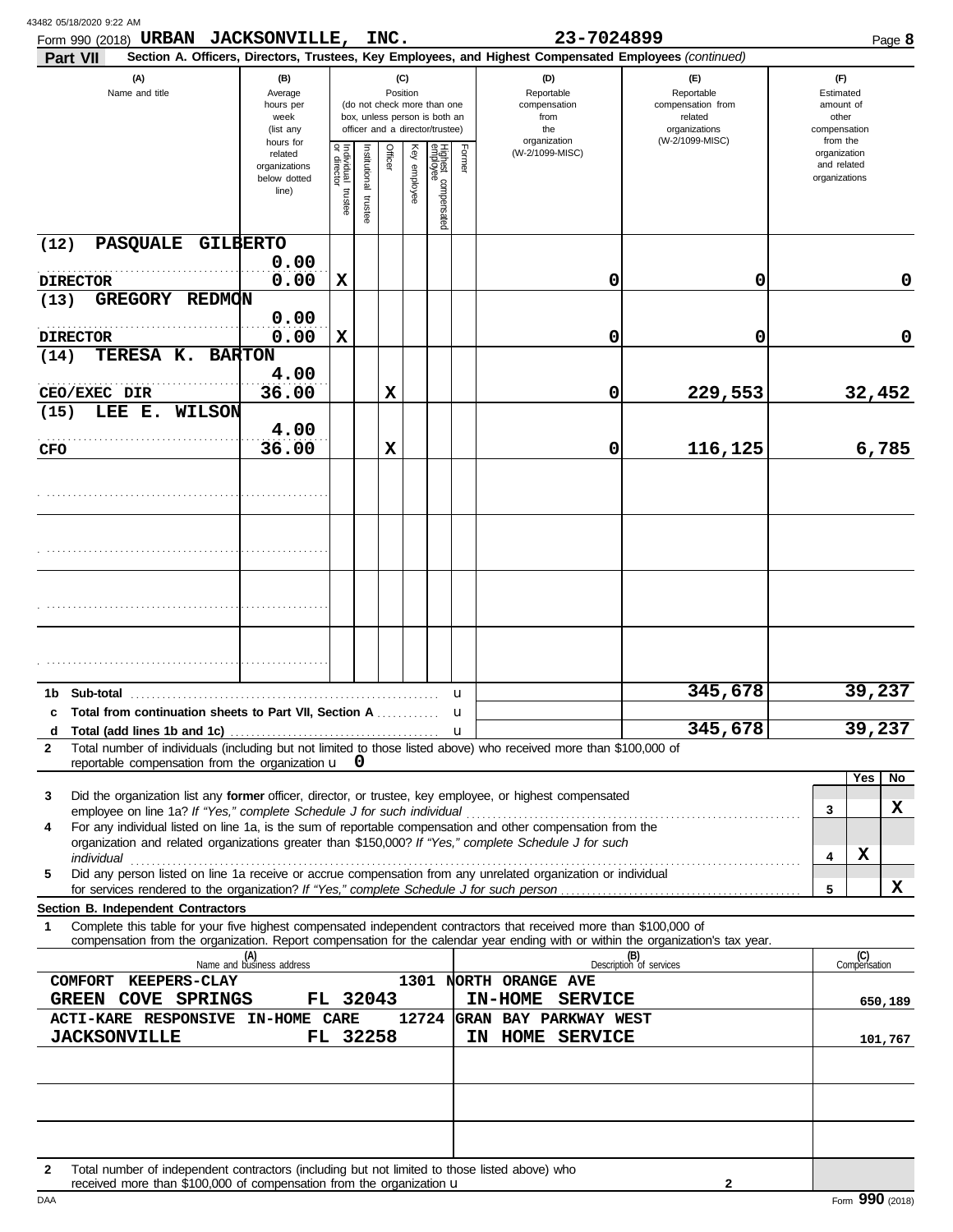Form 990 (2018) **URBAN JACKSONVILLE, INC.** 23-7024899 Page **8**

**Part VII** **Section A. Officers, Directors, Trustees, Key Employees, and Highest Compensated Employees** *(continued)*

| (A) Name and title | (B) Average hours per week (list any hours for related organizations below dotted line) | (C) Individual trustee or director | Institutional trustee | Officer | Key employee | Highest compensated employee | Former | (D) Reportable compensation from the organization (W-2/1099-MISC) | (E) Reportable compensation from related organizations (W-2/1099-MISC) | (F) Estimated amount of other compensation from the organization and related organizations |
|---|---|---|---|---|---|---|---|---|---|---|
| (12) PASQUALE GILBERTO<br>DIRECTOR | 0.00<br>0.00 | X | | | | | | 0 | 0 | 0 |
| (13) GREGORY REDMON<br>DIRECTOR | 0.00<br>0.00 | X | | | | | | 0 | 0 | 0 |
| (14) TERESA K. BARTON<br>CEO/EXEC DIR | 4.00<br>36.00 | | | X | | | | 0 | 229,553 | 32,452 |
| (15) LEE E. WILSON<br>CFO | 4.00<br>36.00 | | | X | | | | 0 | 116,125 | 6,785 |
| | | | | | | | | | | |
| | | | | | | | | | | |
| | | | | | | | | | | |
| | | | | | | | | | | |
| **1b Sub-total** | | | | | | | | | 345,678 | 39,237 |
| **c Total from continuation sheets to Part VII, Section A** | | | | | | | | | | |
| **d Total (add lines 1b and 1c)** | | | | | | | | | 345,678 | 39,237 |

**2** Total number of individuals (including but not limited to those listed above) who received more than $100,000 of reportable compensation from the organization u **0**

| | | Yes | No |
|---|---|---|---|
| **3** Did the organization list any **former** officer, director, or trustee, key employee, or highest compensated employee on line 1a? *If "Yes," complete Schedule J for such individual* | 3 | | X |
| **4** For any individual listed on line 1a, is the sum of reportable compensation and other compensation from the organization and related organizations greater than $150,000? *If "Yes," complete Schedule J for such individual* | 4 | X | |
| **5** Did any person listed on line 1a receive or accrue compensation from any unrelated organization or individual for services rendered to the organization? *If "Yes," complete Schedule J for such person* | 5 | | X |

**Section B. Independent Contractors**

**1** Complete this table for your five highest compensated independent contractors that received more than $100,000 of compensation from the organization. Report compensation for the calendar year ending with or within the organization's tax year.

| (A) Name and business address | (B) Description of services | (C) Compensation |
|---|---|---|
| COMFORT KEEPERS-CLAY 1301 NORTH ORANGE AVE<br>GREEN COVE SPRINGS FL 32043 | IN-HOME SERVICE | 650,189 |
| ACTI-KARE RESPONSIVE IN-HOME CARE 12724 GRAN BAY PARKWAY WEST<br>JACKSONVILLE FL 32258 | IN HOME SERVICE | 101,767 |
| | | |
| | | |
| | | |

**2** Total number of independent contractors (including but not limited to those listed above) who received more than $100,000 of compensation from the organization u **2**

DAA Form **990** (2018)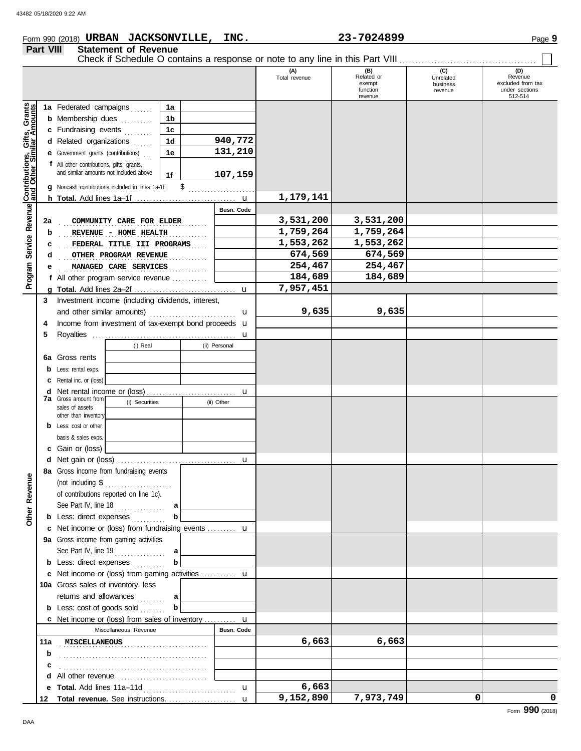Form 990 (2018) **URBAN JACKSONVILLE, INC.** **23-7024899** Page **9**

## Part VIII Statement of Revenue

Check if Schedule O contains a response or note to any line in this Part VIII ☐

| | | | (A) Total revenue | (B) Related or exempt function revenue | (C) Unrelated business revenue | (D) Revenue excluded from tax under sections 512-514 |
|---|---|---|---|---|---|---|
| **Contributions, Gifts, Grants and Other Similar Amounts** | | | | | | |
| 1a Federated campaigns | 1a | | | | | |
| b Membership dues | 1b | | | | | |
| c Fundraising events | 1c | | | | | |
| d Related organizations | 1d | 940,772 | | | | |
| e Government grants (contributions) | 1e | 131,210 | | | | |
| f All other contributions, gifts, grants, and similar amounts not included above | 1f | 107,159 | | | | |
| g Noncash contributions included in lines 1a-1f: $ | | | | | | |
| h **Total.** Add lines 1a–1f | | | 1,179,141 | | | |
| **Program Service Revenue** | | Busn. Code | | | | |
| 2a COMMUNITY CARE FOR ELDER | | | 3,531,200 | 3,531,200 | | |
| b REVENUE - HOME HEALTH | | | 1,759,264 | 1,759,264 | | |
| c FEDERAL TITLE III PROGRAMS | | | 1,553,262 | 1,553,262 | | |
| d OTHER PROGRAM REVENUE | | | 674,569 | 674,569 | | |
| e MANAGED CARE SERVICES | | | 254,467 | 254,467 | | |
| f All other program service revenue | | | 184,689 | 184,689 | | |
| g **Total.** Add lines 2a–2f | | | 7,957,451 | | | |
| **Other Revenue** | | | | | | |
| 3 Investment income (including dividends, interest, and other similar amounts) | | | 9,635 | 9,635 | | |
| 4 Income from investment of tax-exempt bond proceeds | | | | | | |
| 5 Royalties | | | | | | |
| | (i) Real | (ii) Personal | | | | |
| 6a Gross rents | | | | | | |
| b Less: rental exps. | | | | | | |
| c Rental inc. or (loss) | | | | | | |
| d Net rental income or (loss) | | | | | | |
| 7a Gross amount from sales of assets other than inventory | (i) Securities | (ii) Other | | | | |
| b Less: cost or other basis & sales exps. | | | | | | |
| c Gain or (loss) | | | | | | |
| d Net gain or (loss) | | | | | | |
| 8a Gross income from fundraising events (not including $ of contributions reported on line 1c). See Part IV, line 18 | a | | | | | |
| b Less: direct expenses | b | | | | | |
| c Net income or (loss) from fundraising events | | | | | | |
| 9a Gross income from gaming activities. See Part IV, line 19 | a | | | | | |
| b Less: direct expenses | b | | | | | |
| c Net income or (loss) from gaming activities | | | | | | |
| 10a Gross sales of inventory, less returns and allowances | a | | | | | |
| b Less: cost of goods sold | b | | | | | |
| c Net income or (loss) from sales of inventory | | | | | | |
| Miscellaneous Revenue | | Busn. Code | | | | |
| 11a MISCELLANEOUS | | | 6,663 | 6,663 | | |
| b | | | | | | |
| c | | | | | | |
| d All other revenue | | | | | | |
| e **Total.** Add lines 11a–11d | | | 6,663 | | | |
| 12 **Total revenue.** See instructions. | | | 9,152,890 | 7,973,749 | 0 | 0 |

Form **990** (2018)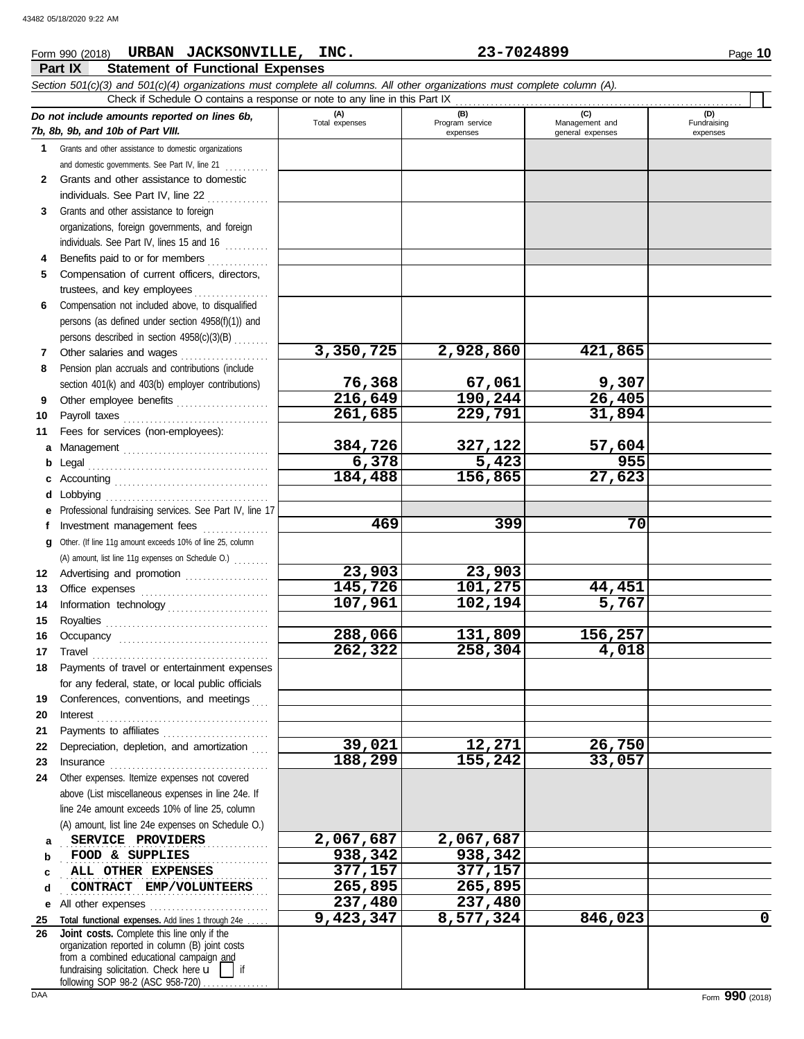Form 990 (2018) **URBAN JACKSONVILLE, INC.** **23-7024899** Page **10**

## Part IX Statement of Functional Expenses

*Section 501(c)(3) and 501(c)(4) organizations must complete all columns. All other organizations must complete column (A).*

Check if Schedule O contains a response or note to any line in this Part IX . . . . . . . . . . . . . . . . . . . . . . . . . . . . . . . . . . . . . . . . . . . . . . . . . . . . . . . .

| *Do not include amounts reported on lines 6b, 7b, 8b, 9b, and 10b of Part VIII.* | (A) Total expenses | (B) Program service expenses | (C) Management and general expenses | (D) Fundraising expenses |
|---|---|---|---|---|
| **1** Grants and other assistance to domestic organizations and domestic governments. See Part IV, line 21 | | | | |
| **2** Grants and other assistance to domestic individuals. See Part IV, line 22 | | | | |
| **3** Grants and other assistance to foreign organizations, foreign governments, and foreign individuals. See Part IV, lines 15 and 16 | | | | |
| **4** Benefits paid to or for members | | | | |
| **5** Compensation of current officers, directors, trustees, and key employees | | | | |
| **6** Compensation not included above, to disqualified persons (as defined under section 4958(f)(1)) and persons described in section 4958(c)(3)(B) | | | | |
| **7** Other salaries and wages | 3,350,725 | 2,928,860 | 421,865 | |
| **8** Pension plan accruals and contributions (include section 401(k) and 403(b) employer contributions) | 76,368 | 67,061 | 9,307 | |
| **9** Other employee benefits | 216,649 | 190,244 | 26,405 | |
| **10** Payroll taxes | 261,685 | 229,791 | 31,894 | |
| **11** Fees for services (non-employees): | | | | |
| **a** Management | 384,726 | 327,122 | 57,604 | |
| **b** Legal | 6,378 | 5,423 | 955 | |
| **c** Accounting | 184,488 | 156,865 | 27,623 | |
| **d** Lobbying | | | | |
| **e** Professional fundraising services. See Part IV, line 17 | | | | |
| **f** Investment management fees | 469 | 399 | 70 | |
| **g** Other. (If line 11g amount exceeds 10% of line 25, column (A) amount, list line 11g expenses on Schedule O.) | | | | |
| **12** Advertising and promotion | 23,903 | 23,903 | | |
| **13** Office expenses | 145,726 | 101,275 | 44,451 | |
| **14** Information technology | 107,961 | 102,194 | 5,767 | |
| **15** Royalties | | | | |
| **16** Occupancy | 288,066 | 131,809 | 156,257 | |
| **17** Travel | 262,322 | 258,304 | 4,018 | |
| **18** Payments of travel or entertainment expenses for any federal, state, or local public officials | | | | |
| **19** Conferences, conventions, and meetings | | | | |
| **20** Interest | | | | |
| **21** Payments to affiliates | | | | |
| **22** Depreciation, depletion, and amortization | 39,021 | 12,271 | 26,750 | |
| **23** Insurance | 188,299 | 155,242 | 33,057 | |
| **24** Other expenses. Itemize expenses not covered above (List miscellaneous expenses in line 24e. If line 24e amount exceeds 10% of line 25, column (A) amount, list line 24e expenses on Schedule O.) | | | | |
| **a** SERVICE PROVIDERS | 2,067,687 | 2,067,687 | | |
| **b** FOOD & SUPPLIES | 938,342 | 938,342 | | |
| **c** ALL OTHER EXPENSES | 377,157 | 377,157 | | |
| **d** CONTRACT EMP/VOLUNTEERS | 265,895 | 265,895 | | |
| **e** All other expenses | 237,480 | 237,480 | | |
| **25** **Total functional expenses.** Add lines 1 through 24e | 9,423,347 | 8,577,324 | 846,023 | 0 |
| **26** **Joint costs.** Complete this line only if the organization reported in column (B) joint costs from a combined educational campaign and fundraising solicitation. Check here ☐ if following SOP 98-2 (ASC 958-720) | | | | |

DAA Form **990** (2018)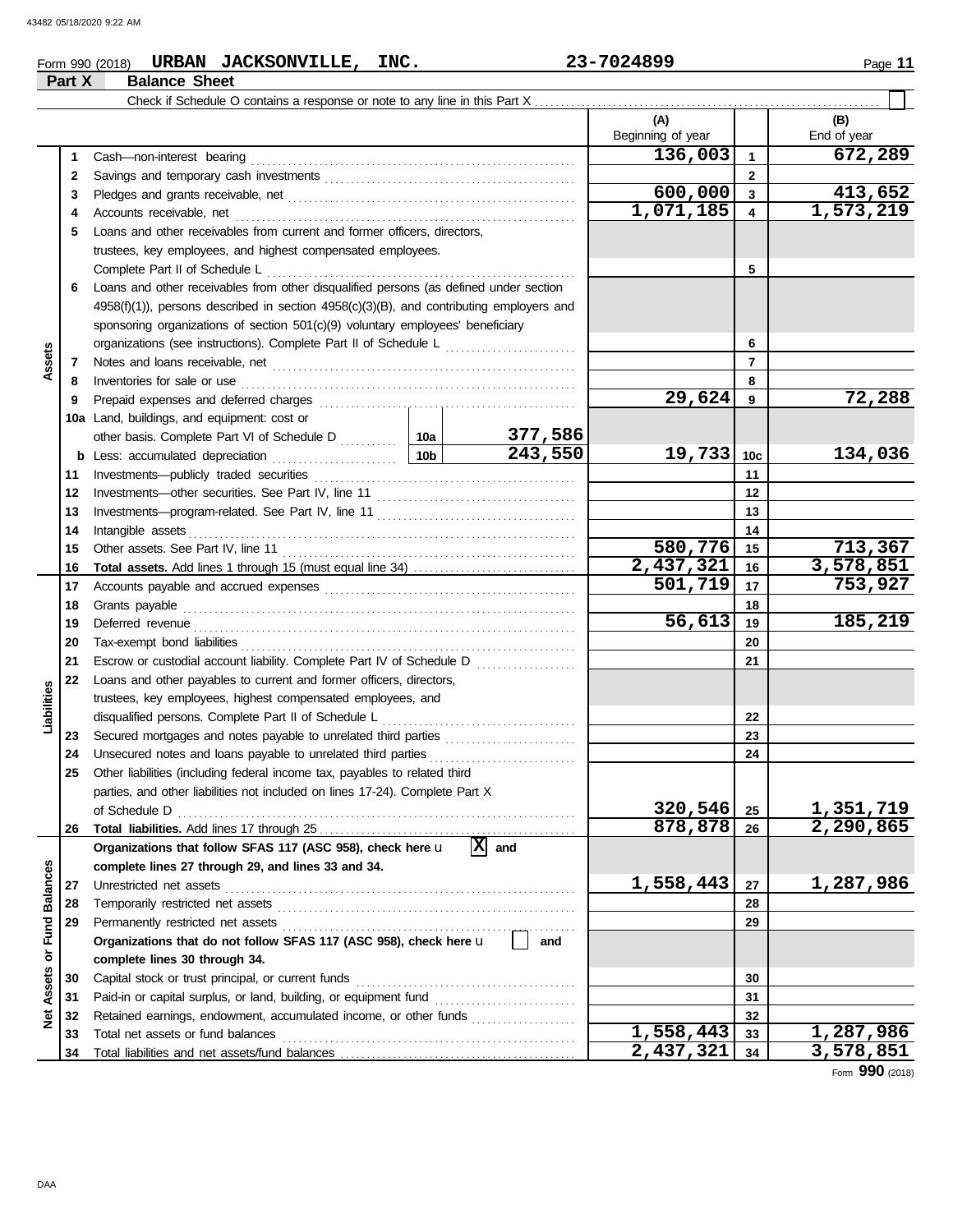Form 990 (2018) **URBAN JACKSONVILLE, INC.** **23-7024899**

## Part X Balance Sheet

Check if Schedule O contains a response or note to any line in this Part X ☐

| | | | | | (A) Beginning of year | | (B) End of year |
|---|---|---|---|---|---|---|---|
| **Assets** | 1 | Cash—non-interest bearing | | | 136,003 | 1 | 672,289 |
| | 2 | Savings and temporary cash investments | | | | 2 | |
| | 3 | Pledges and grants receivable, net | | | 600,000 | 3 | 413,652 |
| | 4 | Accounts receivable, net | | | 1,071,185 | 4 | 1,573,219 |
| | 5 | Loans and other receivables from current and former officers, directors, trustees, key employees, and highest compensated employees. Complete Part II of Schedule L | | | | 5 | |
| | 6 | Loans and other receivables from other disqualified persons (as defined under section 4958(f)(1)), persons described in section 4958(c)(3)(B), and contributing employers and sponsoring organizations of section 501(c)(9) voluntary employees' beneficiary organizations (see instructions). Complete Part II of Schedule L | | | | 6 | |
| | 7 | Notes and loans receivable, net | | | | 7 | |
| | 8 | Inventories for sale or use | | | | 8 | |
| | 9 | Prepaid expenses and deferred charges | | | 29,624 | 9 | 72,288 |
| | 10a | Land, buildings, and equipment: cost or other basis. Complete Part VI of Schedule D | 10a | 377,586 | | | |
| | b | Less: accumulated depreciation | 10b | 243,550 | 19,733 | 10c | 134,036 |
| | 11 | Investments—publicly traded securities | | | | 11 | |
| | 12 | Investments—other securities. See Part IV, line 11 | | | | 12 | |
| | 13 | Investments—program-related. See Part IV, line 11 | | | | 13 | |
| | 14 | Intangible assets | | | | 14 | |
| | 15 | Other assets. See Part IV, line 11 | | | 580,776 | 15 | 713,367 |
| | 16 | **Total assets.** Add lines 1 through 15 (must equal line 34) | | | 2,437,321 | 16 | 3,578,851 |
| **Liabilities** | 17 | Accounts payable and accrued expenses | | | 501,719 | 17 | 753,927 |
| | 18 | Grants payable | | | | 18 | |
| | 19 | Deferred revenue | | | 56,613 | 19 | 185,219 |
| | 20 | Tax-exempt bond liabilities | | | | 20 | |
| | 21 | Escrow or custodial account liability. Complete Part IV of Schedule D | | | | 21 | |
| | 22 | Loans and other payables to current and former officers, directors, trustees, key employees, highest compensated employees, and disqualified persons. Complete Part II of Schedule L | | | | 22 | |
| | 23 | Secured mortgages and notes payable to unrelated third parties | | | | 23 | |
| | 24 | Unsecured notes and loans payable to unrelated third parties | | | | 24 | |
| | 25 | Other liabilities (including federal income tax, payables to related third parties, and other liabilities not included on lines 17-24). Complete Part X of Schedule D | | | 320,546 | 25 | 1,351,719 |
| | 26 | **Total liabilities.** Add lines 17 through 25 | | | 878,878 | 26 | 2,290,865 |
| **Net Assets or Fund Balances** | | **Organizations that follow SFAS 117 (ASC 958), check here** ☒ **and complete lines 27 through 29, and lines 33 and 34.** | | | | | |
| | 27 | Unrestricted net assets | | | 1,558,443 | 27 | 1,287,986 |
| | 28 | Temporarily restricted net assets | | | | 28 | |
| | 29 | Permanently restricted net assets | | | | 29 | |
| | | **Organizations that do not follow SFAS 117 (ASC 958), check here** ☐ **and complete lines 30 through 34.** | | | | | |
| | 30 | Capital stock or trust principal, or current funds | | | | 30 | |
| | 31 | Paid-in or capital surplus, or land, building, or equipment fund | | | | 31 | |
| | 32 | Retained earnings, endowment, accumulated income, or other funds | | | | 32 | |
| | 33 | Total net assets or fund balances | | | 1,558,443 | 33 | 1,287,986 |
| | 34 | Total liabilities and net assets/fund balances | | | 2,437,321 | 34 | 3,578,851 |

Form **990** (2018)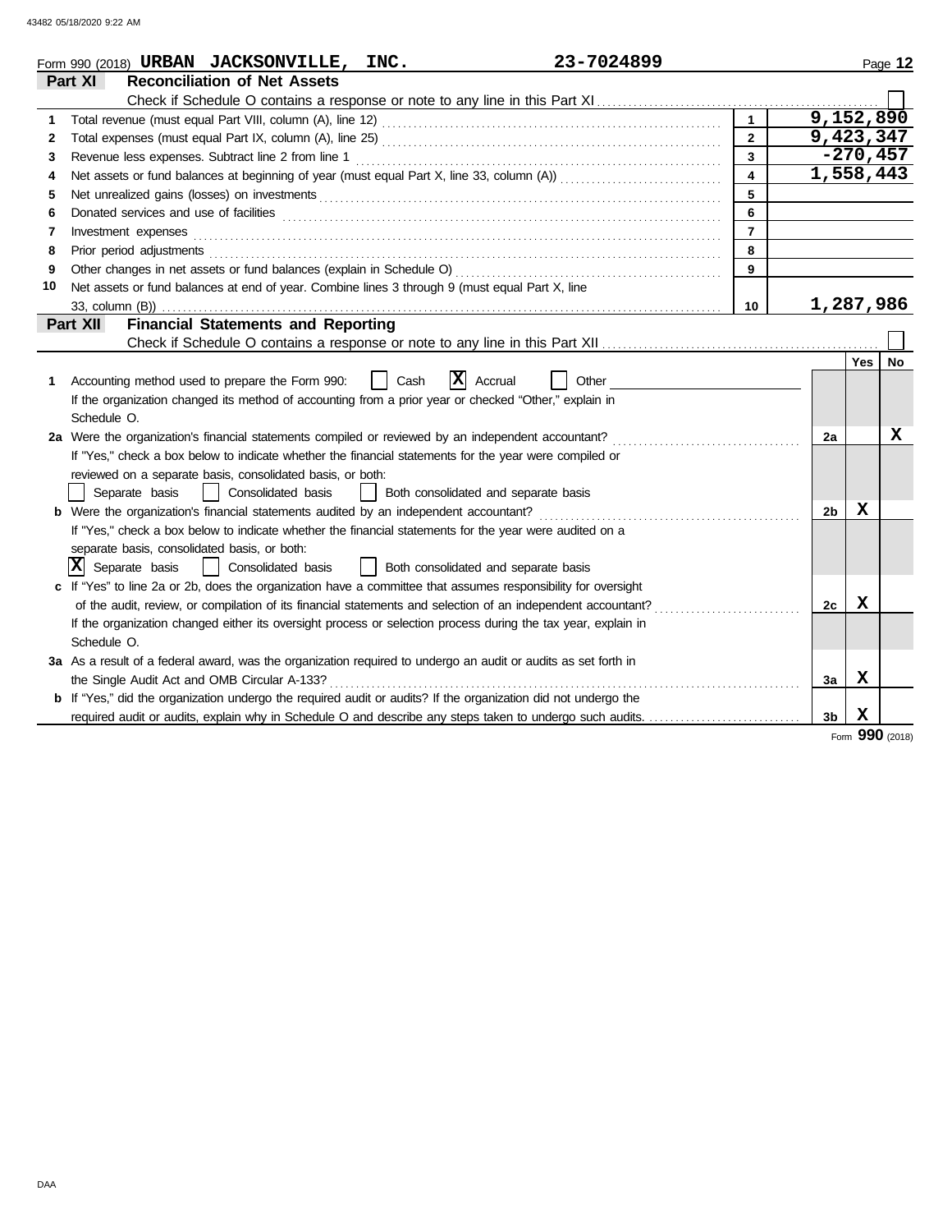Form 990 (2018) **URBAN JACKSONVILLE, INC.** **23-7024899**

## Part XI Reconciliation of Net Assets

Check if Schedule O contains a response or note to any line in this Part XI ☐

| | | | |
|---|---|---|---|
| 1 | Total revenue (must equal Part VIII, column (A), line 12) | 1 | 9,152,890 |
| 2 | Total expenses (must equal Part IX, column (A), line 25) | 2 | 9,423,347 |
| 3 | Revenue less expenses. Subtract line 2 from line 1 | 3 | -270,457 |
| 4 | Net assets or fund balances at beginning of year (must equal Part X, line 33, column (A)) | 4 | 1,558,443 |
| 5 | Net unrealized gains (losses) on investments | 5 | |
| 6 | Donated services and use of facilities | 6 | |
| 7 | Investment expenses | 7 | |
| 8 | Prior period adjustments | 8 | |
| 9 | Other changes in net assets or fund balances (explain in Schedule O) | 9 | |
| 10 | Net assets or fund balances at end of year. Combine lines 3 through 9 (must equal Part X, line 33, column (B)) | 10 | 1,287,986 |

## Part XII Financial Statements and Reporting

Check if Schedule O contains a response or note to any line in this Part XII ☐

| | | | Yes | No |
|---|---|---|---|---|
| 1 | Accounting method used to prepare the Form 990: ☐ Cash ☒ Accrual ☐ Other<br>If the organization changed its method of accounting from a prior year or checked "Other," explain in Schedule O. | | | |
| 2a | Were the organization's financial statements compiled or reviewed by an independent accountant?<br>If "Yes," check a box below to indicate whether the financial statements for the year were compiled or reviewed on a separate basis, consolidated basis, or both:<br>☐ Separate basis ☐ Consolidated basis ☐ Both consolidated and separate basis | 2a | | X |
| b | Were the organization's financial statements audited by an independent accountant?<br>If "Yes," check a box below to indicate whether the financial statements for the year were audited on a separate basis, consolidated basis, or both:<br>☒ Separate basis ☐ Consolidated basis ☐ Both consolidated and separate basis | 2b | X | |
| c | If "Yes" to line 2a or 2b, does the organization have a committee that assumes responsibility for oversight of the audit, review, or compilation of its financial statements and selection of an independent accountant?<br>If the organization changed either its oversight process or selection process during the tax year, explain in Schedule O. | 2c | X | |
| 3a | As a result of a federal award, was the organization required to undergo an audit or audits as set forth in the Single Audit Act and OMB Circular A-133? | 3a | X | |
| b | If "Yes," did the organization undergo the required audit or audits? If the organization did not undergo the required audit or audits, explain why in Schedule O and describe any steps taken to undergo such audits. | 3b | X | |

Form **990** (2018)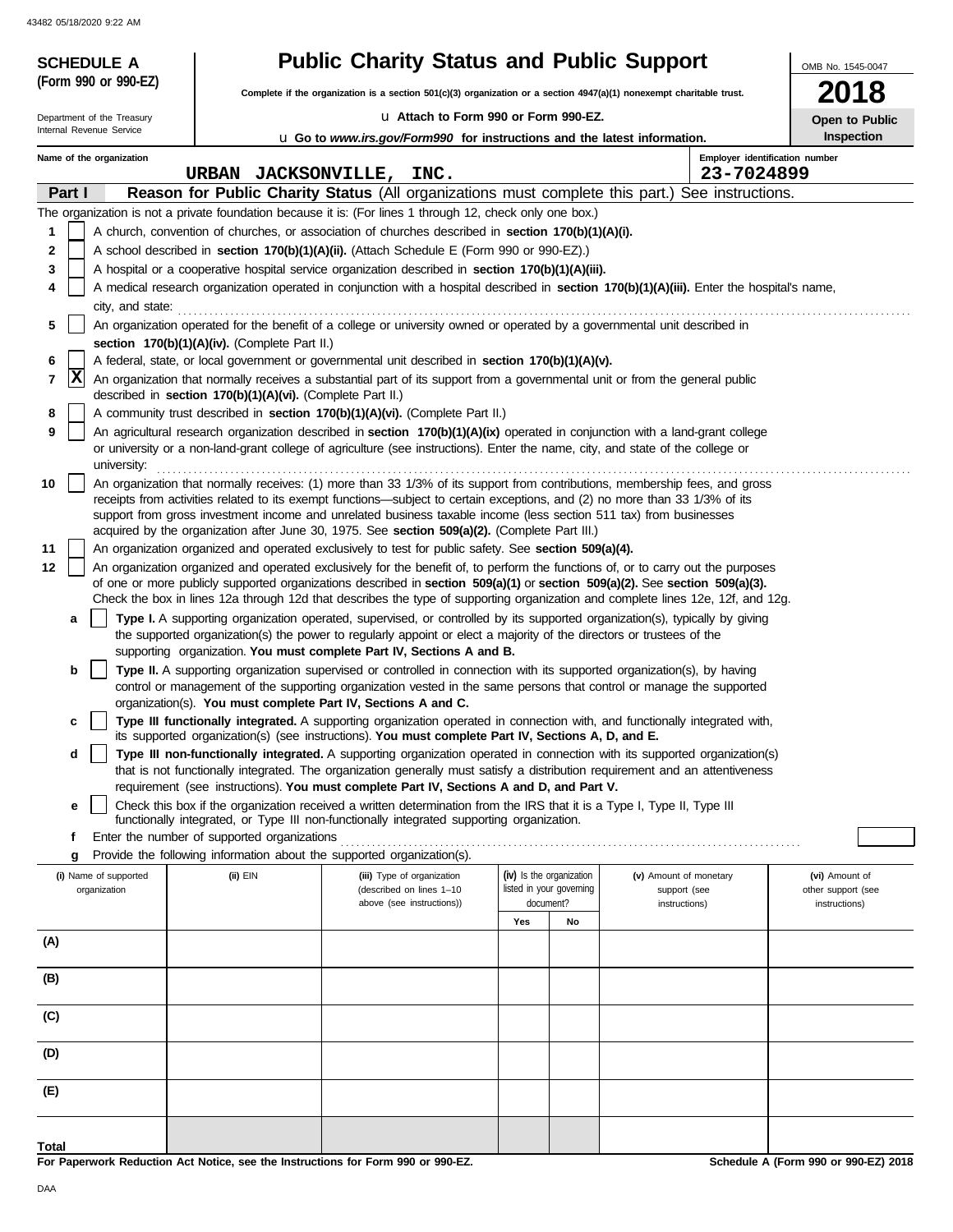**SCHEDULE A**
**(Form 990 or 990-EZ)**

Department of the Treasury
Internal Revenue Service

# Public Charity Status and Public Support

**Complete if the organization is a section 501(c)(3) organization or a section 4947(a)(1) nonexempt charitable trust.**

u **Attach to Form 990 or Form 990-EZ.**

u **Go to *www.irs.gov/Form990* for instructions and the latest information.**

OMB No. 1545-0047

**2018**

**Open to Public Inspection**

**Name of the organization**
URBAN JACKSONVILLE, INC.

**Employer identification number**
23-7024899

## Part I — Reason for Public Charity Status (All organizations must complete this part.) See instructions.

The organization is not a private foundation because it is: (For lines 1 through 12, check only one box.)

1. [ ] A church, convention of churches, or association of churches described in **section 170(b)(1)(A)(i).**
2. [ ] A school described in **section 170(b)(1)(A)(ii).** (Attach Schedule E (Form 990 or 990-EZ).)
3. [ ] A hospital or a cooperative hospital service organization described in **section 170(b)(1)(A)(iii).**
4. [ ] A medical research organization operated in conjunction with a hospital described in **section 170(b)(1)(A)(iii).** Enter the hospital's name, city, and state:
5. [ ] An organization operated for the benefit of a college or university owned or operated by a governmental unit described in **section 170(b)(1)(A)(iv).** (Complete Part II.)
6. [ ] A federal, state, or local government or governmental unit described in **section 170(b)(1)(A)(v).**
7. [X] An organization that normally receives a substantial part of its support from a governmental unit or from the general public described in **section 170(b)(1)(A)(vi).** (Complete Part II.)
8. [ ] A community trust described in **section 170(b)(1)(A)(vi).** (Complete Part II.)
9. [ ] An agricultural research organization described in **section 170(b)(1)(A)(ix)** operated in conjunction with a land-grant college or university or a non-land-grant college of agriculture (see instructions). Enter the name, city, and state of the college or university:
10. [ ] An organization that normally receives: (1) more than 33 1/3% of its support from contributions, membership fees, and gross receipts from activities related to its exempt functions—subject to certain exceptions, and (2) no more than 33 1/3% of its support from gross investment income and unrelated business taxable income (less section 511 tax) from businesses acquired by the organization after June 30, 1975. See **section 509(a)(2).** (Complete Part III.)
11. [ ] An organization organized and operated exclusively to test for public safety. See **section 509(a)(4).**
12. [ ] An organization organized and operated exclusively for the benefit of, to perform the functions of, or to carry out the purposes of one or more publicly supported organizations described in **section 509(a)(1)** or **section 509(a)(2).** See **section 509(a)(3).** Check the box in lines 12a through 12d that describes the type of supporting organization and complete lines 12e, 12f, and 12g.
   - **a** [ ] **Type I.** A supporting organization operated, supervised, or controlled by its supported organization(s), typically by giving the supported organization(s) the power to regularly appoint or elect a majority of the directors or trustees of the supporting organization. **You must complete Part IV, Sections A and B.**
   - **b** [ ] **Type II.** A supporting organization supervised or controlled in connection with its supported organization(s), by having control or management of the supporting organization vested in the same persons that control or manage the supported organization(s). **You must complete Part IV, Sections A and C.**
   - **c** [ ] **Type III functionally integrated.** A supporting organization operated in connection with, and functionally integrated with, its supported organization(s) (see instructions). **You must complete Part IV, Sections A, D, and E.**
   - **d** [ ] **Type III non-functionally integrated.** A supporting organization operated in connection with its supported organization(s) that is not functionally integrated. The organization generally must satisfy a distribution requirement and an attentiveness requirement (see instructions). **You must complete Part IV, Sections A and D, and Part V.**
   - **e** [ ] Check this box if the organization received a written determination from the IRS that it is a Type I, Type II, Type III functionally integrated, or Type III non-functionally integrated supporting organization.
   - **f** Enter the number of supported organizations
   - **g** Provide the following information about the supported organization(s).

| (i) Name of supported organization | (ii) EIN | (iii) Type of organization (described on lines 1–10 above (see instructions)) | (iv) Is the organization listed in your governing document? | | (v) Amount of monetary support (see instructions) | (vi) Amount of other support (see instructions) |
|---|---|---|---|---|---|---|
| | | | Yes | No | | |
| (A) | | | | | | |
| (B) | | | | | | |
| (C) | | | | | | |
| (D) | | | | | | |
| (E) | | | | | | |
| Total | | | | | | |

**For Paperwork Reduction Act Notice, see the Instructions for Form 990 or 990-EZ.**

**Schedule A (Form 990 or 990-EZ) 2018**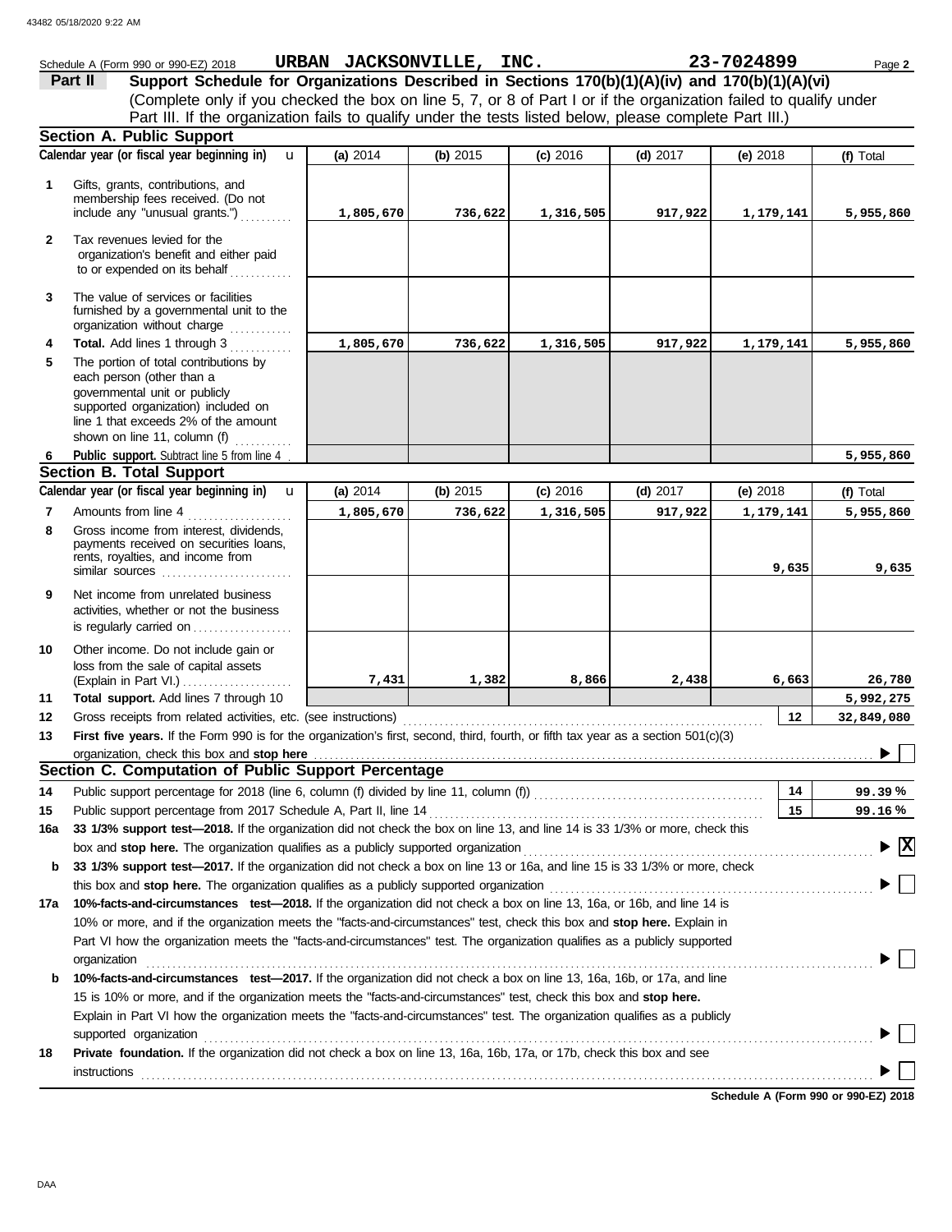Schedule A (Form 990 or 990-EZ) 2018 **URBAN JACKSONVILLE, INC.** **23-7024899**

**Part II** **Support Schedule for Organizations Described in Sections 170(b)(1)(A)(iv) and 170(b)(1)(A)(vi)**
(Complete only if you checked the box on line 5, 7, or 8 of Part I or if the organization failed to qualify under Part III. If the organization fails to qualify under the tests listed below, please complete Part III.)

### Section A. Public Support

| Calendar year (or fiscal year beginning in) | (a) 2014 | (b) 2015 | (c) 2016 | (d) 2017 | (e) 2018 | (f) Total |
|---|---|---|---|---|---|---|
| **1** Gifts, grants, contributions, and membership fees received. (Do not include any "unusual grants.") | 1,805,670 | 736,622 | 1,316,505 | 917,922 | 1,179,141 | 5,955,860 |
| **2** Tax revenues levied for the organization's benefit and either paid to or expended on its behalf | | | | | | |
| **3** The value of services or facilities furnished by a governmental unit to the organization without charge | | | | | | |
| **4** **Total.** Add lines 1 through 3 | 1,805,670 | 736,622 | 1,316,505 | 917,922 | 1,179,141 | 5,955,860 |
| **5** The portion of total contributions by each person (other than a governmental unit or publicly supported organization) included on line 1 that exceeds 2% of the amount shown on line 11, column (f) | | | | | | |
| **6** **Public support.** Subtract line 5 from line 4 | | | | | | 5,955,860 |

### Section B. Total Support

| Calendar year (or fiscal year beginning in) | (a) 2014 | (b) 2015 | (c) 2016 | (d) 2017 | (e) 2018 | (f) Total |
|---|---|---|---|---|---|---|
| **7** Amounts from line 4 | 1,805,670 | 736,622 | 1,316,505 | 917,922 | 1,179,141 | 5,955,860 |
| **8** Gross income from interest, dividends, payments received on securities loans, rents, royalties, and income from similar sources | | | | | 9,635 | 9,635 |
| **9** Net income from unrelated business activities, whether or not the business is regularly carried on | | | | | | |
| **10** Other income. Do not include gain or loss from the sale of capital assets (Explain in Part VI.) | 7,431 | 1,382 | 8,866 | 2,438 | 6,663 | 26,780 |
| **11** **Total support.** Add lines 7 through 10 | | | | | | 5,992,275 |

**12** Gross receipts from related activities, etc. (see instructions) — **12** — 32,849,080

**13** **First five years.** If the Form 990 is for the organization's first, second, third, fourth, or fifth tax year as a section 501(c)(3) organization, check this box and **stop here** ☐

### Section C. Computation of Public Support Percentage

**14** Public support percentage for 2018 (line 6, column (f) divided by line 11, column (f)) — **14** — 99.39 %

**15** Public support percentage from 2017 Schedule A, Part II, line 14 — **15** — 99.16 %

**16a** **33 1/3% support test—2018.** If the organization did not check the box on line 13, and line 14 is 33 1/3% or more, check this box and **stop here.** The organization qualifies as a publicly supported organization ☒

**b** **33 1/3% support test—2017.** If the organization did not check a box on line 13 or 16a, and line 15 is 33 1/3% or more, check this box and **stop here.** The organization qualifies as a publicly supported organization ☐

**17a** **10%-facts-and-circumstances test—2018.** If the organization did not check a box on line 13, 16a, or 16b, and line 14 is 10% or more, and if the organization meets the "facts-and-circumstances" test, check this box and **stop here.** Explain in Part VI how the organization meets the "facts-and-circumstances" test. The organization qualifies as a publicly supported organization ☐

**b** **10%-facts-and-circumstances test—2017.** If the organization did not check a box on line 13, 16a, 16b, or 17a, and line 15 is 10% or more, and if the organization meets the "facts-and-circumstances" test, check this box and **stop here.** Explain in Part VI how the organization meets the "facts-and-circumstances" test. The organization qualifies as a publicly supported organization ☐

**18** **Private foundation.** If the organization did not check a box on line 13, 16a, 16b, 17a, or 17b, check this box and see instructions ☐

**Schedule A (Form 990 or 990-EZ) 2018**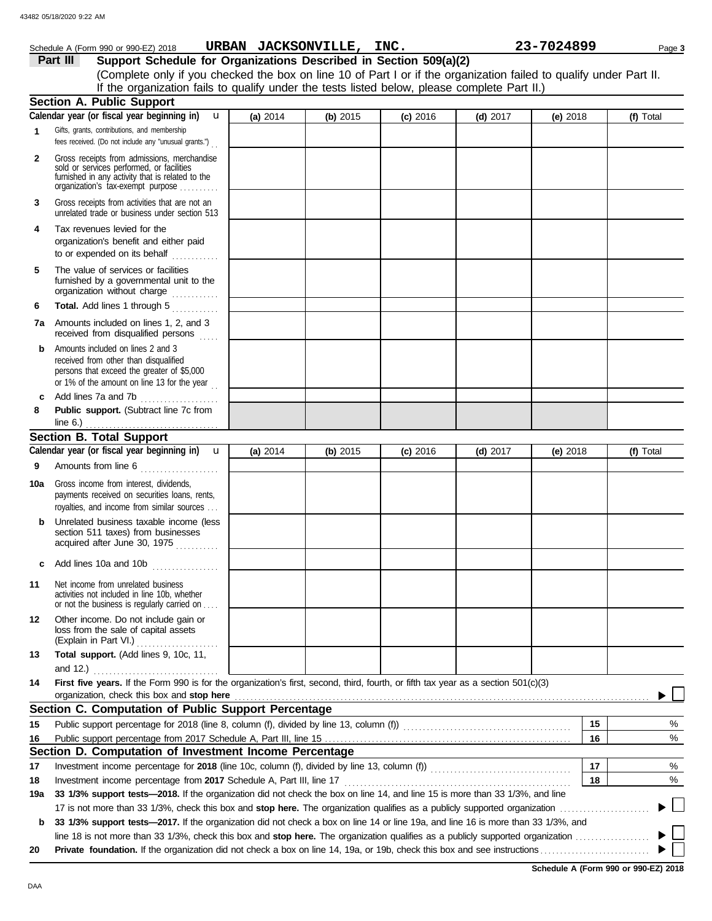Schedule A (Form 990 or 990-EZ) 2018 **URBAN JACKSONVILLE, INC.** **23-7024899**

## Part III Support Schedule for Organizations Described in Section 509(a)(2)

(Complete only if you checked the box on line 10 of Part I or if the organization failed to qualify under Part II. If the organization fails to qualify under the tests listed below, please complete Part II.)

### Section A. Public Support

| Calendar year (or fiscal year beginning in) | (a) 2014 | (b) 2015 | (c) 2016 | (d) 2017 | (e) 2018 | (f) Total |
|---|---|---|---|---|---|---|
| **1** Gifts, grants, contributions, and membership fees received. (Do not include any "unusual grants.") | | | | | | |
| **2** Gross receipts from admissions, merchandise sold or services performed, or facilities furnished in any activity that is related to the organization's tax-exempt purpose | | | | | | |
| **3** Gross receipts from activities that are not an unrelated trade or business under section 513 | | | | | | |
| **4** Tax revenues levied for the organization's benefit and either paid to or expended on its behalf | | | | | | |
| **5** The value of services or facilities furnished by a governmental unit to the organization without charge | | | | | | |
| **6** **Total.** Add lines 1 through 5 | | | | | | |
| **7a** Amounts included on lines 1, 2, and 3 received from disqualified persons | | | | | | |
| **b** Amounts included on lines 2 and 3 received from other than disqualified persons that exceed the greater of $5,000 or 1% of the amount on line 13 for the year | | | | | | |
| **c** Add lines 7a and 7b | | | | | | |
| **8** **Public support.** (Subtract line 7c from line 6.) | | | | | | |

### Section B. Total Support

| Calendar year (or fiscal year beginning in) | (a) 2014 | (b) 2015 | (c) 2016 | (d) 2017 | (e) 2018 | (f) Total |
|---|---|---|---|---|---|---|
| **9** Amounts from line 6 | | | | | | |
| **10a** Gross income from interest, dividends, payments received on securities loans, rents, royalties, and income from similar sources | | | | | | |
| **b** Unrelated business taxable income (less section 511 taxes) from businesses acquired after June 30, 1975 | | | | | | |
| **c** Add lines 10a and 10b | | | | | | |
| **11** Net income from unrelated business activities not included in line 10b, whether or not the business is regularly carried on | | | | | | |
| **12** Other income. Do not include gain or loss from the sale of capital assets (Explain in Part VI.) | | | | | | |
| **13** **Total support.** (Add lines 9, 10c, 11, and 12.) | | | | | | |

**14** **First five years.** If the Form 990 is for the organization's first, second, third, fourth, or fifth tax year as a section 501(c)(3) organization, check this box and **stop here** ☐

### Section C. Computation of Public Support Percentage

| | | | |
|---|---|---|---|
| **15** | Public support percentage for 2018 (line 8, column (f), divided by line 13, column (f)) | 15 | % |
| **16** | Public support percentage from 2017 Schedule A, Part III, line 15 | 16 | % |

### Section D. Computation of Investment Income Percentage

| | | | |
|---|---|---|---|
| **17** | Investment income percentage for **2018** (line 10c, column (f), divided by line 13, column (f)) | 17 | % |
| **18** | Investment income percentage from **2017** Schedule A, Part III, line 17 | 18 | % |

**19a** **33 1/3% support tests—2018.** If the organization did not check the box on line 14, and line 15 is more than 33 1/3%, and line 17 is not more than 33 1/3%, check this box and **stop here.** The organization qualifies as a publicly supported organization ☐

**b** **33 1/3% support tests—2017.** If the organization did not check a box on line 14 or line 19a, and line 16 is more than 33 1/3%, and line 18 is not more than 33 1/3%, check this box and **stop here.** The organization qualifies as a publicly supported organization ☐

**20** **Private foundation.** If the organization did not check a box on line 14, 19a, or 19b, check this box and see instructions ☐

**Schedule A (Form 990 or 990-EZ) 2018**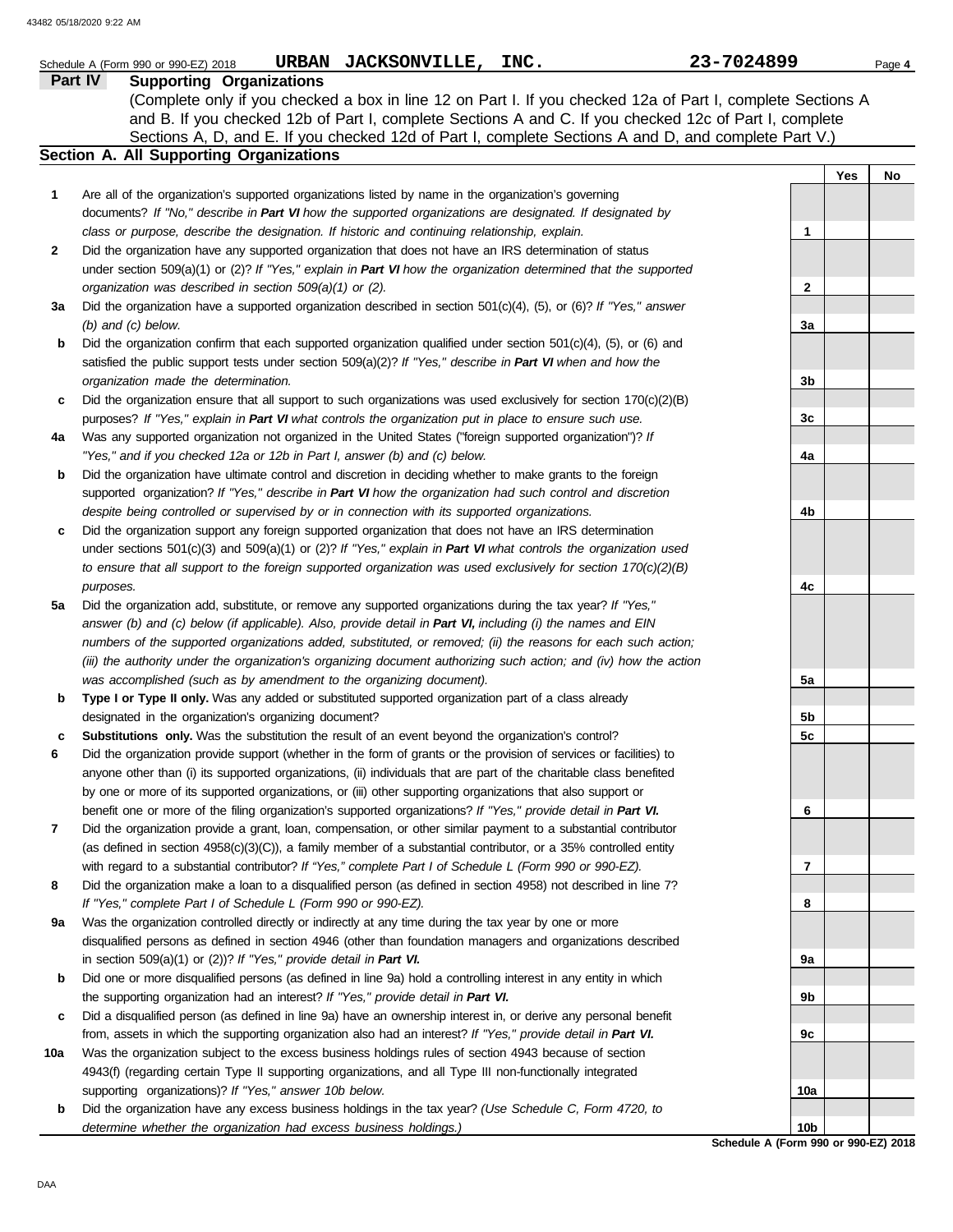Schedule A (Form 990 or 990-EZ) 2018 **URBAN JACKSONVILLE, INC.** **23-7024899**

## Part IV Supporting Organizations

(Complete only if you checked a box in line 12 on Part I. If you checked 12a of Part I, complete Sections A and B. If you checked 12b of Part I, complete Sections A and C. If you checked 12c of Part I, complete Sections A, D, and E. If you checked 12d of Part I, complete Sections A and D, and complete Part V.)

### Section A. All Supporting Organizations

| | | | Yes | No |
|---|---|---|---|---|
| **1** | Are all of the organization's supported organizations listed by name in the organization's governing documents? *If "No," describe in **Part VI** how the supported organizations are designated. If designated by class or purpose, describe the designation. If historic and continuing relationship, explain.* | 1 | | |
| **2** | Did the organization have any supported organization that does not have an IRS determination of status under section 509(a)(1) or (2)? *If "Yes," explain in **Part VI** how the organization determined that the supported organization was described in section 509(a)(1) or (2).* | 2 | | |
| **3a** | Did the organization have a supported organization described in section 501(c)(4), (5), or (6)? *If "Yes," answer (b) and (c) below.* | 3a | | |
| **b** | Did the organization confirm that each supported organization qualified under section 501(c)(4), (5), or (6) and satisfied the public support tests under section 509(a)(2)? *If "Yes," describe in **Part VI** when and how the organization made the determination.* | 3b | | |
| **c** | Did the organization ensure that all support to such organizations was used exclusively for section 170(c)(2)(B) purposes? *If "Yes," explain in **Part VI** what controls the organization put in place to ensure such use.* | 3c | | |
| **4a** | Was any supported organization not organized in the United States ("foreign supported organization")? *If "Yes," and if you checked 12a or 12b in Part I, answer (b) and (c) below.* | 4a | | |
| **b** | Did the organization have ultimate control and discretion in deciding whether to make grants to the foreign supported organization? *If "Yes," describe in **Part VI** how the organization had such control and discretion despite being controlled or supervised by or in connection with its supported organizations.* | 4b | | |
| **c** | Did the organization support any foreign supported organization that does not have an IRS determination under sections 501(c)(3) and 509(a)(1) or (2)? *If "Yes," explain in **Part VI** what controls the organization used to ensure that all support to the foreign supported organization was used exclusively for section 170(c)(2)(B) purposes.* | 4c | | |
| **5a** | Did the organization add, substitute, or remove any supported organizations during the tax year? *If "Yes," answer (b) and (c) below (if applicable). Also, provide detail in **Part VI,** including (i) the names and EIN numbers of the supported organizations added, substituted, or removed; (ii) the reasons for each such action; (iii) the authority under the organization's organizing document authorizing such action; and (iv) how the action was accomplished (such as by amendment to the organizing document).* | 5a | | |
| **b** | **Type I or Type II only.** Was any added or substituted supported organization part of a class already designated in the organization's organizing document? | 5b | | |
| **c** | **Substitutions only.** Was the substitution the result of an event beyond the organization's control? | 5c | | |
| **6** | Did the organization provide support (whether in the form of grants or the provision of services or facilities) to anyone other than (i) its supported organizations, (ii) individuals that are part of the charitable class benefited by one or more of its supported organizations, or (iii) other supporting organizations that also support or benefit one or more of the filing organization's supported organizations? *If "Yes," provide detail in **Part VI.*** | 6 | | |
| **7** | Did the organization provide a grant, loan, compensation, or other similar payment to a substantial contributor (as defined in section 4958(c)(3)(C)), a family member of a substantial contributor, or a 35% controlled entity with regard to a substantial contributor? *If "Yes," complete Part I of Schedule L (Form 990 or 990-EZ).* | 7 | | |
| **8** | Did the organization make a loan to a disqualified person (as defined in section 4958) not described in line 7? *If "Yes," complete Part I of Schedule L (Form 990 or 990-EZ).* | 8 | | |
| **9a** | Was the organization controlled directly or indirectly at any time during the tax year by one or more disqualified persons as defined in section 4946 (other than foundation managers and organizations described in section 509(a)(1) or (2))? *If "Yes," provide detail in **Part VI.*** | 9a | | |
| **b** | Did one or more disqualified persons (as defined in line 9a) hold a controlling interest in any entity in which the supporting organization had an interest? *If "Yes," provide detail in **Part VI.*** | 9b | | |
| **c** | Did a disqualified person (as defined in line 9a) have an ownership interest in, or derive any personal benefit from, assets in which the supporting organization also had an interest? *If "Yes," provide detail in **Part VI.*** | 9c | | |
| **10a** | Was the organization subject to the excess business holdings rules of section 4943 because of section 4943(f) (regarding certain Type II supporting organizations, and all Type III non-functionally integrated supporting organizations)? *If "Yes," answer 10b below.* | 10a | | |
| **b** | Did the organization have any excess business holdings in the tax year? *(Use Schedule C, Form 4720, to determine whether the organization had excess business holdings.)* | 10b | | |

**Schedule A (Form 990 or 990-EZ) 2018**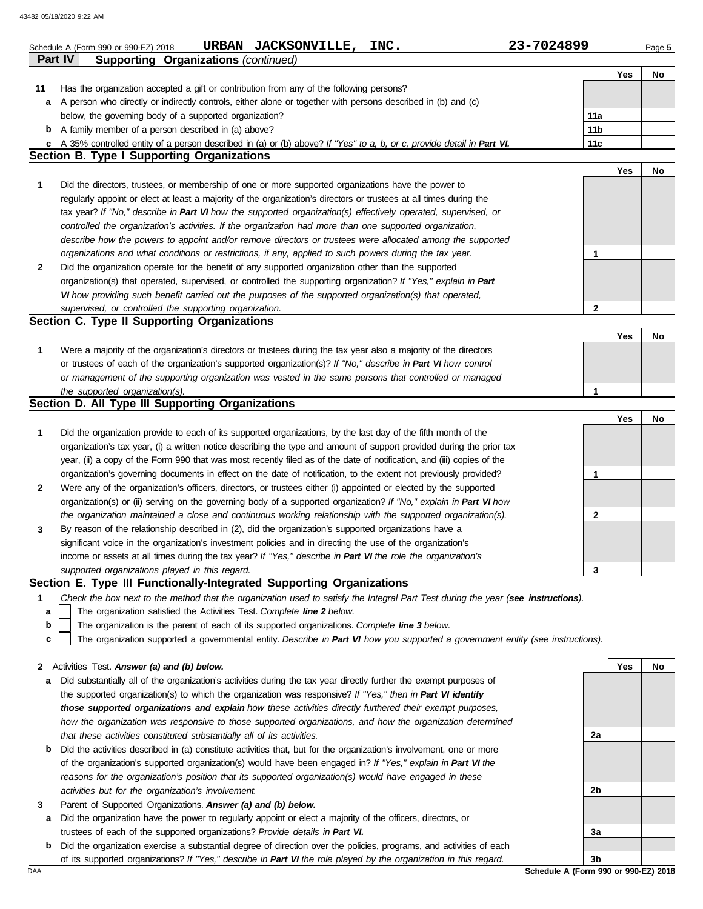Schedule A (Form 990 or 990-EZ) 2018 **URBAN JACKSONVILLE, INC.** **23-7024899** Page **5**

**Part IV Supporting Organizations** *(continued)*

| | | | Yes | No |
|---|---|---|---|---|
| **11** | Has the organization accepted a gift or contribution from any of the following persons? | | | |
| **a** | A person who directly or indirectly controls, either alone or together with persons described in (b) and (c) below, the governing body of a supported organization? | 11a | | |
| **b** | A family member of a person described in (a) above? | 11b | | |
| **c** | A 35% controlled entity of a person described in (a) or (b) above? *If "Yes" to a, b, or c, provide detail in **Part VI**.* | 11c | | |

## Section B. Type I Supporting Organizations

| | | | Yes | No |
|---|---|---|---|---|
| **1** | Did the directors, trustees, or membership of one or more supported organizations have the power to regularly appoint or elect at least a majority of the organization's directors or trustees at all times during the tax year? *If "No," describe in **Part VI** how the supported organization(s) effectively operated, supervised, or controlled the organization's activities. If the organization had more than one supported organization, describe how the powers to appoint and/or remove directors or trustees were allocated among the supported organizations and what conditions or restrictions, if any, applied to such powers during the tax year.* | 1 | | |
| **2** | Did the organization operate for the benefit of any supported organization other than the supported organization(s) that operated, supervised, or controlled the supporting organization? *If "Yes," explain in **Part VI** how providing such benefit carried out the purposes of the supported organization(s) that operated, supervised, or controlled the supporting organization.* | 2 | | |

## Section C. Type II Supporting Organizations

| | | | Yes | No |
|---|---|---|---|---|
| **1** | Were a majority of the organization's directors or trustees during the tax year also a majority of the directors or trustees of each of the organization's supported organization(s)? *If "No," describe in **Part VI** how control or management of the supporting organization was vested in the same persons that controlled or managed the supported organization(s).* | 1 | | |

## Section D. All Type III Supporting Organizations

| | | | Yes | No |
|---|---|---|---|---|
| **1** | Did the organization provide to each of its supported organizations, by the last day of the fifth month of the organization's tax year, (i) a written notice describing the type and amount of support provided during the prior tax year, (ii) a copy of the Form 990 that was most recently filed as of the date of notification, and (iii) copies of the organization's governing documents in effect on the date of notification, to the extent not previously provided? | 1 | | |
| **2** | Were any of the organization's officers, directors, or trustees either (i) appointed or elected by the supported organization(s) or (ii) serving on the governing body of a supported organization? *If "No," explain in **Part VI** how the organization maintained a close and continuous working relationship with the supported organization(s).* | 2 | | |
| **3** | By reason of the relationship described in (2), did the organization's supported organizations have a significant voice in the organization's investment policies and in directing the use of the organization's income or assets at all times during the tax year? *If "Yes," describe in **Part VI** the role the organization's supported organizations played in this regard.* | 3 | | |

## Section E. Type III Functionally-Integrated Supporting Organizations

**1** *Check the box next to the method that the organization used to satisfy the Integral Part Test during the year (**see instructions**).*

- **a** ☐ The organization satisfied the Activities Test. *Complete **line 2** below.*
- **b** ☐ The organization is the parent of each of its supported organizations. *Complete **line 3** below.*
- **c** ☐ The organization supported a governmental entity. *Describe in **Part VI** how you supported a government entity (see instructions).*

| | | | Yes | No |
|---|---|---|---|---|
| **2** | Activities Test. ***Answer (a) and (b) below.*** | | | |
| **a** | Did substantially all of the organization's activities during the tax year directly further the exempt purposes of the supported organization(s) to which the organization was responsive? *If "Yes," then in **Part VI identify those supported organizations and explain** how these activities directly furthered their exempt purposes, how the organization was responsive to those supported organizations, and how the organization determined that these activities constituted substantially all of its activities.* | 2a | | |
| **b** | Did the activities described in (a) constitute activities that, but for the organization's involvement, one or more of the organization's supported organization(s) would have been engaged in? *If "Yes," explain in **Part VI** the reasons for the organization's position that its supported organization(s) would have engaged in these activities but for the organization's involvement.* | 2b | | |
| **3** | Parent of Supported Organizations. ***Answer (a) and (b) below.*** | | | |
| **a** | Did the organization have the power to regularly appoint or elect a majority of the officers, directors, or trustees of each of the supported organizations? *Provide details in **Part VI**.* | 3a | | |
| **b** | Did the organization exercise a substantial degree of direction over the policies, programs, and activities of each of its supported organizations? *If "Yes," describe in **Part VI** the role played by the organization in this regard.* | 3b | | |

DAA **Schedule A (Form 990 or 990-EZ) 2018**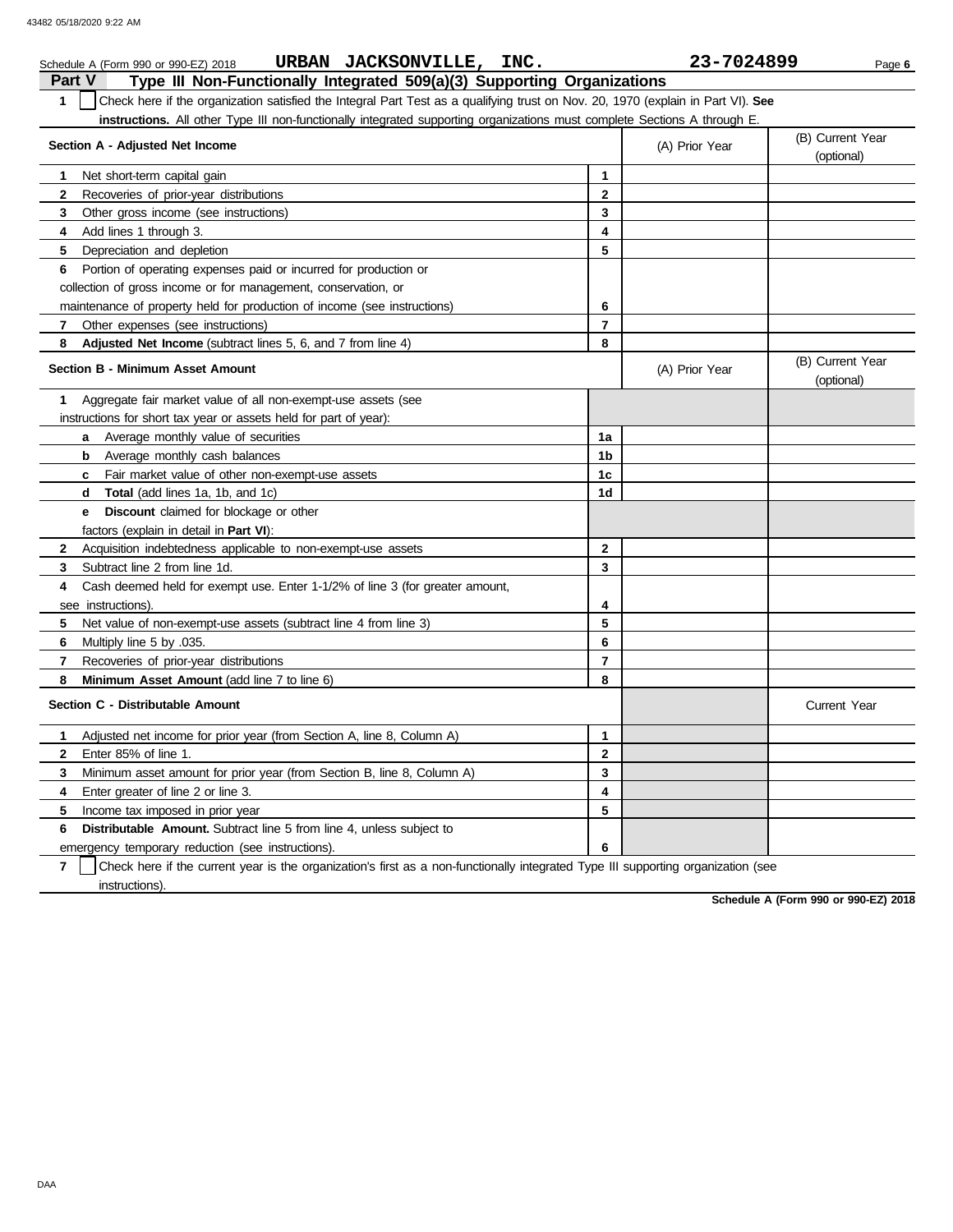Schedule A (Form 990 or 990-EZ) 2018 **URBAN JACKSONVILLE, INC.** **23-7024899**

## Part V Type III Non-Functionally Integrated 509(a)(3) Supporting Organizations

**1** ☐ Check here if the organization satisfied the Integral Part Test as a qualifying trust on Nov. 20, 1970 (explain in Part VI). **See instructions.** All other Type III non-functionally integrated supporting organizations must complete Sections A through E.

| Section A - Adjusted Net Income | | (A) Prior Year | (B) Current Year (optional) |
|---|---|---|---|
| **1** Net short-term capital gain | **1** | | |
| **2** Recoveries of prior-year distributions | **2** | | |
| **3** Other gross income (see instructions) | **3** | | |
| **4** Add lines 1 through 3. | **4** | | |
| **5** Depreciation and depletion | **5** | | |
| **6** Portion of operating expenses paid or incurred for production or collection of gross income or for management, conservation, or maintenance of property held for production of income (see instructions) | **6** | | |
| **7** Other expenses (see instructions) | **7** | | |
| **8** **Adjusted Net Income** (subtract lines 5, 6, and 7 from line 4) | **8** | | |

| Section B - Minimum Asset Amount | | (A) Prior Year | (B) Current Year (optional) |
|---|---|---|---|
| **1** Aggregate fair market value of all non-exempt-use assets (see instructions for short tax year or assets held for part of year): | | | |
| **a** Average monthly value of securities | **1a** | | |
| **b** Average monthly cash balances | **1b** | | |
| **c** Fair market value of other non-exempt-use assets | **1c** | | |
| **d** **Total** (add lines 1a, 1b, and 1c) | **1d** | | |
| **e** **Discount** claimed for blockage or other factors (explain in detail in **Part VI**): | | | |
| **2** Acquisition indebtedness applicable to non-exempt-use assets | **2** | | |
| **3** Subtract line 2 from line 1d. | **3** | | |
| **4** Cash deemed held for exempt use. Enter 1-1/2% of line 3 (for greater amount, see instructions). | **4** | | |
| **5** Net value of non-exempt-use assets (subtract line 4 from line 3) | **5** | | |
| **6** Multiply line 5 by .035. | **6** | | |
| **7** Recoveries of prior-year distributions | **7** | | |
| **8** **Minimum Asset Amount** (add line 7 to line 6) | **8** | | |

| Section C - Distributable Amount | | | Current Year |
|---|---|---|---|
| **1** Adjusted net income for prior year (from Section A, line 8, Column A) | **1** | | |
| **2** Enter 85% of line 1. | **2** | | |
| **3** Minimum asset amount for prior year (from Section B, line 8, Column A) | **3** | | |
| **4** Enter greater of line 2 or line 3. | **4** | | |
| **5** Income tax imposed in prior year | **5** | | |
| **6** **Distributable Amount.** Subtract line 5 from line 4, unless subject to emergency temporary reduction (see instructions). | **6** | | |

**7** ☐ Check here if the current year is the organization's first as a non-functionally integrated Type III supporting organization (see instructions).

**Schedule A (Form 990 or 990-EZ) 2018**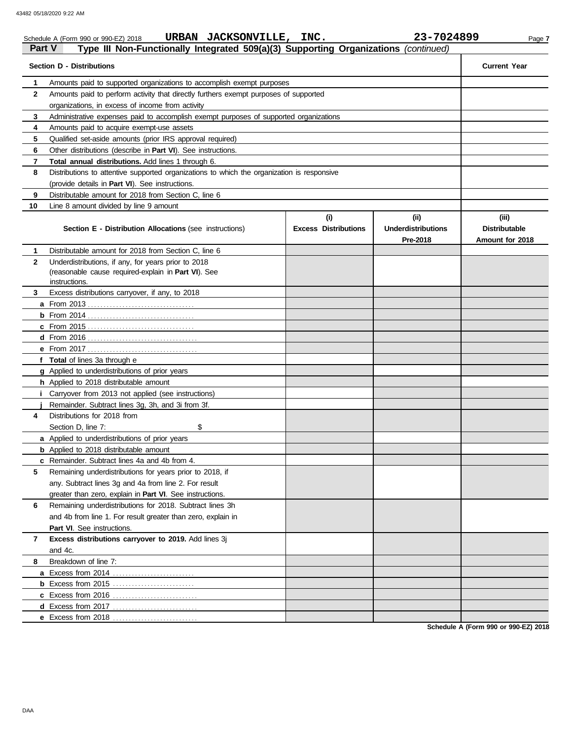Schedule A (Form 990 or 990-EZ) 2018 **URBAN JACKSONVILLE, INC.** **23-7024899**

## Part V Type III Non-Functionally Integrated 509(a)(3) Supporting Organizations *(continued)*

| | **Section D - Distributions** | **Current Year** |
|---|---|---|
| **1** | Amounts paid to supported organizations to accomplish exempt purposes | |
| **2** | Amounts paid to perform activity that directly furthers exempt purposes of supported organizations, in excess of income from activity | |
| **3** | Administrative expenses paid to accomplish exempt purposes of supported organizations | |
| **4** | Amounts paid to acquire exempt-use assets | |
| **5** | Qualified set-aside amounts (prior IRS approval required) | |
| **6** | Other distributions (describe in **Part VI**). See instructions. | |
| **7** | **Total annual distributions.** Add lines 1 through 6. | |
| **8** | Distributions to attentive supported organizations to which the organization is responsive (provide details in **Part VI**). See instructions. | |
| **9** | Distributable amount for 2018 from Section C, line 6 | |
| **10** | Line 8 amount divided by line 9 amount | |

| | **Section E - Distribution Allocations** (see instructions) | **(i) Excess Distributions** | **(ii) Underdistributions Pre-2018** | **(iii) Distributable Amount for 2018** |
|---|---|---|---|---|
| **1** | Distributable amount for 2018 from Section C, line 6 | | | |
| **2** | Underdistributions, if any, for years prior to 2018 (reasonable cause required-explain in **Part VI**). See instructions. | | | |
| **3** | Excess distributions carryover, if any, to 2018 | | | |
| **a** | From 2013 | | | |
| **b** | From 2014 | | | |
| **c** | From 2015 | | | |
| **d** | From 2016 | | | |
| **e** | From 2017 | | | |
| **f** | **Total** of lines 3a through e | | | |
| **g** | Applied to underdistributions of prior years | | | |
| **h** | Applied to 2018 distributable amount | | | |
| **i** | Carryover from 2013 not applied (see instructions) | | | |
| **j** | Remainder. Subtract lines 3g, 3h, and 3i from 3f. | | | |
| **4** | Distributions for 2018 from Section D, line 7: $ | | | |
| **a** | Applied to underdistributions of prior years | | | |
| **b** | Applied to 2018 distributable amount | | | |
| **c** | Remainder. Subtract lines 4a and 4b from 4. | | | |
| **5** | Remaining underdistributions for years prior to 2018, if any. Subtract lines 3g and 4a from line 2. For result greater than zero, explain in **Part VI**. See instructions. | | | |
| **6** | Remaining underdistributions for 2018. Subtract lines 3h and 4b from line 1. For result greater than zero, explain in **Part VI**. See instructions. | | | |
| **7** | **Excess distributions carryover to 2019.** Add lines 3j and 4c. | | | |
| **8** | Breakdown of line 7: | | | |
| **a** | Excess from 2014 | | | |
| **b** | Excess from 2015 | | | |
| **c** | Excess from 2016 | | | |
| **d** | Excess from 2017 | | | |
| **e** | Excess from 2018 | | | |

**Schedule A (Form 990 or 990-EZ) 2018**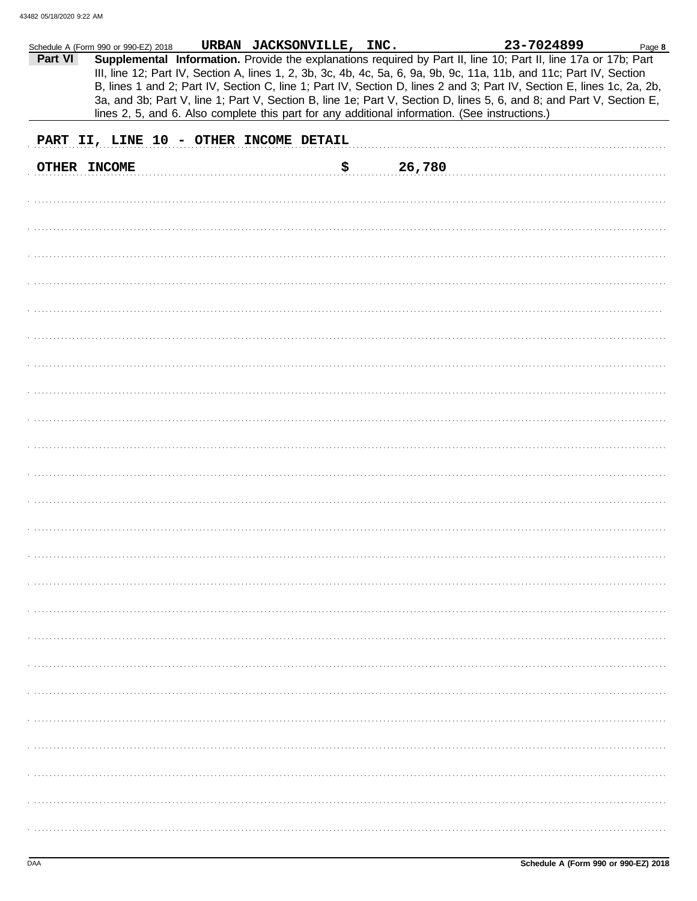Schedule A (Form 990 or 990-EZ) 2018 URBAN JACKSONVILLE, INC. 23-7024899

**Part VI** **Supplemental Information.** Provide the explanations required by Part II, line 10; Part II, line 17a or 17b; Part III, line 12; Part IV, Section A, lines 1, 2, 3b, 3c, 4b, 4c, 5a, 6, 9a, 9b, 9c, 11a, 11b, and 11c; Part IV, Section B, lines 1 and 2; Part IV, Section C, line 1; Part IV, Section D, lines 2 and 3; Part IV, Section E, lines 1c, 2a, 2b, 3a, and 3b; Part V, line 1; Part V, Section B, line 1e; Part V, Section D, lines 5, 6, and 8; and Part V, Section E, lines 2, 5, and 6. Also complete this part for any additional information. (See instructions.)

PART II, LINE 10 - OTHER INCOME DETAIL

OTHER INCOME $ 26,780

Schedule A (Form 990 or 990-EZ) 2018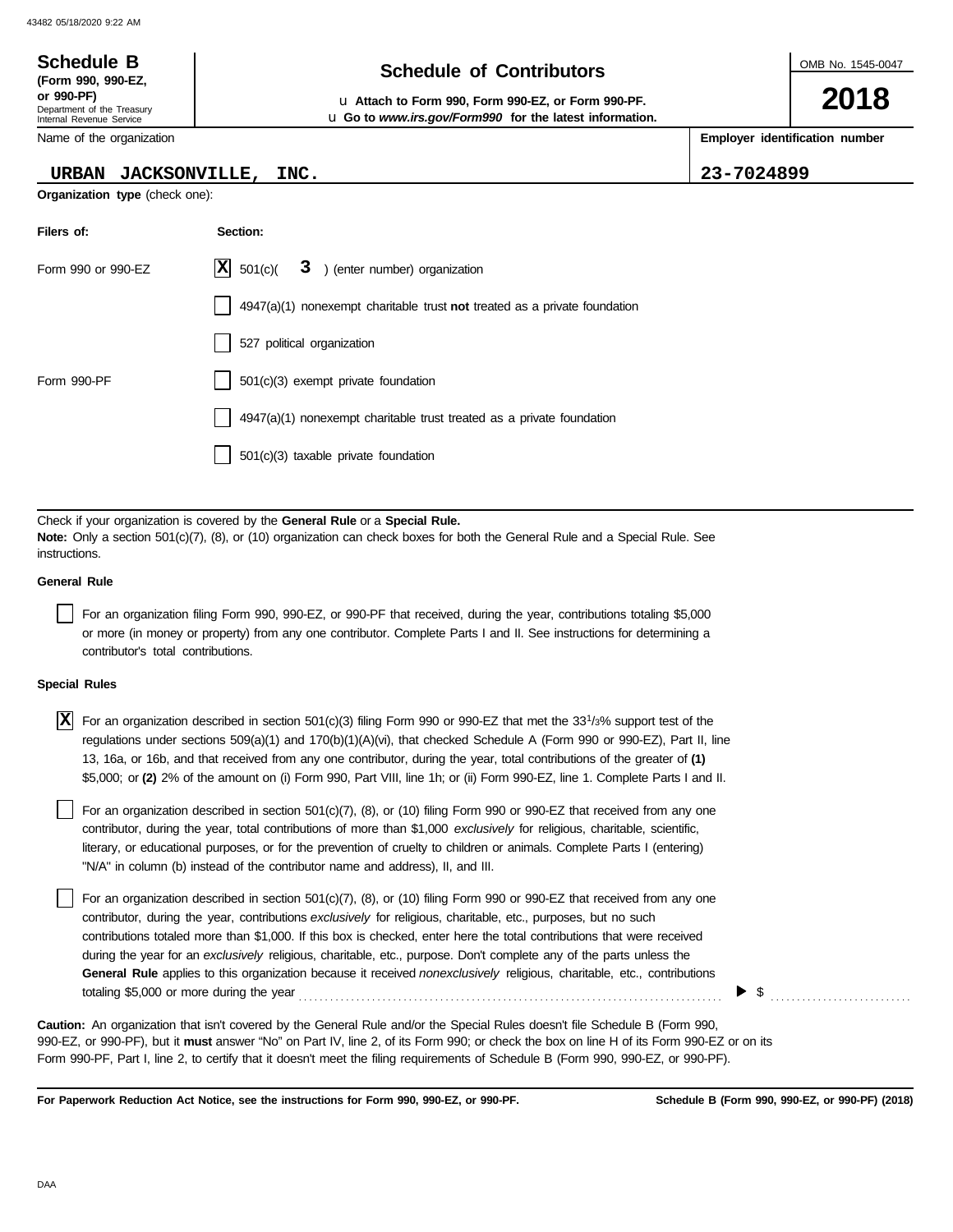**Schedule B**
**(Form 990, 990-EZ, or 990-PF)**
Department of the Treasury
Internal Revenue Service

# Schedule of Contributors

u **Attach to Form 990, Form 990-EZ, or Form 990-PF.**
u **Go to** ***www.irs.gov/Form990*** **for the latest information.**

OMB No. 1545-0047

**2018**

Name of the organization: URBAN JACKSONVILLE, INC.

**Employer identification number:** 23-7024899

**Organization type** (check one):

| Filers of: | Section: |
|---|---|
| Form 990 or 990-EZ | [X] 501(c)( 3 ) (enter number) organization |
| | [ ] 4947(a)(1) nonexempt charitable trust **not** treated as a private foundation |
| | [ ] 527 political organization |
| Form 990-PF | [ ] 501(c)(3) exempt private foundation |
| | [ ] 4947(a)(1) nonexempt charitable trust treated as a private foundation |
| | [ ] 501(c)(3) taxable private foundation |

Check if your organization is covered by the **General Rule** or a **Special Rule.**
**Note:** Only a section 501(c)(7), (8), or (10) organization can check boxes for both the General Rule and a Special Rule. See instructions.

**General Rule**

[ ] For an organization filing Form 990, 990-EZ, or 990-PF that received, during the year, contributions totaling $5,000 or more (in money or property) from any one contributor. Complete Parts I and II. See instructions for determining a contributor's total contributions.

**Special Rules**

[X] For an organization described in section 501(c)(3) filing Form 990 or 990-EZ that met the 33 1/3% support test of the regulations under sections 509(a)(1) and 170(b)(1)(A)(vi), that checked Schedule A (Form 990 or 990-EZ), Part II, line 13, 16a, or 16b, and that received from any one contributor, during the year, total contributions of the greater of **(1)** $5,000; or **(2)** 2% of the amount on (i) Form 990, Part VIII, line 1h; or (ii) Form 990-EZ, line 1. Complete Parts I and II.

[ ] For an organization described in section 501(c)(7), (8), or (10) filing Form 990 or 990-EZ that received from any one contributor, during the year, total contributions of more than $1,000 *exclusively* for religious, charitable, scientific, literary, or educational purposes, or for the prevention of cruelty to children or animals. Complete Parts I (entering "N/A" in column (b) instead of the contributor name and address), II, and III.

[ ] For an organization described in section 501(c)(7), (8), or (10) filing Form 990 or 990-EZ that received from any one contributor, during the year, contributions *exclusively* for religious, charitable, etc., purposes, but no such contributions totaled more than $1,000. If this box is checked, enter here the total contributions that were received during the year for an *exclusively* religious, charitable, etc., purpose. Don't complete any of the parts unless the **General Rule** applies to this organization because it received *nonexclusively* religious, charitable, etc., contributions totaling $5,000 or more during the year . . . . . . . . . . ▶ $ . . . . . . . . . .

**Caution:** An organization that isn't covered by the General Rule and/or the Special Rules doesn't file Schedule B (Form 990, 990-EZ, or 990-PF), but it **must** answer "No" on Part IV, line 2, of its Form 990; or check the box on line H of its Form 990-EZ or on its Form 990-PF, Part I, line 2, to certify that it doesn't meet the filing requirements of Schedule B (Form 990, 990-EZ, or 990-PF).

**For Paperwork Reduction Act Notice, see the instructions for Form 990, 990-EZ, or 990-PF.** **Schedule B (Form 990, 990-EZ, or 990-PF) (2018)**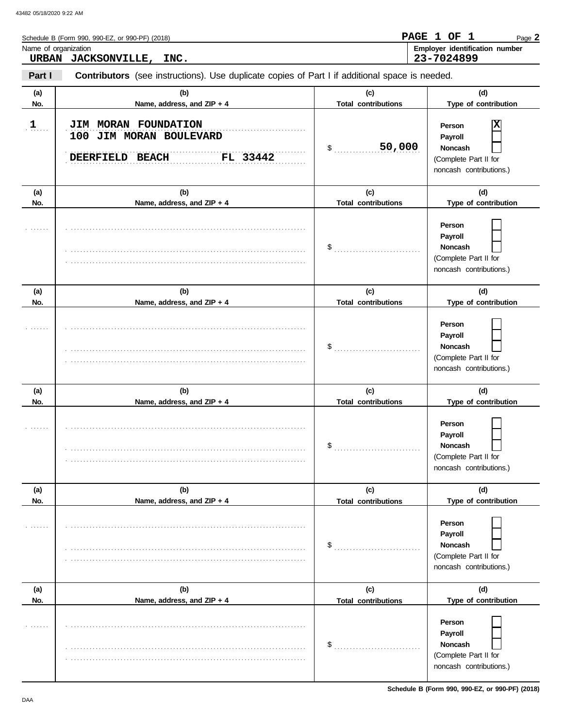Schedule B (Form 990, 990-EZ, or 990-PF) (2018)

**PAGE 1 OF 1**

Name of organization: **URBAN JACKSONVILLE, INC.**

**Employer identification number:** **23-7024899**

**Part I** **Contributors** (see instructions). Use duplicate copies of Part I if additional space is needed.

| (a) No. | (b) Name, address, and ZIP + 4 | (c) Total contributions | (d) Type of contribution |
|---|---|---|---|
| 1 | JIM MORAN FOUNDATION<br>100 JIM MORAN BOULEVARD<br>DEERFIELD BEACH FL 33442 | $ 50,000 | Person [X]<br>Payroll [ ]<br>Noncash [ ]<br>(Complete Part II for noncash contributions.) |
| | | $ | Person [ ]<br>Payroll [ ]<br>Noncash [ ]<br>(Complete Part II for noncash contributions.) |
| | | $ | Person [ ]<br>Payroll [ ]<br>Noncash [ ]<br>(Complete Part II for noncash contributions.) |
| | | $ | Person [ ]<br>Payroll [ ]<br>Noncash [ ]<br>(Complete Part II for noncash contributions.) |
| | | $ | Person [ ]<br>Payroll [ ]<br>Noncash [ ]<br>(Complete Part II for noncash contributions.) |
| | | $ | Person [ ]<br>Payroll [ ]<br>Noncash [ ]<br>(Complete Part II for noncash contributions.) |

Schedule B (Form 990, 990-EZ, or 990-PF) (2018)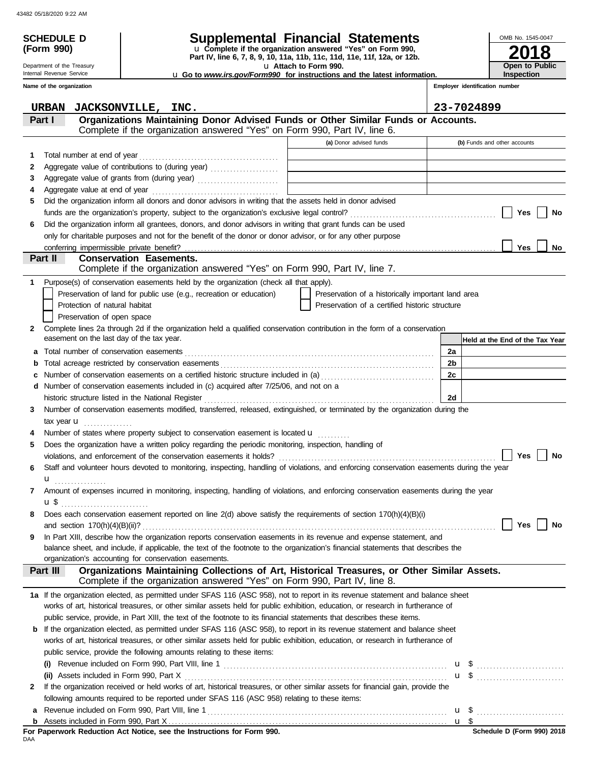**SCHEDULE D (Form 990)**

Department of the Treasury
Internal Revenue Service

# Supplemental Financial Statements

u Complete if the organization answered "Yes" on Form 990, Part IV, line 6, 7, 8, 9, 10, 11a, 11b, 11c, 11d, 11e, 11f, 12a, or 12b.
u Attach to Form 990.
u Go to *www.irs.gov/Form990* for instructions and the latest information.

OMB No. 1545-0047

**2018**

**Open to Public Inspection**

Name of the organization: URBAN JACKSONVILLE, INC.

Employer identification number: 23-7024899

## Part I — Organizations Maintaining Donor Advised Funds or Other Similar Funds or Accounts.

Complete if the organization answered "Yes" on Form 990, Part IV, line 6.

| | | (a) Donor advised funds | (b) Funds and other accounts |
|---|---|---|---|
| 1 | Total number at end of year | | |
| 2 | Aggregate value of contributions to (during year) | | |
| 3 | Aggregate value of grants from (during year) | | |
| 4 | Aggregate value at end of year | | |

5 Did the organization inform all donors and donor advisors in writing that the assets held in donor advised funds are the organization's property, subject to the organization's exclusive legal control? ☐ Yes ☐ No

6 Did the organization inform all grantees, donors, and donor advisors in writing that grant funds can be used only for charitable purposes and not for the benefit of the donor or donor advisor, or for any other purpose conferring impermissible private benefit? ☐ Yes ☐ No

## Part II — Conservation Easements.

Complete if the organization answered "Yes" on Form 990, Part IV, line 7.

1 Purpose(s) of conservation easements held by the organization (check all that apply).

- ☐ Preservation of land for public use (e.g., recreation or education)
- ☐ Protection of natural habitat
- ☐ Preservation of open space
- ☐ Preservation of a historically important land area
- ☐ Preservation of a certified historic structure

2 Complete lines 2a through 2d if the organization held a qualified conservation contribution in the form of a conservation easement on the last day of the tax year.

| | | | Held at the End of the Tax Year |
|---|---|---|---|
| a | Total number of conservation easements | 2a | |
| b | Total acreage restricted by conservation easements | 2b | |
| c | Number of conservation easements on a certified historic structure included in (a) | 2c | |
| d | Number of conservation easements included in (c) acquired after 7/25/06, and not on a historic structure listed in the National Register | 2d | |

3 Number of conservation easements modified, transferred, released, extinguished, or terminated by the organization during the tax year u

4 Number of states where property subject to conservation easement is located u

5 Does the organization have a written policy regarding the periodic monitoring, inspection, handling of violations, and enforcement of the conservation easements it holds? ☐ Yes ☐ No

6 Staff and volunteer hours devoted to monitoring, inspecting, handling of violations, and enforcing conservation easements during the year u

7 Amount of expenses incurred in monitoring, inspecting, handling of violations, and enforcing conservation easements during the year u $

8 Does each conservation easement reported on line 2(d) above satisfy the requirements of section 170(h)(4)(B)(i) and section 170(h)(4)(B)(ii)? ☐ Yes ☐ No

9 In Part XIII, describe how the organization reports conservation easements in its revenue and expense statement, and balance sheet, and include, if applicable, the text of the footnote to the organization's financial statements that describes the organization's accounting for conservation easements.

## Part III — Organizations Maintaining Collections of Art, Historical Treasures, or Other Similar Assets.

Complete if the organization answered "Yes" on Form 990, Part IV, line 8.

1a If the organization elected, as permitted under SFAS 116 (ASC 958), not to report in its revenue statement and balance sheet works of art, historical treasures, or other similar assets held for public exhibition, education, or research in furtherance of public service, provide, in Part XIII, the text of the footnote to its financial statements that describes these items.

b If the organization elected, as permitted under SFAS 116 (ASC 958), to report in its revenue statement and balance sheet works of art, historical treasures, or other similar assets held for public exhibition, education, or research in furtherance of public service, provide the following amounts relating to these items:

(i) Revenue included on Form 990, Part VIII, line 1 u $

(ii) Assets included in Form 990, Part X u $

2 If the organization received or held works of art, historical treasures, or other similar assets for financial gain, provide the following amounts required to be reported under SFAS 116 (ASC 958) relating to these items:

a Revenue included on Form 990, Part VIII, line 1 u $

b Assets included in Form 990, Part X u $

**For Paperwork Reduction Act Notice, see the Instructions for Form 990.**

Schedule D (Form 990) 2018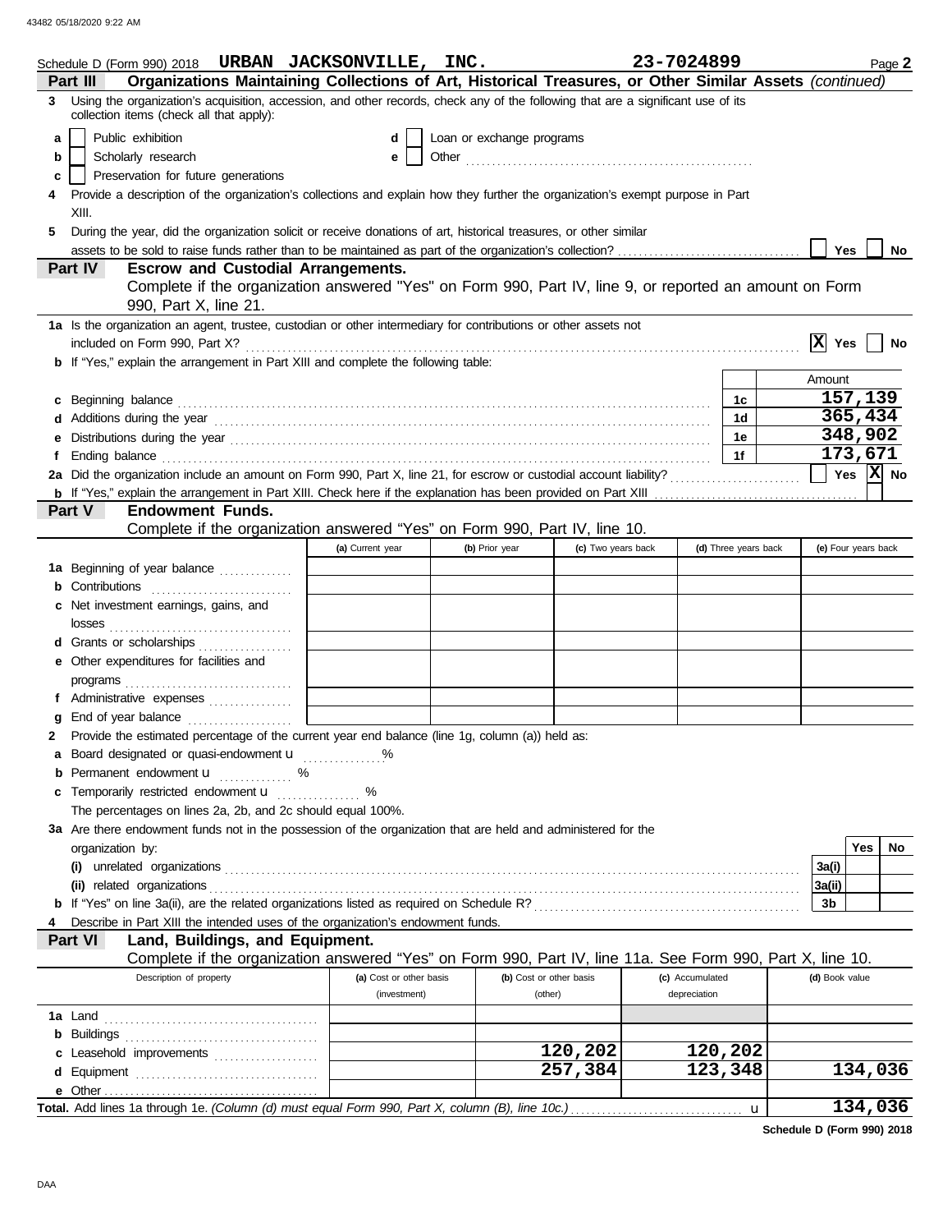Schedule D (Form 990) 2018 **URBAN JACKSONVILLE, INC.** **23-7024899** Page **2**

## Part III Organizations Maintaining Collections of Art, Historical Treasures, or Other Similar Assets *(continued)*

**3** Using the organization's acquisition, accession, and other records, check any of the following that are a significant use of its collection items (check all that apply):

- **a** [ ] Public exhibition
- **b** [ ] Scholarly research
- **c** [ ] Preservation for future generations
- **d** [ ] Loan or exchange programs
- **e** [ ] Other

**4** Provide a description of the organization's collections and explain how they further the organization's exempt purpose in Part XIII.

**5** During the year, did the organization solicit or receive donations of art, historical treasures, or other similar assets to be sold to raise funds rather than to be maintained as part of the organization's collection? [ ] Yes [ ] No

## Part IV Escrow and Custodial Arrangements.

Complete if the organization answered "Yes" on Form 990, Part IV, line 9, or reported an amount on Form 990, Part X, line 21.

**1a** Is the organization an agent, trustee, custodian or other intermediary for contributions or other assets not included on Form 990, Part X? [X] Yes [ ] No

**b** If "Yes," explain the arrangement in Part XIII and complete the following table:

| | | | Amount |
|---|---|---|---|
| **c** | Beginning balance | 1c | 157,139 |
| **d** | Additions during the year | 1d | 365,434 |
| **e** | Distributions during the year | 1e | 348,902 |
| **f** | Ending balance | 1f | 173,671 |

**2a** Did the organization include an amount on Form 990, Part X, line 21, for escrow or custodial account liability? [ ] Yes [X] No

**b** If "Yes," explain the arrangement in Part XIII. Check here if the explanation has been provided on Part XIII [ ]

## Part V Endowment Funds.

Complete if the organization answered "Yes" on Form 990, Part IV, line 10.

| | (a) Current year | (b) Prior year | (c) Two years back | (d) Three years back | (e) Four years back |
|---|---|---|---|---|---|
| **1a** Beginning of year balance | | | | | |
| **b** Contributions | | | | | |
| **c** Net investment earnings, gains, and losses | | | | | |
| **d** Grants or scholarships | | | | | |
| **e** Other expenditures for facilities and programs | | | | | |
| **f** Administrative expenses | | | | | |
| **g** End of year balance | | | | | |

**2** Provide the estimated percentage of the current year end balance (line 1g, column (a)) held as:

- **a** Board designated or quasi-endowment ▶ ______ %
- **b** Permanent endowment ▶ ______ %
- **c** Temporarily restricted endowment ▶ ______ %

The percentages on lines 2a, 2b, and 2c should equal 100%.

**3a** Are there endowment funds not in the possession of the organization that are held and administered for the organization by:

| | | | Yes | No |
|---|---|---|---|---|
| **(i)** | unrelated organizations | 3a(i) | | |
| **(ii)** | related organizations | 3a(ii) | | |
| **b** | If "Yes" on line 3a(ii), are the related organizations listed as required on Schedule R? | 3b | | |

**4** Describe in Part XIII the intended uses of the organization's endowment funds.

## Part VI Land, Buildings, and Equipment.

Complete if the organization answered "Yes" on Form 990, Part IV, line 11a. See Form 990, Part X, line 10.

| Description of property | (a) Cost or other basis (investment) | (b) Cost or other basis (other) | (c) Accumulated depreciation | (d) Book value |
|---|---|---|---|---|
| **1a** Land | | | | |
| **b** Buildings | | | | |
| **c** Leasehold improvements | | 120,202 | 120,202 | |
| **d** Equipment | | 257,384 | 123,348 | 134,036 |
| **e** Other | | | | |

**Total.** Add lines 1a through 1e. *(Column (d) must equal Form 990, Part X, column (B), line 10c.)* ▶ **134,036**

**Schedule D (Form 990) 2018**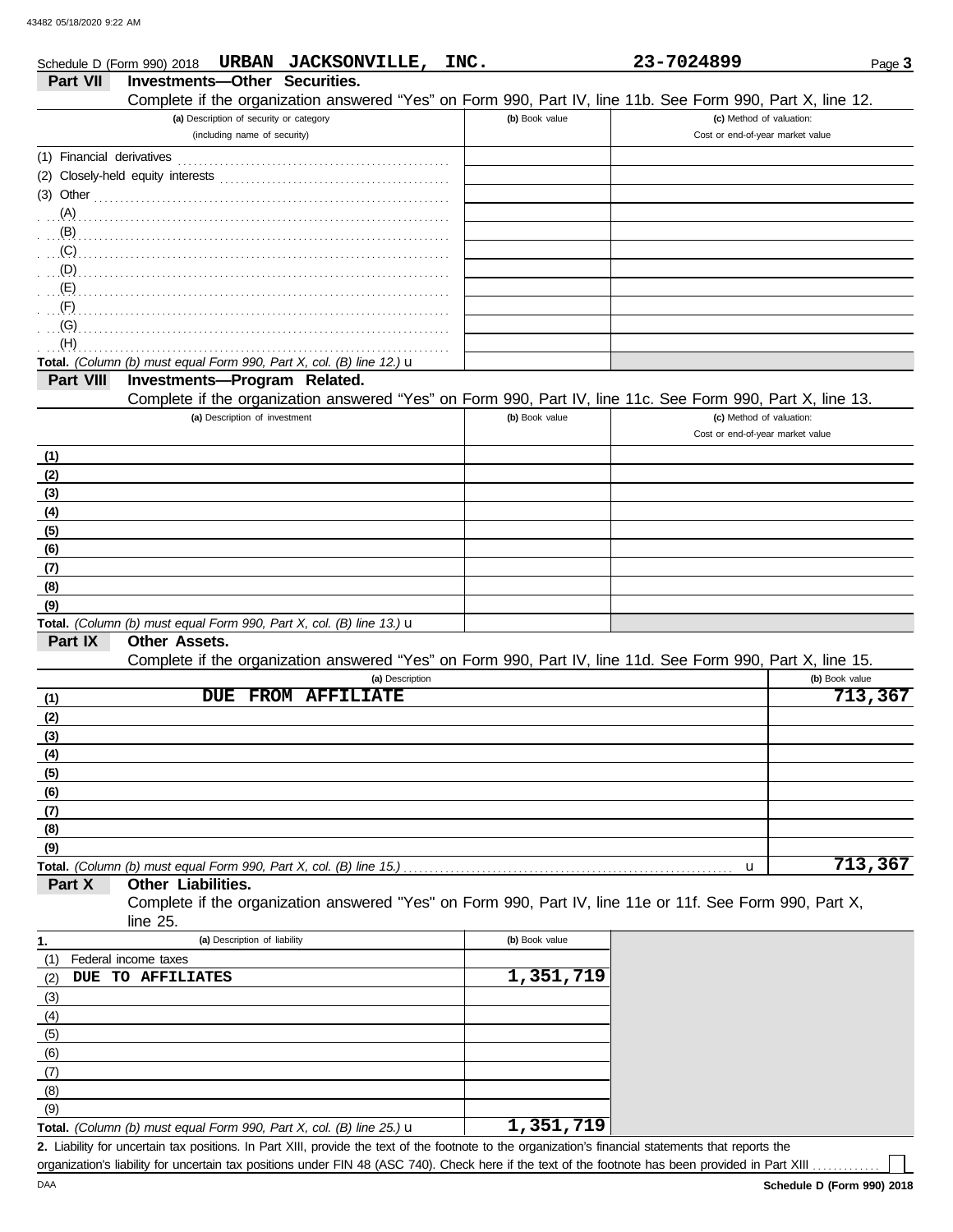Schedule D (Form 990) 2018 **URBAN JACKSONVILLE, INC.** **23-7024899** Page **3**

## Part VII Investments—Other Securities.

Complete if the organization answered "Yes" on Form 990, Part IV, line 11b. See Form 990, Part X, line 12.

| (a) Description of security or category (including name of security) | (b) Book value | (c) Method of valuation: Cost or end-of-year market value |
|---|---|---|
| (1) Financial derivatives | | |
| (2) Closely-held equity interests | | |
| (3) Other | | |
| (A) | | |
| (B) | | |
| (C) | | |
| (D) | | |
| (E) | | |
| (F) | | |
| (G) | | |
| (H) | | |
| **Total.** *(Column (b) must equal Form 990, Part X, col. (B) line 12.)* u | | |

## Part VIII Investments—Program Related.

Complete if the organization answered "Yes" on Form 990, Part IV, line 11c. See Form 990, Part X, line 13.

| (a) Description of investment | (b) Book value | (c) Method of valuation: Cost or end-of-year market value |
|---|---|---|
| **(1)** | | |
| **(2)** | | |
| **(3)** | | |
| **(4)** | | |
| **(5)** | | |
| **(6)** | | |
| **(7)** | | |
| **(8)** | | |
| **(9)** | | |
| **Total.** *(Column (b) must equal Form 990, Part X, col. (B) line 13.)* u | | |

## Part IX Other Assets.

Complete if the organization answered "Yes" on Form 990, Part IV, line 11d. See Form 990, Part X, line 15.

| | (a) Description | (b) Book value |
|---|---|---|
| **(1)** | **DUE FROM AFFILIATE** | **713,367** |
| **(2)** | | |
| **(3)** | | |
| **(4)** | | |
| **(5)** | | |
| **(6)** | | |
| **(7)** | | |
| **(8)** | | |
| **(9)** | | |
| **Total.** *(Column (b) must equal Form 990, Part X, col. (B) line 15.)* u | | **713,367** |

## Part X Other Liabilities.

Complete if the organization answered "Yes" on Form 990, Part IV, line 11e or 11f. See Form 990, Part X, line 25.

| **1.** (a) Description of liability | (b) Book value |
|---|---|
| (1) Federal income taxes | |
| (2) **DUE TO AFFILIATES** | **1,351,719** |
| (3) | |
| (4) | |
| (5) | |
| (6) | |
| (7) | |
| (8) | |
| (9) | |
| **Total.** *(Column (b) must equal Form 990, Part X, col. (B) line 25.)* u | **1,351,719** |

**2.** Liability for uncertain tax positions. In Part XIII, provide the text of the footnote to the organization's financial statements that reports the organization's liability for uncertain tax positions under FIN 48 (ASC 740). Check here if the text of the footnote has been provided in Part XIII ☐

Schedule D (Form 990) 2018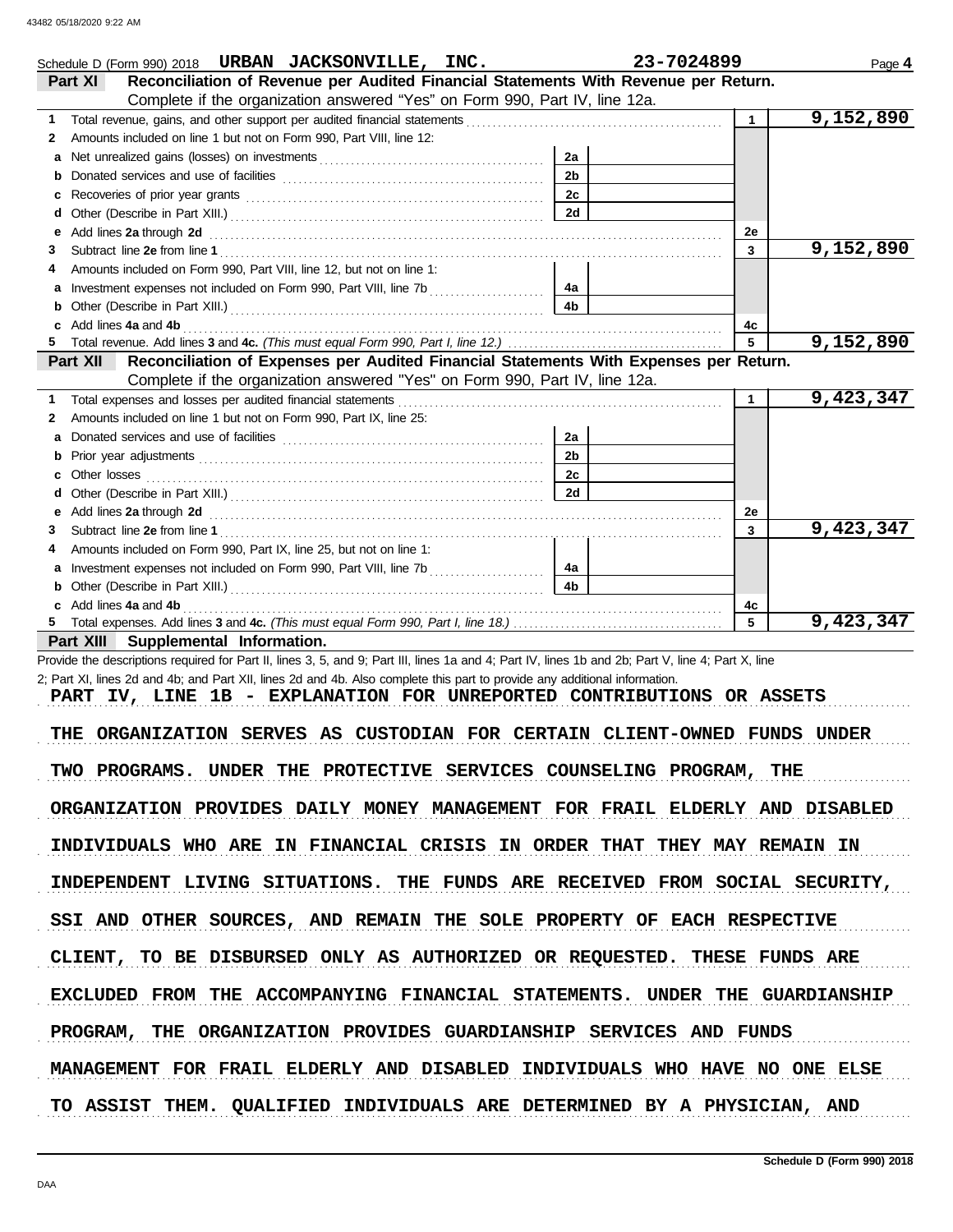Schedule D (Form 990) 2018 URBAN JACKSONVILLE, INC. 23-7024899 Page 4

## Part XI Reconciliation of Revenue per Audited Financial Statements With Revenue per Return.

Complete if the organization answered "Yes" on Form 990, Part IV, line 12a.

| | | | | | |
|---|---|---|---|---|---|
| 1 | Total revenue, gains, and other support per audited financial statements | | | 1 | 9,152,890 |
| 2 | Amounts included on line 1 but not on Form 990, Part VIII, line 12: | | | | |
| a | Net unrealized gains (losses) on investments | 2a | | | |
| b | Donated services and use of facilities | 2b | | | |
| c | Recoveries of prior year grants | 2c | | | |
| d | Other (Describe in Part XIII.) | 2d | | | |
| e | Add lines **2a** through **2d** | | | 2e | |
| 3 | Subtract line **2e** from line **1** | | | 3 | 9,152,890 |
| 4 | Amounts included on Form 990, Part VIII, line 12, but not on line 1: | | | | |
| a | Investment expenses not included on Form 990, Part VIII, line 7b | 4a | | | |
| b | Other (Describe in Part XIII.) | 4b | | | |
| c | Add lines **4a** and **4b** | | | 4c | |
| 5 | Total revenue. Add lines **3** and **4c.** *(This must equal Form 990, Part I, line 12.)* | | | 5 | 9,152,890 |

## Part XII Reconciliation of Expenses per Audited Financial Statements With Expenses per Return.

Complete if the organization answered "Yes" on Form 990, Part IV, line 12a.

| | | | | | |
|---|---|---|---|---|---|
| 1 | Total expenses and losses per audited financial statements | | | 1 | 9,423,347 |
| 2 | Amounts included on line 1 but not on Form 990, Part IX, line 25: | | | | |
| a | Donated services and use of facilities | 2a | | | |
| b | Prior year adjustments | 2b | | | |
| c | Other losses | 2c | | | |
| d | Other (Describe in Part XIII.) | 2d | | | |
| e | Add lines **2a** through **2d** | | | 2e | |
| 3 | Subtract line **2e** from line **1** | | | 3 | 9,423,347 |
| 4 | Amounts included on Form 990, Part IX, line 25, but not on line 1: | | | | |
| a | Investment expenses not included on Form 990, Part VIII, line 7b | 4a | | | |
| b | Other (Describe in Part XIII.) | 4b | | | |
| c | Add lines **4a** and **4b** | | | 4c | |
| 5 | Total expenses. Add lines **3** and **4c.** *(This must equal Form 990, Part I, line 18.)* | | | 5 | 9,423,347 |

## Part XIII Supplemental Information.

Provide the descriptions required for Part II, lines 3, 5, and 9; Part III, lines 1a and 4; Part IV, lines 1b and 2b; Part V, line 4; Part X, line 2; Part XI, lines 2d and 4b; and Part XII, lines 2d and 4b. Also complete this part to provide any additional information.

PART IV, LINE 1B - EXPLANATION FOR UNREPORTED CONTRIBUTIONS OR ASSETS

THE ORGANIZATION SERVES AS CUSTODIAN FOR CERTAIN CLIENT-OWNED FUNDS UNDER TWO PROGRAMS. UNDER THE PROTECTIVE SERVICES COUNSELING PROGRAM, THE ORGANIZATION PROVIDES DAILY MONEY MANAGEMENT FOR FRAIL ELDERLY AND DISABLED INDIVIDUALS WHO ARE IN FINANCIAL CRISIS IN ORDER THAT THEY MAY REMAIN IN INDEPENDENT LIVING SITUATIONS. THE FUNDS ARE RECEIVED FROM SOCIAL SECURITY, SSI AND OTHER SOURCES, AND REMAIN THE SOLE PROPERTY OF EACH RESPECTIVE CLIENT, TO BE DISBURSED ONLY AS AUTHORIZED OR REQUESTED. THESE FUNDS ARE EXCLUDED FROM THE ACCOMPANYING FINANCIAL STATEMENTS. UNDER THE GUARDIANSHIP PROGRAM, THE ORGANIZATION PROVIDES GUARDIANSHIP SERVICES AND FUNDS MANAGEMENT FOR FRAIL ELDERLY AND DISABLED INDIVIDUALS WHO HAVE NO ONE ELSE TO ASSIST THEM. QUALIFIED INDIVIDUALS ARE DETERMINED BY A PHYSICIAN, AND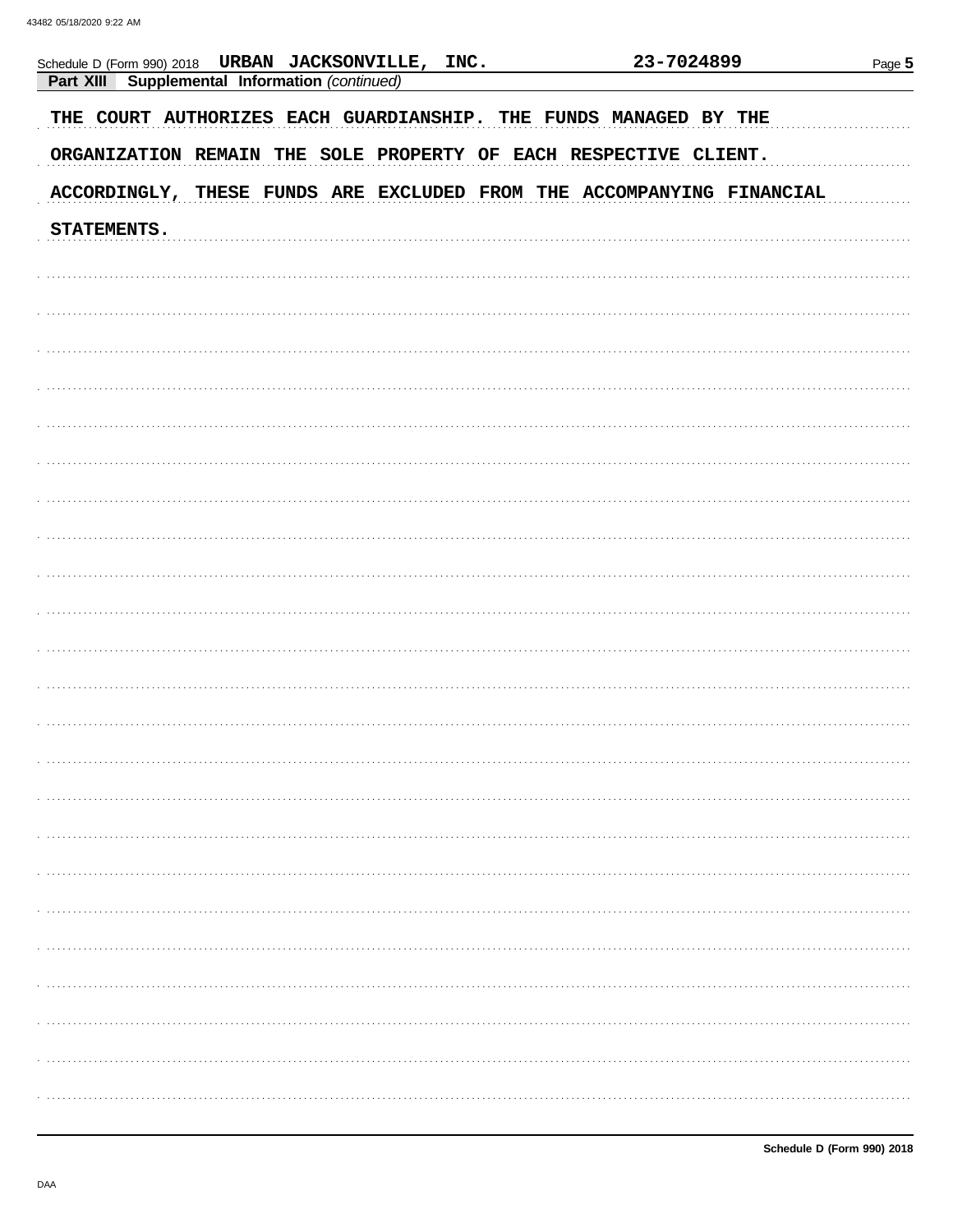Schedule D (Form 990) 2018 URBAN JACKSONVILLE, INC. 23-7024899

**Part XIII Supplemental Information** *(continued)*

THE COURT AUTHORIZES EACH GUARDIANSHIP. THE FUNDS MANAGED BY THE ORGANIZATION REMAIN THE SOLE PROPERTY OF EACH RESPECTIVE CLIENT. ACCORDINGLY, THESE FUNDS ARE EXCLUDED FROM THE ACCOMPANYING FINANCIAL STATEMENTS.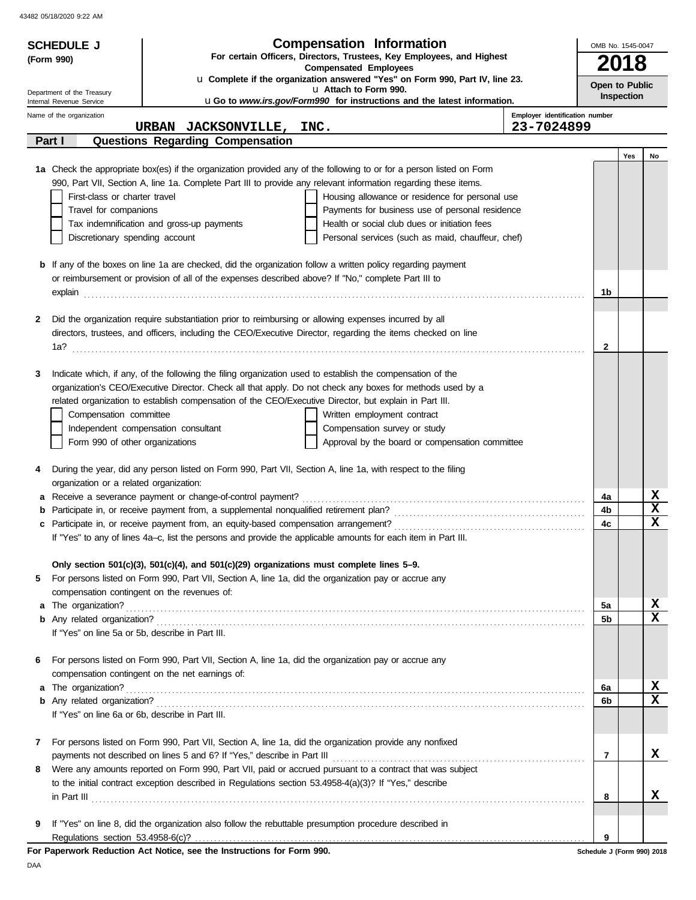43482 05/18/2020 9:22 AM

**SCHEDULE J (Form 990)**

Department of the Treasury
Internal Revenue Service

# Compensation Information

**For certain Officers, Directors, Trustees, Key Employees, and Highest Compensated Employees**

u **Complete if the organization answered "Yes" on Form 990, Part IV, line 23.**
u **Attach to Form 990.**
u **Go to *www.irs.gov/Form990* for instructions and the latest information.**

OMB No. 1545-0047

**2018**

**Open to Public Inspection**

Name of the organization: **URBAN JACKSONVILLE, INC.**

Employer identification number: **23-7024899**

## Part I Questions Regarding Compensation

| | | | Yes | No |
|---|---|---|---|---|
| **1a** | Check the appropriate box(es) if the organization provided any of the following to or for a person listed on Form 990, Part VII, Section A, line 1a. Complete Part III to provide any relevant information regarding these items.<br>☐ First-class or charter travel ☐ Housing allowance or residence for personal use<br>☐ Travel for companions ☐ Payments for business use of personal residence<br>☐ Tax indemnification and gross-up payments ☐ Health or social club dues or initiation fees<br>☐ Discretionary spending account ☐ Personal services (such as maid, chauffeur, chef) | | | |
| **b** | If any of the boxes on line 1a are checked, did the organization follow a written policy regarding payment or reimbursement or provision of all of the expenses described above? If "No," complete Part III to explain | 1b | | |
| **2** | Did the organization require substantiation prior to reimbursing or allowing expenses incurred by all directors, trustees, and officers, including the CEO/Executive Director, regarding the items checked on line 1a? | 2 | | |
| **3** | Indicate which, if any, of the following the filing organization used to establish the compensation of the organization's CEO/Executive Director. Check all that apply. Do not check any boxes for methods used by a related organization to establish compensation of the CEO/Executive Director, but explain in Part III.<br>☐ Compensation committee ☐ Written employment contract<br>☐ Independent compensation consultant ☐ Compensation survey or study<br>☐ Form 990 of other organizations ☐ Approval by the board or compensation committee | | | |
| **4** | During the year, did any person listed on Form 990, Part VII, Section A, line 1a, with respect to the filing organization or a related organization: | | | |
| **a** | Receive a severance payment or change-of-control payment? | 4a | | X |
| **b** | Participate in, or receive payment from, a supplemental nonqualified retirement plan? | 4b | | X |
| **c** | Participate in, or receive payment from, an equity-based compensation arrangement? | 4c | | X |
| | If "Yes" to any of lines 4a–c, list the persons and provide the applicable amounts for each item in Part III. | | | |
| | **Only section 501(c)(3), 501(c)(4), and 501(c)(29) organizations must complete lines 5–9.** | | | |
| **5** | For persons listed on Form 990, Part VII, Section A, line 1a, did the organization pay or accrue any compensation contingent on the revenues of: | | | |
| **a** | The organization? | 5a | | X |
| **b** | Any related organization? | 5b | | X |
| | If "Yes" on line 5a or 5b, describe in Part III. | | | |
| **6** | For persons listed on Form 990, Part VII, Section A, line 1a, did the organization pay or accrue any compensation contingent on the net earnings of: | | | |
| **a** | The organization? | 6a | | X |
| **b** | Any related organization? | 6b | | X |
| | If "Yes" on line 6a or 6b, describe in Part III. | | | |
| **7** | For persons listed on Form 990, Part VII, Section A, line 1a, did the organization provide any nonfixed payments not described on lines 5 and 6? If "Yes," describe in Part III | 7 | | X |
| **8** | Were any amounts reported on Form 990, Part VII, paid or accrued pursuant to a contract that was subject to the initial contract exception described in Regulations section 53.4958-4(a)(3)? If "Yes," describe in Part III | 8 | | X |
| **9** | If "Yes" on line 8, did the organization also follow the rebuttable presumption procedure described in Regulations section 53.4958-6(c)? | 9 | | |

**For Paperwork Reduction Act Notice, see the Instructions for Form 990.**

Schedule J (Form 990) 2018

DAA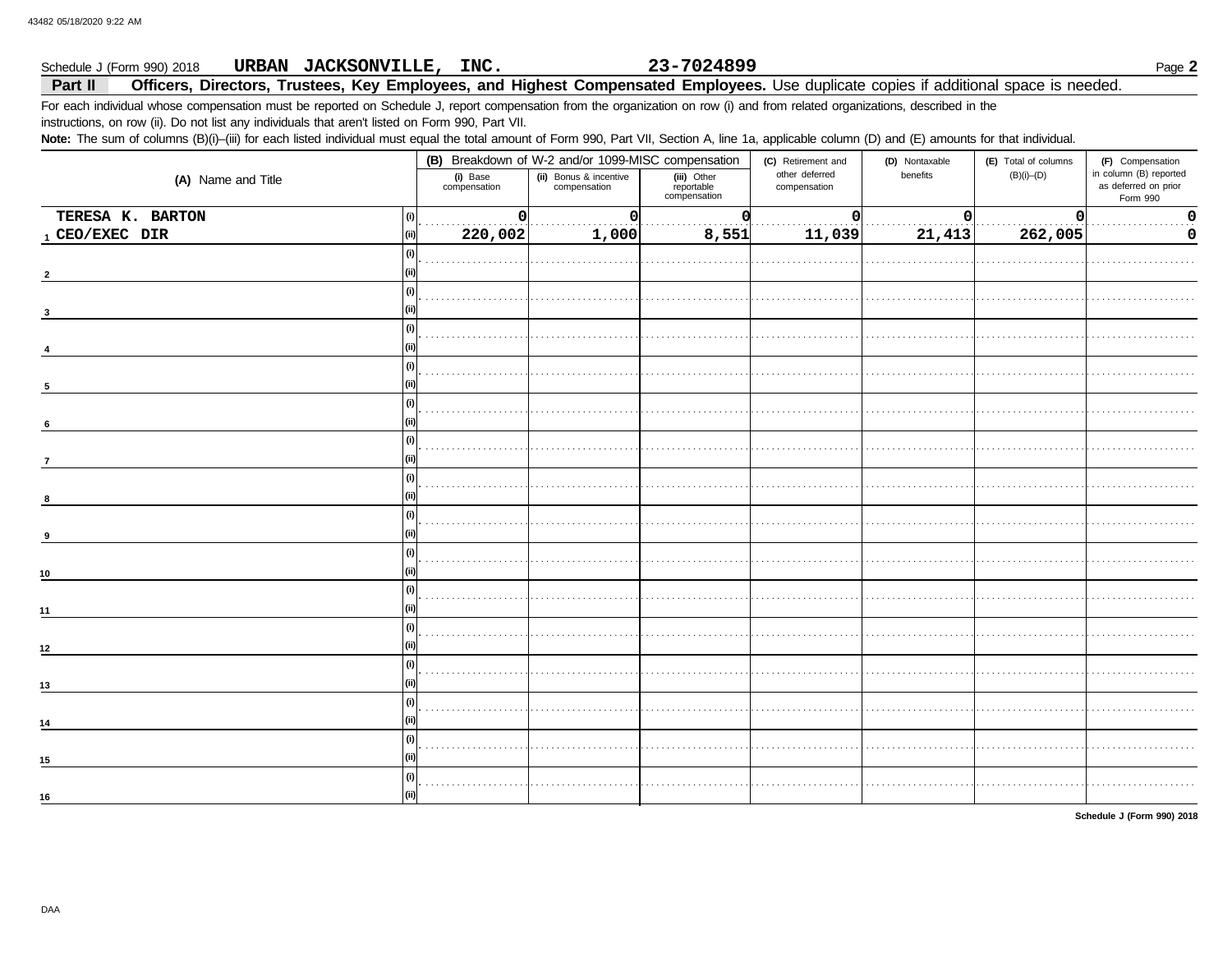Schedule J (Form 990) 2018 **URBAN JACKSONVILLE, INC.** **23-7024899**

**Part II** **Officers, Directors, Trustees, Key Employees, and Highest Compensated Employees.** Use duplicate copies if additional space is needed.

For each individual whose compensation must be reported on Schedule J, report compensation from the organization on row (i) and from related organizations, described in the instructions, on row (ii). Do not list any individuals that aren't listed on Form 990, Part VII.

**Note:** The sum of columns (B)(i)–(iii) for each listed individual must equal the total amount of Form 990, Part VII, Section A, line 1a, applicable column (D) and (E) amounts for that individual.

| (A) Name and Title | | (B) Breakdown of W-2 and/or 1099-MISC compensation | | | (C) Retirement and other deferred compensation | (D) Nontaxable benefits | (E) Total of columns (B)(i)–(D) | (F) Compensation in column (B) reported as deferred on prior Form 990 |
|---|---|---|---|---|---|---|---|---|
| | | (i) Base compensation | (ii) Bonus & incentive compensation | (iii) Other reportable compensation | | | | |
| 1 TERESA K. BARTON | (i) | 0 | 0 | 0 | 0 | 0 | 0 | 0 |
| CEO/EXEC DIR | (ii) | 220,002 | 1,000 | 8,551 | 11,039 | 21,413 | 262,005 | 0 |
| 2 | (i) | | | | | | | |
| | (ii) | | | | | | | |
| 3 | (i) | | | | | | | |
| | (ii) | | | | | | | |
| 4 | (i) | | | | | | | |
| | (ii) | | | | | | | |
| 5 | (i) | | | | | | | |
| | (ii) | | | | | | | |
| 6 | (i) | | | | | | | |
| | (ii) | | | | | | | |
| 7 | (i) | | | | | | | |
| | (ii) | | | | | | | |
| 8 | (i) | | | | | | | |
| | (ii) | | | | | | | |
| 9 | (i) | | | | | | | |
| | (ii) | | | | | | | |
| 10 | (i) | | | | | | | |
| | (ii) | | | | | | | |
| 11 | (i) | | | | | | | |
| | (ii) | | | | | | | |
| 12 | (i) | | | | | | | |
| | (ii) | | | | | | | |
| 13 | (i) | | | | | | | |
| | (ii) | | | | | | | |
| 14 | (i) | | | | | | | |
| | (ii) | | | | | | | |
| 15 | (i) | | | | | | | |
| | (ii) | | | | | | | |
| 16 | (i) | | | | | | | |
| | (ii) | | | | | | | |

**Schedule J (Form 990) 2018**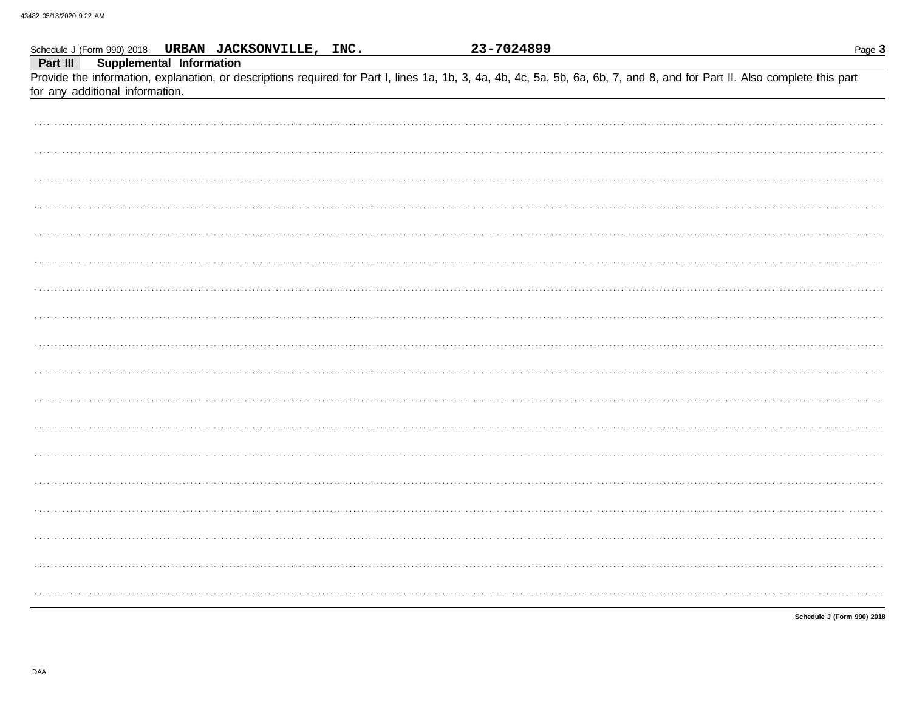Schedule J (Form 990) 2018 **URBAN JACKSONVILLE, INC.** **23-7024899**

## Part III Supplemental Information

Provide the information, explanation, or descriptions required for Part I, lines 1a, 1b, 3, 4a, 4b, 4c, 5a, 5b, 6a, 6b, 7, and 8, and for Part II. Also complete this part for any additional information.

**Schedule J (Form 990) 2018**

DAA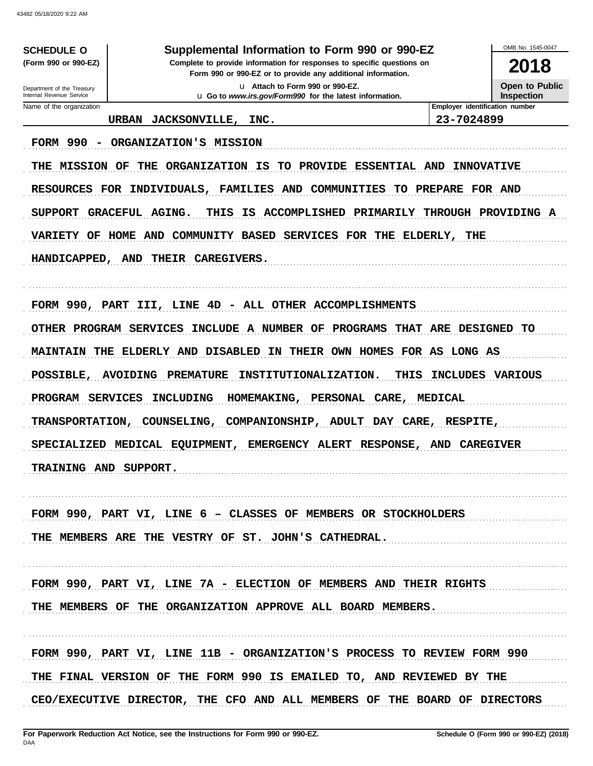**SCHEDULE O**
**(Form 990 or 990-EZ)**

Department of the Treasury
Internal Revenue Service

# Supplemental Information to Form 990 or 990-EZ

**Complete to provide information for responses to specific questions on Form 990 or 990-EZ or to provide any additional information.**

u Attach to Form 990 or 990-EZ.
u Go to *www.irs.gov/Form990* for the latest information.

OMB No. 1545-0047

**2018**

**Open to Public Inspection**

| Name of the organization | Employer identification number |
|---|---|
| URBAN JACKSONVILLE, INC. | 23-7024899 |

FORM 990 - ORGANIZATION'S MISSION

THE MISSION OF THE ORGANIZATION IS TO PROVIDE ESSENTIAL AND INNOVATIVE RESOURCES FOR INDIVIDUALS, FAMILIES AND COMMUNITIES TO PREPARE FOR AND SUPPORT GRACEFUL AGING. THIS IS ACCOMPLISHED PRIMARILY THROUGH PROVIDING A VARIETY OF HOME AND COMMUNITY BASED SERVICES FOR THE ELDERLY, THE HANDICAPPED, AND THEIR CAREGIVERS.

FORM 990, PART III, LINE 4D - ALL OTHER ACCOMPLISHMENTS

OTHER PROGRAM SERVICES INCLUDE A NUMBER OF PROGRAMS THAT ARE DESIGNED TO MAINTAIN THE ELDERLY AND DISABLED IN THEIR OWN HOMES FOR AS LONG AS POSSIBLE, AVOIDING PREMATURE INSTITUTIONALIZATION. THIS INCLUDES VARIOUS PROGRAM SERVICES INCLUDING HOMEMAKING, PERSONAL CARE, MEDICAL TRANSPORTATION, COUNSELING, COMPANIONSHIP, ADULT DAY CARE, RESPITE, SPECIALIZED MEDICAL EQUIPMENT, EMERGENCY ALERT RESPONSE, AND CAREGIVER TRAINING AND SUPPORT.

FORM 990, PART VI, LINE 6 – CLASSES OF MEMBERS OR STOCKHOLDERS

THE MEMBERS ARE THE VESTRY OF ST. JOHN'S CATHEDRAL.

FORM 990, PART VI, LINE 7A - ELECTION OF MEMBERS AND THEIR RIGHTS

THE MEMBERS OF THE ORGANIZATION APPROVE ALL BOARD MEMBERS.

FORM 990, PART VI, LINE 11B - ORGANIZATION'S PROCESS TO REVIEW FORM 990

THE FINAL VERSION OF THE FORM 990 IS EMAILED TO, AND REVIEWED BY THE CEO/EXECUTIVE DIRECTOR, THE CFO AND ALL MEMBERS OF THE BOARD OF DIRECTORS

**For Paperwork Reduction Act Notice, see the Instructions for Form 990 or 990-EZ.** DAA **Schedule O (Form 990 or 990-EZ) (2018)**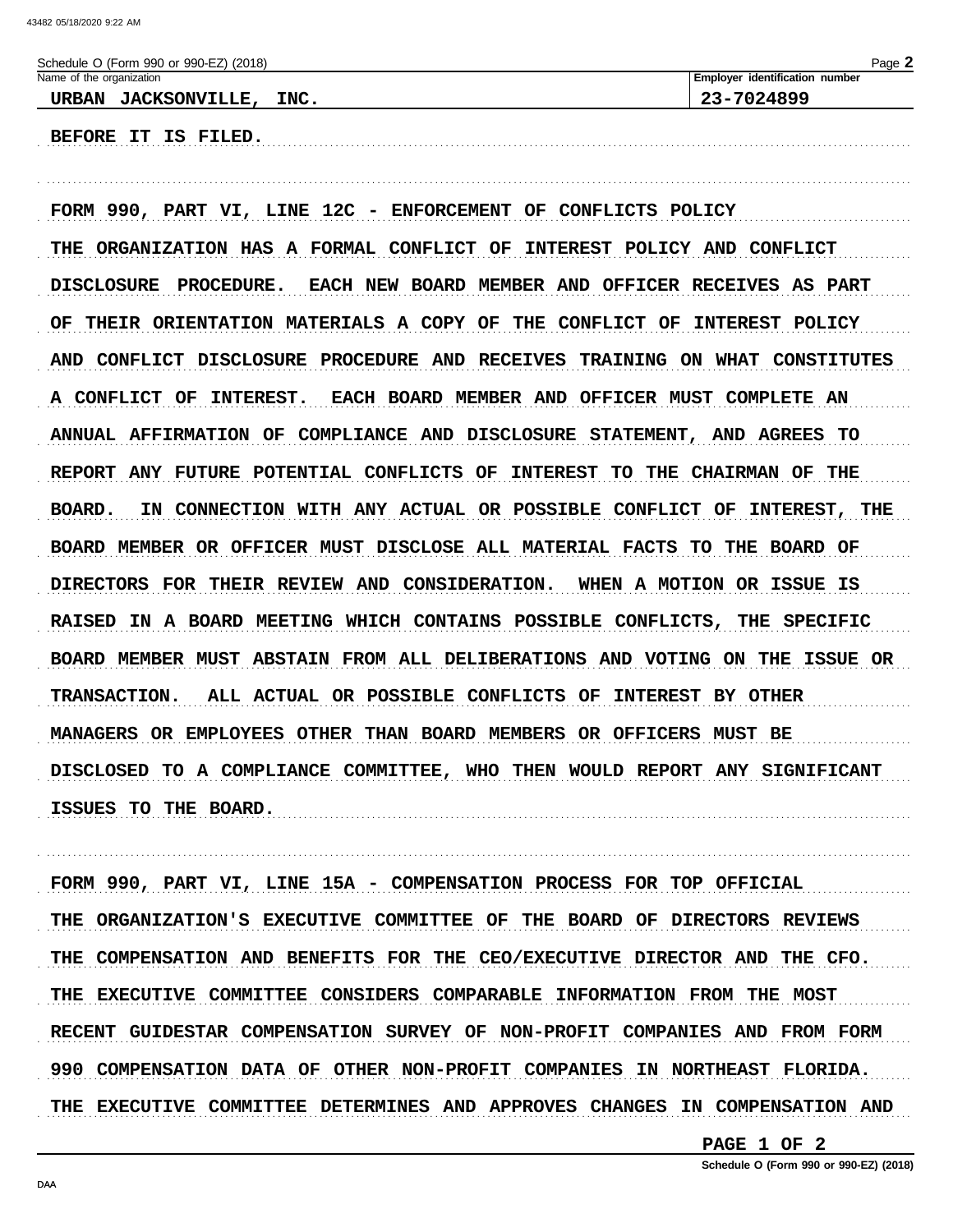Schedule O (Form 990 or 990-EZ) (2018)

Name of the organization: URBAN JACKSONVILLE, INC.

Employer identification number: 23-7024899

BEFORE IT IS FILED.

FORM 990, PART VI, LINE 12C - ENFORCEMENT OF CONFLICTS POLICY

THE ORGANIZATION HAS A FORMAL CONFLICT OF INTEREST POLICY AND CONFLICT DISCLOSURE PROCEDURE. EACH NEW BOARD MEMBER AND OFFICER RECEIVES AS PART OF THEIR ORIENTATION MATERIALS A COPY OF THE CONFLICT OF INTEREST POLICY AND CONFLICT DISCLOSURE PROCEDURE AND RECEIVES TRAINING ON WHAT CONSTITUTES A CONFLICT OF INTEREST. EACH BOARD MEMBER AND OFFICER MUST COMPLETE AN ANNUAL AFFIRMATION OF COMPLIANCE AND DISCLOSURE STATEMENT, AND AGREES TO REPORT ANY FUTURE POTENTIAL CONFLICTS OF INTEREST TO THE CHAIRMAN OF THE BOARD. IN CONNECTION WITH ANY ACTUAL OR POSSIBLE CONFLICT OF INTEREST, THE BOARD MEMBER OR OFFICER MUST DISCLOSE ALL MATERIAL FACTS TO THE BOARD OF DIRECTORS FOR THEIR REVIEW AND CONSIDERATION. WHEN A MOTION OR ISSUE IS RAISED IN A BOARD MEETING WHICH CONTAINS POSSIBLE CONFLICTS, THE SPECIFIC BOARD MEMBER MUST ABSTAIN FROM ALL DELIBERATIONS AND VOTING ON THE ISSUE OR TRANSACTION. ALL ACTUAL OR POSSIBLE CONFLICTS OF INTEREST BY OTHER MANAGERS OR EMPLOYEES OTHER THAN BOARD MEMBERS OR OFFICERS MUST BE DISCLOSED TO A COMPLIANCE COMMITTEE, WHO THEN WOULD REPORT ANY SIGNIFICANT ISSUES TO THE BOARD.

FORM 990, PART VI, LINE 15A - COMPENSATION PROCESS FOR TOP OFFICIAL

THE ORGANIZATION'S EXECUTIVE COMMITTEE OF THE BOARD OF DIRECTORS REVIEWS THE COMPENSATION AND BENEFITS FOR THE CEO/EXECUTIVE DIRECTOR AND THE CFO. THE EXECUTIVE COMMITTEE CONSIDERS COMPARABLE INFORMATION FROM THE MOST RECENT GUIDESTAR COMPENSATION SURVEY OF NON-PROFIT COMPANIES AND FROM FORM 990 COMPENSATION DATA OF OTHER NON-PROFIT COMPANIES IN NORTHEAST FLORIDA. THE EXECUTIVE COMMITTEE DETERMINES AND APPROVES CHANGES IN COMPENSATION AND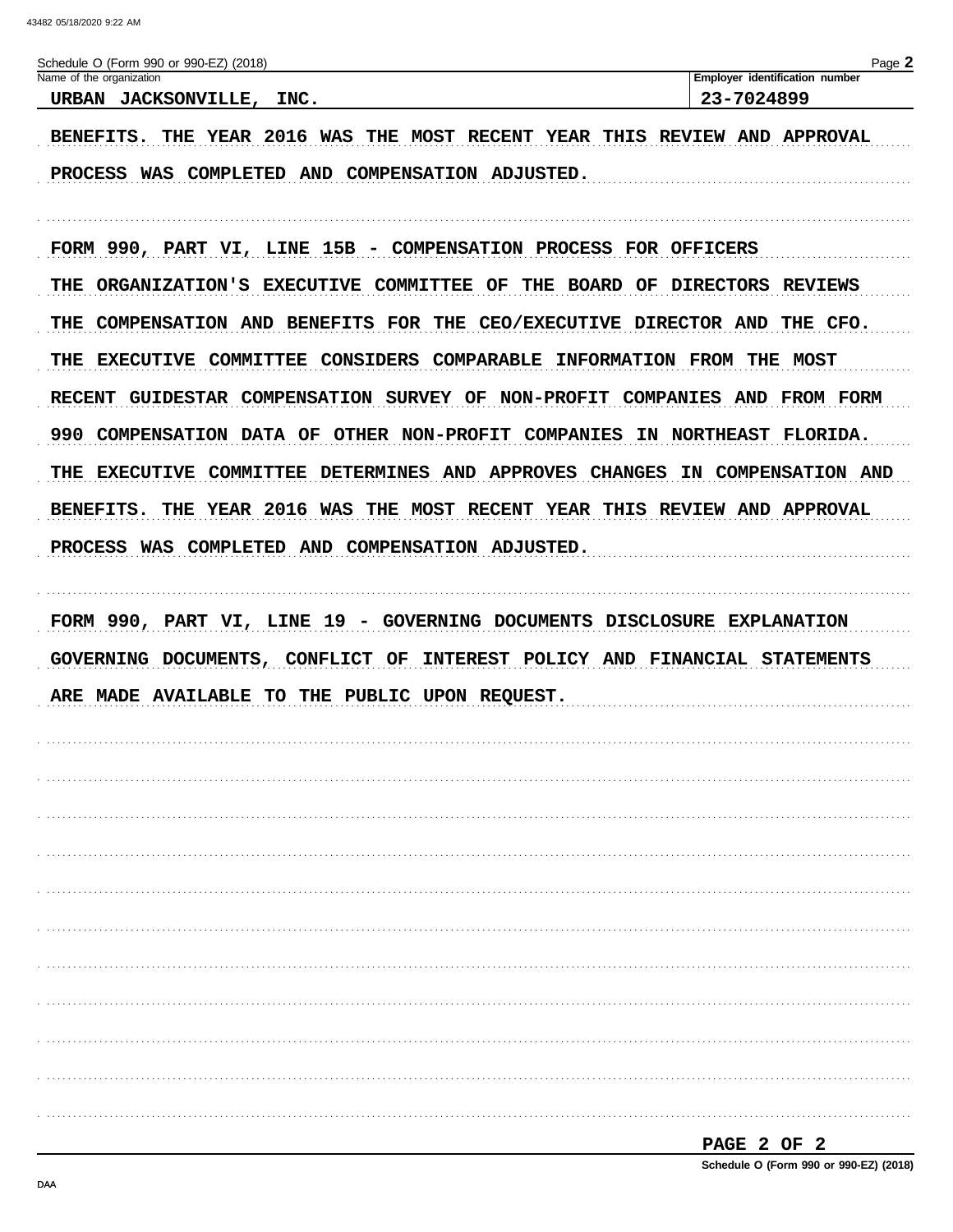Schedule O (Form 990 or 990-EZ) (2018)

| Name of the organization | Employer identification number |
| --- | --- |
| URBAN JACKSONVILLE, INC. | 23-7024899 |

BENEFITS. THE YEAR 2016 WAS THE MOST RECENT YEAR THIS REVIEW AND APPROVAL PROCESS WAS COMPLETED AND COMPENSATION ADJUSTED.

FORM 990, PART VI, LINE 15B - COMPENSATION PROCESS FOR OFFICERS

THE ORGANIZATION'S EXECUTIVE COMMITTEE OF THE BOARD OF DIRECTORS REVIEWS THE COMPENSATION AND BENEFITS FOR THE CEO/EXECUTIVE DIRECTOR AND THE CFO. THE EXECUTIVE COMMITTEE CONSIDERS COMPARABLE INFORMATION FROM THE MOST RECENT GUIDESTAR COMPENSATION SURVEY OF NON-PROFIT COMPANIES AND FROM FORM 990 COMPENSATION DATA OF OTHER NON-PROFIT COMPANIES IN NORTHEAST FLORIDA. THE EXECUTIVE COMMITTEE DETERMINES AND APPROVES CHANGES IN COMPENSATION AND BENEFITS. THE YEAR 2016 WAS THE MOST RECENT YEAR THIS REVIEW AND APPROVAL PROCESS WAS COMPLETED AND COMPENSATION ADJUSTED.

FORM 990, PART VI, LINE 19 - GOVERNING DOCUMENTS DISCLOSURE EXPLANATION

GOVERNING DOCUMENTS, CONFLICT OF INTEREST POLICY AND FINANCIAL STATEMENTS ARE MADE AVAILABLE TO THE PUBLIC UPON REQUEST.

Schedule O (Form 990 or 990-EZ) (2018)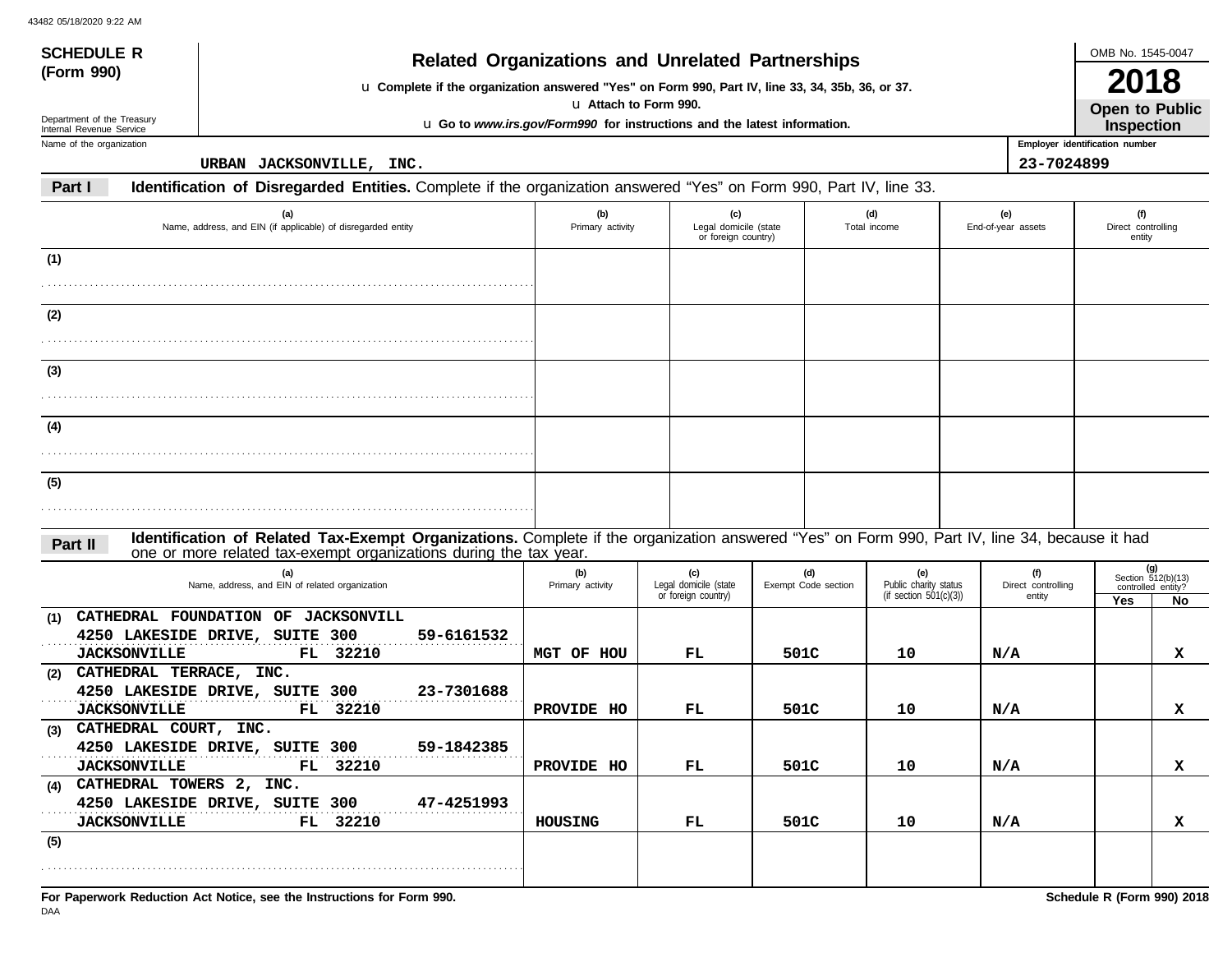**SCHEDULE R (Form 990)**

Department of the Treasury
Internal Revenue Service

# Related Organizations and Unrelated Partnerships

▶ Complete if the organization answered "Yes" on Form 990, Part IV, line 33, 34, 35b, 36, or 37.
▶ Attach to Form 990.
▶ Go to *www.irs.gov/Form990* for instructions and the latest information.

OMB No. 1545-0047

**2018**

**Open to Public Inspection**

Name of the organization: URBAN JACKSONVILLE, INC.

Employer identification number: 23-7024899

**Part I** **Identification of Disregarded Entities.** Complete if the organization answered "Yes" on Form 990, Part IV, line 33.

| | (a) Name, address, and EIN (if applicable) of disregarded entity | (b) Primary activity | (c) Legal domicile (state or foreign country) | (d) Total income | (e) End-of-year assets | (f) Direct controlling entity |
|---|---|---|---|---|---|---|
| (1) | | | | | | |
| (2) | | | | | | |
| (3) | | | | | | |
| (4) | | | | | | |
| (5) | | | | | | |

**Part II** **Identification of Related Tax-Exempt Organizations.** Complete if the organization answered "Yes" on Form 990, Part IV, line 34, because it had one or more related tax-exempt organizations during the tax year.

| | (a) Name, address, and EIN of related organization | (b) Primary activity | (c) Legal domicile (state or foreign country) | (d) Exempt Code section | (e) Public charity status (if section 501(c)(3)) | (f) Direct controlling entity | (g) Section 512(b)(13) controlled entity? Yes | No |
|---|---|---|---|---|---|---|---|---|
| (1) | CATHEDRAL FOUNDATION OF JACKSONVILL<br>4250 LAKESIDE DRIVE, SUITE 300 59-6161532<br>JACKSONVILLE FL 32210 | MGT OF HOU | FL | 501C | 10 | N/A | | X |
| (2) | CATHEDRAL TERRACE, INC.<br>4250 LAKESIDE DRIVE, SUITE 300 23-7301688<br>JACKSONVILLE FL 32210 | PROVIDE HO | FL | 501C | 10 | N/A | | X |
| (3) | CATHEDRAL COURT, INC.<br>4250 LAKESIDE DRIVE, SUITE 300 59-1842385<br>JACKSONVILLE FL 32210 | PROVIDE HO | FL | 501C | 10 | N/A | | X |
| (4) | CATHEDRAL TOWERS 2, INC.<br>4250 LAKESIDE DRIVE, SUITE 300 47-4251993<br>JACKSONVILLE FL 32210 | HOUSING | FL | 501C | 10 | N/A | | X |
| (5) | | | | | | | | |

**For Paperwork Reduction Act Notice, see the Instructions for Form 990.**

**Schedule R (Form 990) 2018**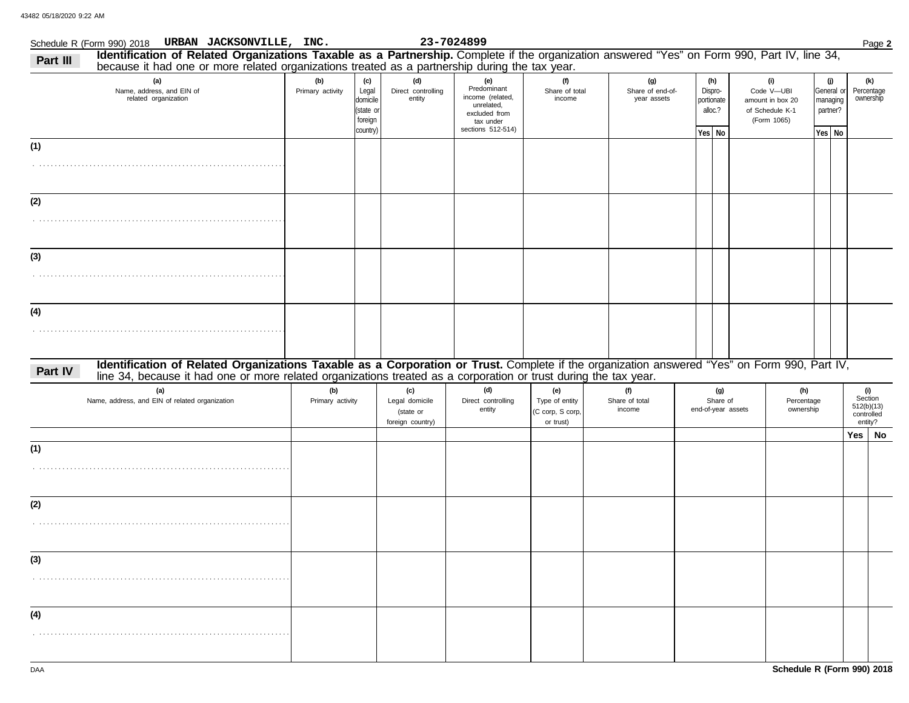Schedule R (Form 990) 2018 **URBAN JACKSONVILLE, INC.** **23-7024899** Page **2**

## Part III Identification of Related Organizations Taxable as a Partnership.

Complete if the organization answered "Yes" on Form 990, Part IV, line 34, because it had one or more related organizations treated as a partnership during the tax year.

| (a) Name, address, and EIN of related organization | (b) Primary activity | (c) Legal domicile (state or foreign country) | (d) Direct controlling entity | (e) Predominant income (related, unrelated, excluded from tax under sections 512-514) | (f) Share of total income | (g) Share of end-of-year assets | (h) Dispro-portionate alloc.? | | (i) Code V—UBI amount in box 20 of Schedule K-1 (Form 1065) | (j) General or managing partner? | | (k) Percentage ownership |
|---|---|---|---|---|---|---|---|---|---|---|---|---|
| | | | | | | | Yes | No | | Yes | No | |
| (1) | | | | | | | | | | | | |
| (2) | | | | | | | | | | | | |
| (3) | | | | | | | | | | | | |
| (4) | | | | | | | | | | | | |

## Part IV Identification of Related Organizations Taxable as a Corporation or Trust.

Complete if the organization answered "Yes" on Form 990, Part IV, line 34, because it had one or more related organizations treated as a corporation or trust during the tax year.

| (a) Name, address, and EIN of related organization | (b) Primary activity | (c) Legal domicile (state or foreign country) | (d) Direct controlling entity | (e) Type of entity (C corp, S corp, or trust) | (f) Share of total income | (g) Share of end-of-year assets | (h) Percentage ownership | (i) Section 512(b)(13) controlled entity? | |
|---|---|---|---|---|---|---|---|---|---|
| | | | | | | | | Yes | No |
| (1) | | | | | | | | | |
| (2) | | | | | | | | | |
| (3) | | | | | | | | | |
| (4) | | | | | | | | | |

Schedule R (Form 990) 2018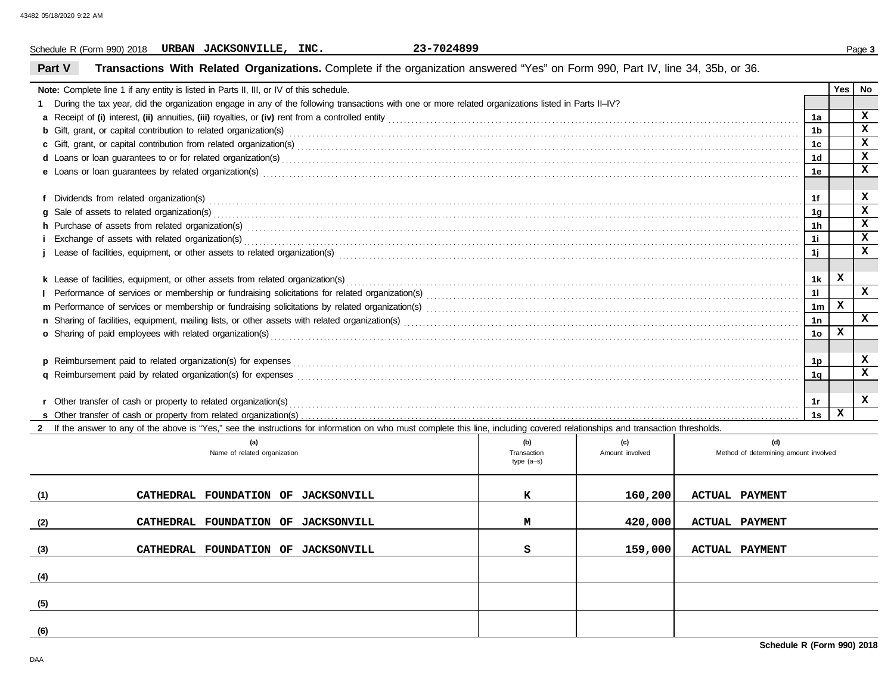Schedule R (Form 990) 2018 **URBAN JACKSONVILLE, INC.** **23-7024899**

## Part V Transactions With Related Organizations.

Complete if the organization answered "Yes" on Form 990, Part IV, line 34, 35b, or 36.

| Note: Complete line 1 if any entity is listed in Parts II, III, or IV of this schedule. | | Yes | No |
|---|---|---|---|
| **1** During the tax year, did the organization engage in any of the following transactions with one or more related organizations listed in Parts II–IV? | | | |
| **a** Receipt of **(i)** interest, **(ii)** annuities, **(iii)** royalties, or **(iv)** rent from a controlled entity | 1a | | X |
| **b** Gift, grant, or capital contribution to related organization(s) | 1b | | X |
| **c** Gift, grant, or capital contribution from related organization(s) | 1c | | X |
| **d** Loans or loan guarantees to or for related organization(s) | 1d | | X |
| **e** Loans or loan guarantees by related organization(s) | 1e | | X |
| **f** Dividends from related organization(s) | 1f | | X |
| **g** Sale of assets to related organization(s) | 1g | | X |
| **h** Purchase of assets from related organization(s) | 1h | | X |
| **i** Exchange of assets with related organization(s) | 1i | | X |
| **j** Lease of facilities, equipment, or other assets to related organization(s) | 1j | | X |
| **k** Lease of facilities, equipment, or other assets from related organization(s) | 1k | X | |
| **l** Performance of services or membership or fundraising solicitations for related organization(s) | 1l | | X |
| **m** Performance of services or membership or fundraising solicitations by related organization(s) | 1m | X | |
| **n** Sharing of facilities, equipment, mailing lists, or other assets with related organization(s) | 1n | | X |
| **o** Sharing of paid employees with related organization(s) | 1o | X | |
| **p** Reimbursement paid to related organization(s) for expenses | 1p | | X |
| **q** Reimbursement paid by related organization(s) for expenses | 1q | | X |
| **r** Other transfer of cash or property to related organization(s) | 1r | | X |
| **s** Other transfer of cash or property from related organization(s) | 1s | X | |

**2** If the answer to any of the above is "Yes," see the instructions for information on who must complete this line, including covered relationships and transaction thresholds.

| | (a) Name of related organization | (b) Transaction type (a–s) | (c) Amount involved | (d) Method of determining amount involved |
|---|---|---|---|---|
| (1) | CATHEDRAL FOUNDATION OF JACKSONVILL | K | 160,200 | ACTUAL PAYMENT |
| (2) | CATHEDRAL FOUNDATION OF JACKSONVILL | M | 420,000 | ACTUAL PAYMENT |
| (3) | CATHEDRAL FOUNDATION OF JACKSONVILL | S | 159,000 | ACTUAL PAYMENT |
| (4) | | | | |
| (5) | | | | |
| (6) | | | | |

**Schedule R (Form 990) 2018**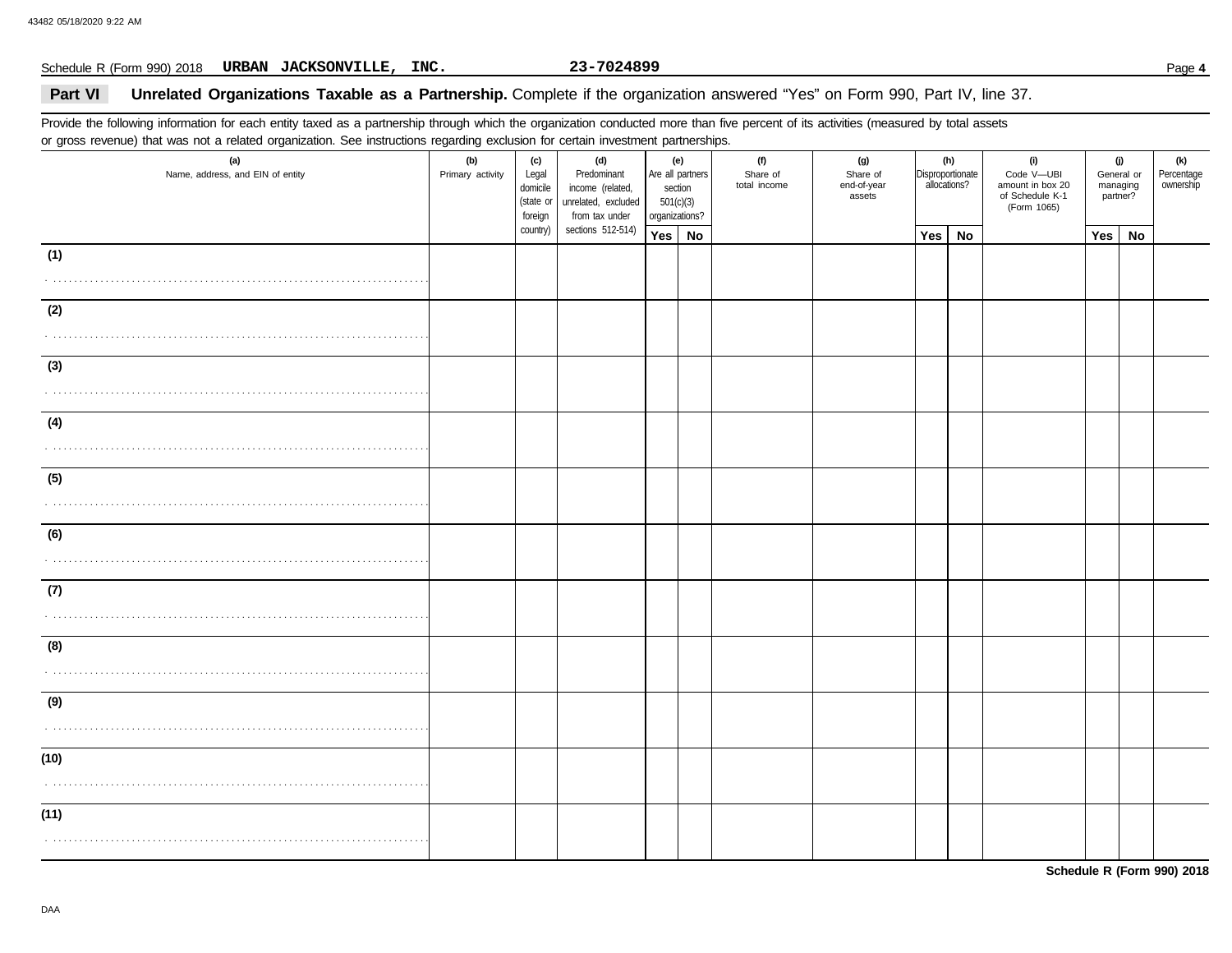Schedule R (Form 990) 2018 **URBAN JACKSONVILLE, INC.** **23-7024899**

## Part VI Unrelated Organizations Taxable as a Partnership.

Complete if the organization answered "Yes" on Form 990, Part IV, line 37.

Provide the following information for each entity taxed as a partnership through which the organization conducted more than five percent of its activities (measured by total assets or gross revenue) that was not a related organization. See instructions regarding exclusion for certain investment partnerships.

| (a) Name, address, and EIN of entity | (b) Primary activity | (c) Legal domicile (state or foreign country) | (d) Predominant income (related, unrelated, excluded from tax under sections 512-514) | (e) Are all partners section 501(c)(3) organizations? | | (f) Share of total income | (g) Share of end-of-year assets | (h) Disproportionate allocations? | | (i) Code V—UBI amount in box 20 of Schedule K-1 (Form 1065) | (j) General or managing partner? | | (k) Percentage ownership |
|---|---|---|---|---|---|---|---|---|---|---|---|---|---|
| | | | | Yes | No | | | Yes | No | | Yes | No | |
| (1) | | | | | | | | | | | | | |
| (2) | | | | | | | | | | | | | |
| (3) | | | | | | | | | | | | | |
| (4) | | | | | | | | | | | | | |
| (5) | | | | | | | | | | | | | |
| (6) | | | | | | | | | | | | | |
| (7) | | | | | | | | | | | | | |
| (8) | | | | | | | | | | | | | |
| (9) | | | | | | | | | | | | | |
| (10) | | | | | | | | | | | | | |
| (11) | | | | | | | | | | | | | |

**Schedule R (Form 990) 2018**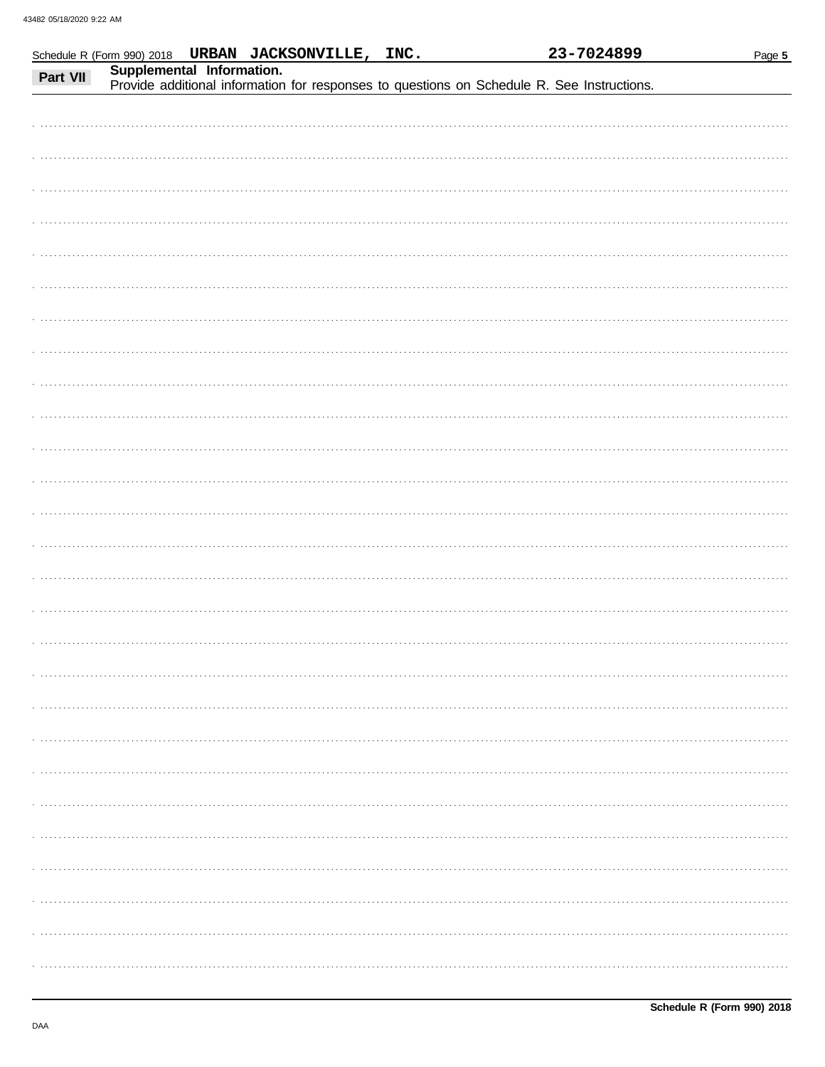Schedule R (Form 990) 2018 URBAN JACKSONVILLE, INC. 23-7024899

**Part VII** **Supplemental Information.**
Provide additional information for responses to questions on Schedule R. See Instructions.

**Schedule R (Form 990) 2018**

DAA